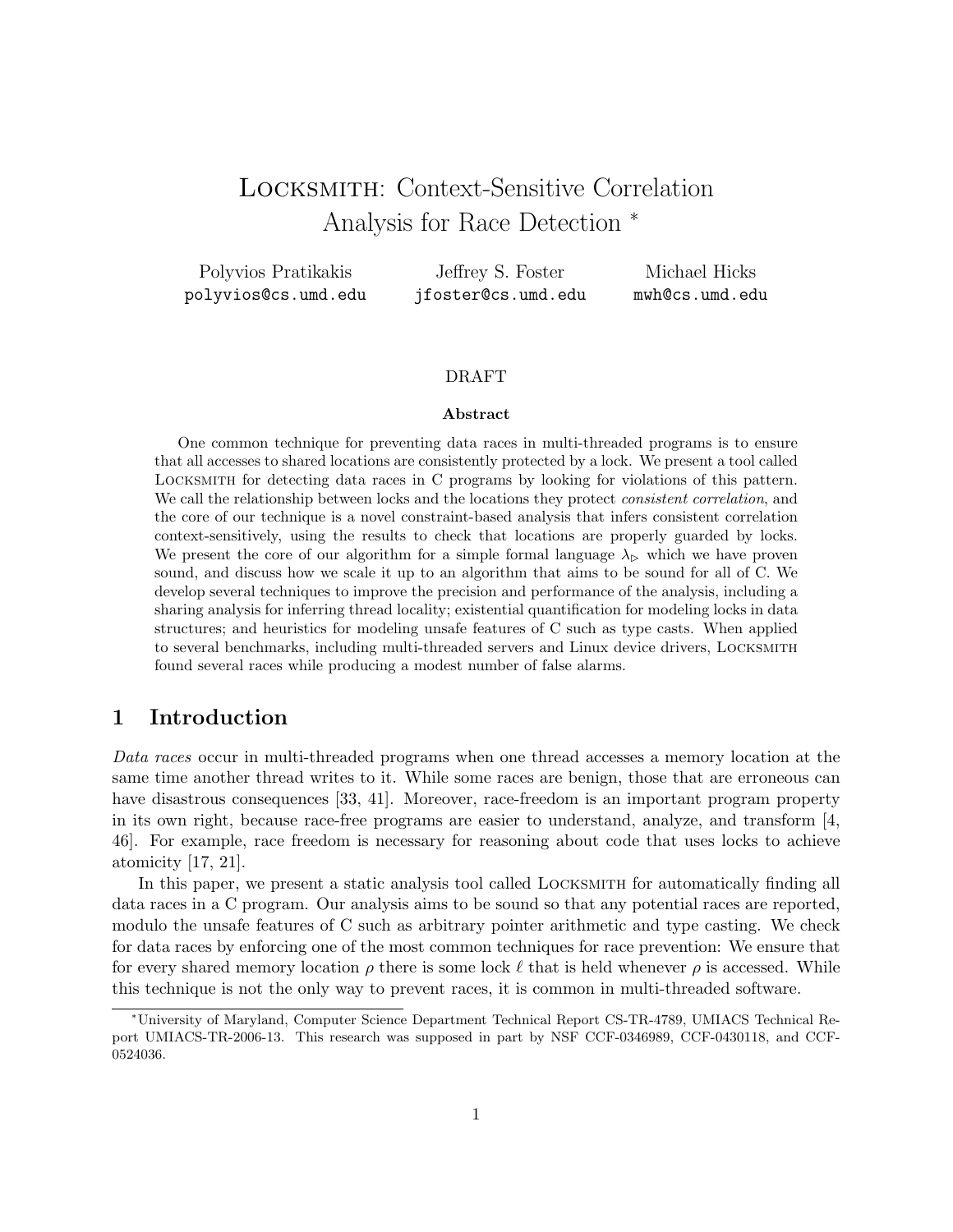# LOCKSMITH: Context-Sensitive Correlation Analysis for Race Detection *

Polyvios Pratikakis
polyvios@cs.umd.edu

Jeffrey S. Foster
jfoster@cs.umd.edu

Michael Hicks
mwh@cs.umd.edu

DRAFT

**Abstract**

One common technique for preventing data races in multi-threaded programs is to ensure that all accesses to shared locations are consistently protected by a lock. We present a tool called LOCKSMITH for detecting data races in C programs by looking for violations of this pattern. We call the relationship between locks and the locations they protect *consistent correlation*, and the core of our technique is a novel constraint-based analysis that infers consistent correlation context-sensitively, using the results to check that locations are properly guarded by locks. We present the core of our algorithm for a simple formal language $\lambda_{\triangleright}$ which we have proven sound, and discuss how we scale it up to an algorithm that aims to be sound for all of C. We develop several techniques to improve the precision and performance of the analysis, including a sharing analysis for inferring thread locality; existential quantification for modeling locks in data structures; and heuristics for modeling unsafe features of C such as type casts. When applied to several benchmarks, including multi-threaded servers and Linux device drivers, LOCKSMITH found several races while producing a modest number of false alarms.

## 1 Introduction

*Data races* occur in multi-threaded programs when one thread accesses a memory location at the same time another thread writes to it. While some races are benign, those that are erroneous can have disastrous consequences [33, 41]. Moreover, race-freedom is an important program property in its own right, because race-free programs are easier to understand, analyze, and transform [4, 46]. For example, race freedom is necessary for reasoning about code that uses locks to achieve atomicity [17, 21].

In this paper, we present a static analysis tool called LOCKSMITH for automatically finding all data races in a C program. Our analysis aims to be sound so that any potential races are reported, modulo the unsafe features of C such as arbitrary pointer arithmetic and type casting. We check for data races by enforcing one of the most common techniques for race prevention: We ensure that for every shared memory location $\rho$ there is some lock $\ell$ that is held whenever $\rho$ is accessed. While this technique is not the only way to prevent races, it is common in multi-threaded software.

*University of Maryland, Computer Science Department Technical Report CS-TR-4789, UMIACS Technical Report UMIACS-TR-2006-13. This research was supposed in part by NSF CCF-0346989, CCF-0430118, and CCF-0524036.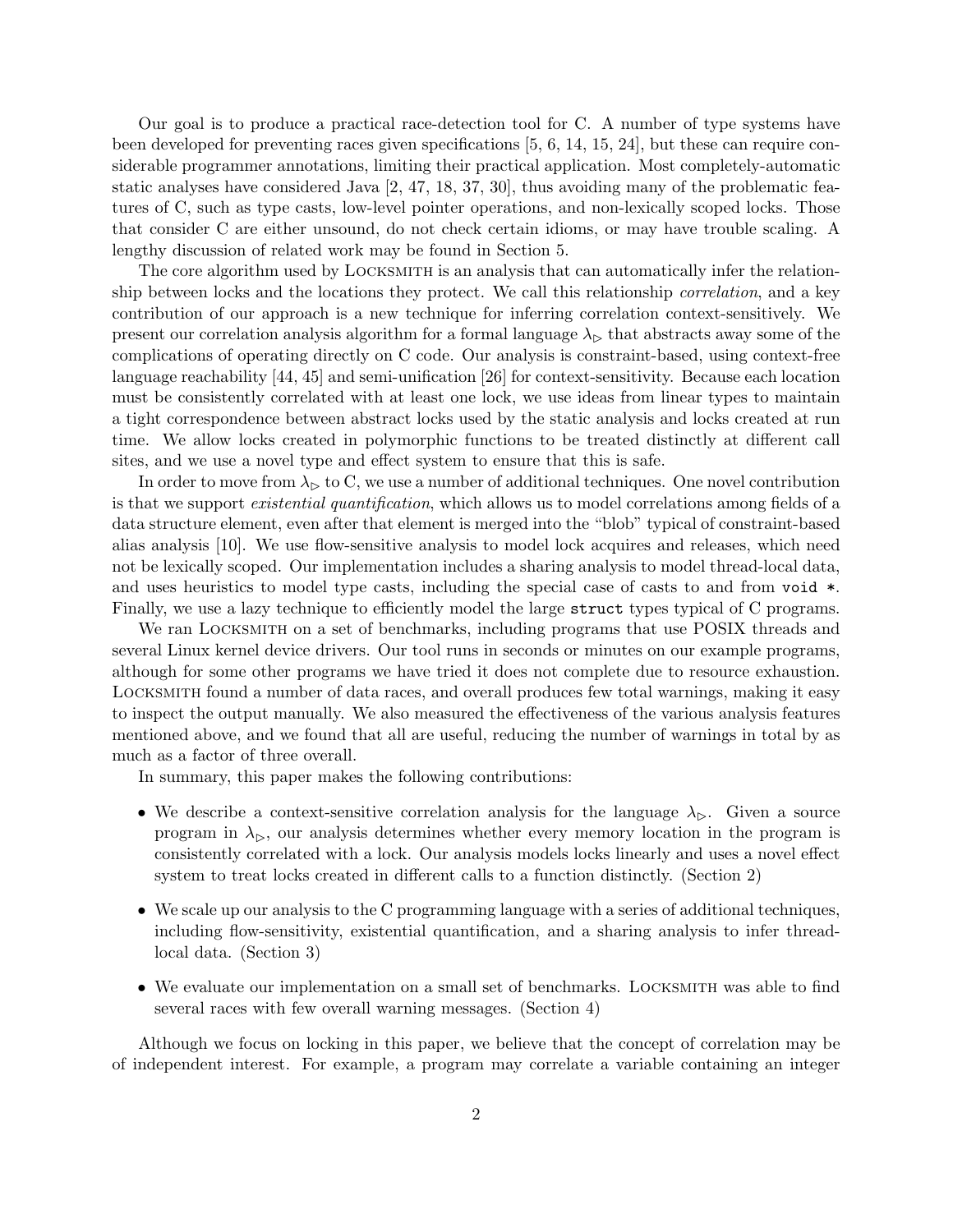Our goal is to produce a practical race-detection tool for C. A number of type systems have been developed for preventing races given specifications [5, 6, 14, 15, 24], but these can require considerable programmer annotations, limiting their practical application. Most completely-automatic static analyses have considered Java [2, 47, 18, 37, 30], thus avoiding many of the problematic features of C, such as type casts, low-level pointer operations, and non-lexically scoped locks. Those that consider C are either unsound, do not check certain idioms, or may have trouble scaling. A lengthy discussion of related work may be found in Section 5.

The core algorithm used by Locksmith is an analysis that can automatically infer the relationship between locks and the locations they protect. We call this relationship *correlation*, and a key contribution of our approach is a new technique for inferring correlation context-sensitively. We present our correlation analysis algorithm for a formal language $\lambda_\triangleright$ that abstracts away some of the complications of operating directly on C code. Our analysis is constraint-based, using context-free language reachability [44, 45] and semi-unification [26] for context-sensitivity. Because each location must be consistently correlated with at least one lock, we use ideas from linear types to maintain a tight correspondence between abstract locks used by the static analysis and locks created at run time. We allow locks created in polymorphic functions to be treated distinctly at different call sites, and we use a novel type and effect system to ensure that this is safe.

In order to move from $\lambda_\triangleright$ to C, we use a number of additional techniques. One novel contribution is that we support *existential quantification*, which allows us to model correlations among fields of a data structure element, even after that element is merged into the "blob" typical of constraint-based alias analysis [10]. We use flow-sensitive analysis to model lock acquires and releases, which need not be lexically scoped. Our implementation includes a sharing analysis to model thread-local data, and uses heuristics to model type casts, including the special case of casts to and from `void *`. Finally, we use a lazy technique to efficiently model the large `struct` types typical of C programs.

We ran Locksmith on a set of benchmarks, including programs that use POSIX threads and several Linux kernel device drivers. Our tool runs in seconds or minutes on our example programs, although for some other programs we have tried it does not complete due to resource exhaustion. Locksmith found a number of data races, and overall produces few total warnings, making it easy to inspect the output manually. We also measured the effectiveness of the various analysis features mentioned above, and we found that all are useful, reducing the number of warnings in total by as much as a factor of three overall.

In summary, this paper makes the following contributions:

- We describe a context-sensitive correlation analysis for the language $\lambda_\triangleright$. Given a source program in $\lambda_\triangleright$, our analysis determines whether every memory location in the program is consistently correlated with a lock. Our analysis models locks linearly and uses a novel effect system to treat locks created in different calls to a function distinctly. (Section 2)

- We scale up our analysis to the C programming language with a series of additional techniques, including flow-sensitivity, existential quantification, and a sharing analysis to infer thread-local data. (Section 3)

- We evaluate our implementation on a small set of benchmarks. Locksmith was able to find several races with few overall warning messages. (Section 4)

Although we focus on locking in this paper, we believe that the concept of correlation may be of independent interest. For example, a program may correlate a variable containing an integer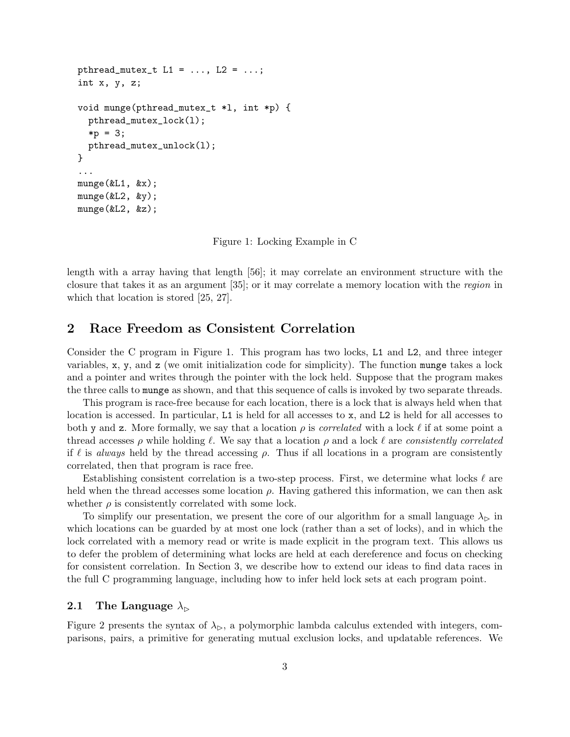```
pthread_mutex_t L1 = ..., L2 = ...;
int x, y, z;

void munge(pthread_mutex_t *l, int *p) {
  pthread_mutex_lock(l);
  *p = 3;
  pthread_mutex_unlock(l);
}
...
munge(&L1, &x);
munge(&L2, &y);
munge(&L2, &z);
```

Figure 1: Locking Example in C

length with a array having that length [56]; it may correlate an environment structure with the closure that takes it as an argument [35]; or it may correlate a memory location with the *region* in which that location is stored [25, 27].

## 2 Race Freedom as Consistent Correlation

Consider the C program in Figure 1. This program has two locks, `L1` and `L2`, and three integer variables, `x`, `y`, and `z` (we omit initialization code for simplicity). The function `munge` takes a lock and a pointer and writes through the pointer with the lock held. Suppose that the program makes the three calls to `munge` as shown, and that this sequence of calls is invoked by two separate threads.

This program is race-free because for each location, there is a lock that is always held when that location is accessed. In particular, `L1` is held for all accesses to `x`, and `L2` is held for all accesses to both `y` and `z`. More formally, we say that a location $\rho$ is *correlated* with a lock $\ell$ if at some point a thread accesses $\rho$ while holding $\ell$. We say that a location $\rho$ and a lock $\ell$ are *consistently correlated* if $\ell$ is *always* held by the thread accessing $\rho$. Thus if all locations in a program are consistently correlated, then that program is race free.

Establishing consistent correlation is a two-step process. First, we determine what locks $\ell$ are held when the thread accesses some location $\rho$. Having gathered this information, we can then ask whether $\rho$ is consistently correlated with some lock.

To simplify our presentation, we present the core of our algorithm for a small language $\lambda_\triangleright$ in which locations can be guarded by at most one lock (rather than a set of locks), and in which the lock correlated with a memory read or write is made explicit in the program text. This allows us to defer the problem of determining what locks are held at each dereference and focus on checking for consistent correlation. In Section 3, we describe how to extend our ideas to find data races in the full C programming language, including how to infer held lock sets at each program point.

### 2.1 The Language $\lambda_\triangleright$

Figure 2 presents the syntax of $\lambda_\triangleright$, a polymorphic lambda calculus extended with integers, comparisons, pairs, a primitive for generating mutual exclusion locks, and updatable references. We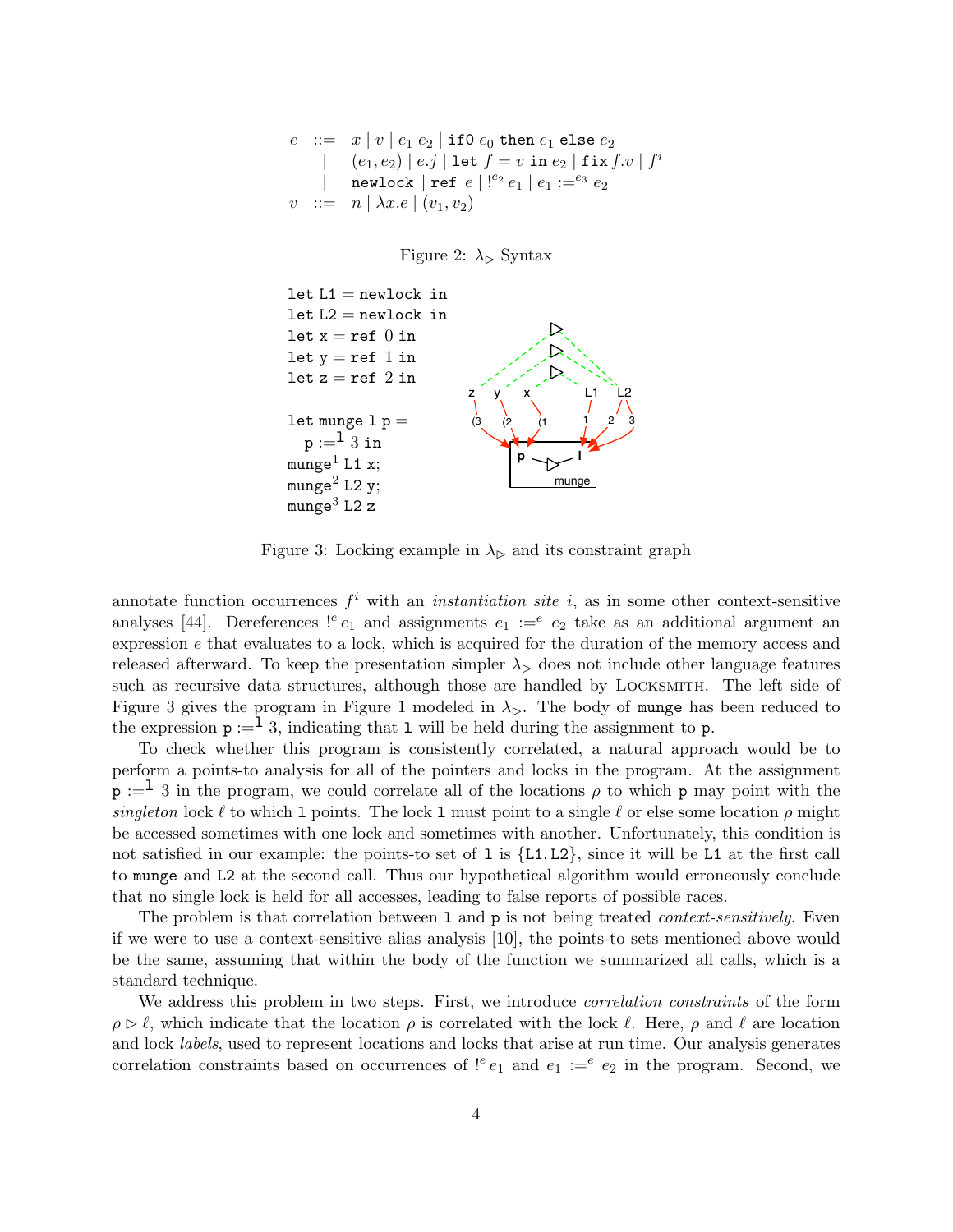$$
\begin{array}{rcl}
e & ::= & x \mid v \mid e_1\ e_2 \mid \texttt{if0}\ e_0\ \texttt{then}\ e_1\ \texttt{else}\ e_2 \\
 & \mid & (e_1, e_2) \mid e.j \mid \texttt{let}\ f = v\ \texttt{in}\ e_2 \mid \texttt{fix}\ f.v \mid f^i \\
 & \mid & \texttt{newlock} \mid \texttt{ref}\ e \mid !^{e_2}\ e_1 \mid e_1 :=^{e_3} e_2 \\
v & ::= & n \mid \lambda x.e \mid (v_1, v_2)
\end{array}
$$

Figure 2: $\lambda_\triangleright$ Syntax

```
let L1 = newlock in
let L2 = newlock in
let x = ref 0 in
let y = ref 1 in
let z = ref 2 in

let munge l p =
  p :=^l 3 in
munge^1 L1 x;
munge^2 L2 y;
munge^3 L2 z
```

Figure 3: Locking example in $\lambda_\triangleright$ and its constraint graph

annotate function occurrences $f^i$ with an *instantiation site* $i$, as in some other context-sensitive analyses [44]. Dereferences $!^e\, e_1$ and assignments $e_1 :=^e e_2$ take as an additional argument an expression $e$ that evaluates to a lock, which is acquired for the duration of the memory access and released afterward. To keep the presentation simpler $\lambda_\triangleright$ does not include other language features such as recursive data structures, although those are handled by LOCKSMITH. The left side of Figure 3 gives the program in Figure 1 modeled in $\lambda_\triangleright$. The body of `munge` has been reduced to the expression $\texttt{p} :=^{\texttt{l}} 3$, indicating that `l` will be held during the assignment to `p`.

To check whether this program is consistently correlated, a natural approach would be to perform a points-to analysis for all of the pointers and locks in the program. At the assignment $\texttt{p} :=^{\texttt{l}} 3$ in the program, we could correlate all of the locations $\rho$ to which `p` may point with the *singleton* lock $\ell$ to which `l` points. The lock `l` must point to a single $\ell$ or else some location $\rho$ might be accessed sometimes with one lock and sometimes with another. Unfortunately, this condition is not satisfied in our example: the points-to set of `l` is {`L1`, `L2`}, since it will be `L1` at the first call to `munge` and `L2` at the second call. Thus our hypothetical algorithm would erroneously conclude that no single lock is held for all accesses, leading to false reports of possible races.

The problem is that correlation between `l` and `p` is not being treated *context-sensitively*. Even if we were to use a context-sensitive alias analysis [10], the points-to sets mentioned above would be the same, assuming that within the body of the function we summarized all calls, which is a standard technique.

We address this problem in two steps. First, we introduce *correlation constraints* of the form $\rho \triangleright \ell$, which indicate that the location $\rho$ is correlated with the lock $\ell$. Here, $\rho$ and $\ell$ are location and lock *labels*, used to represent locations and locks that arise at run time. Our analysis generates correlation constraints based on occurrences of $!^e\, e_1$ and $e_1 :=^e e_2$ in the program. Second, we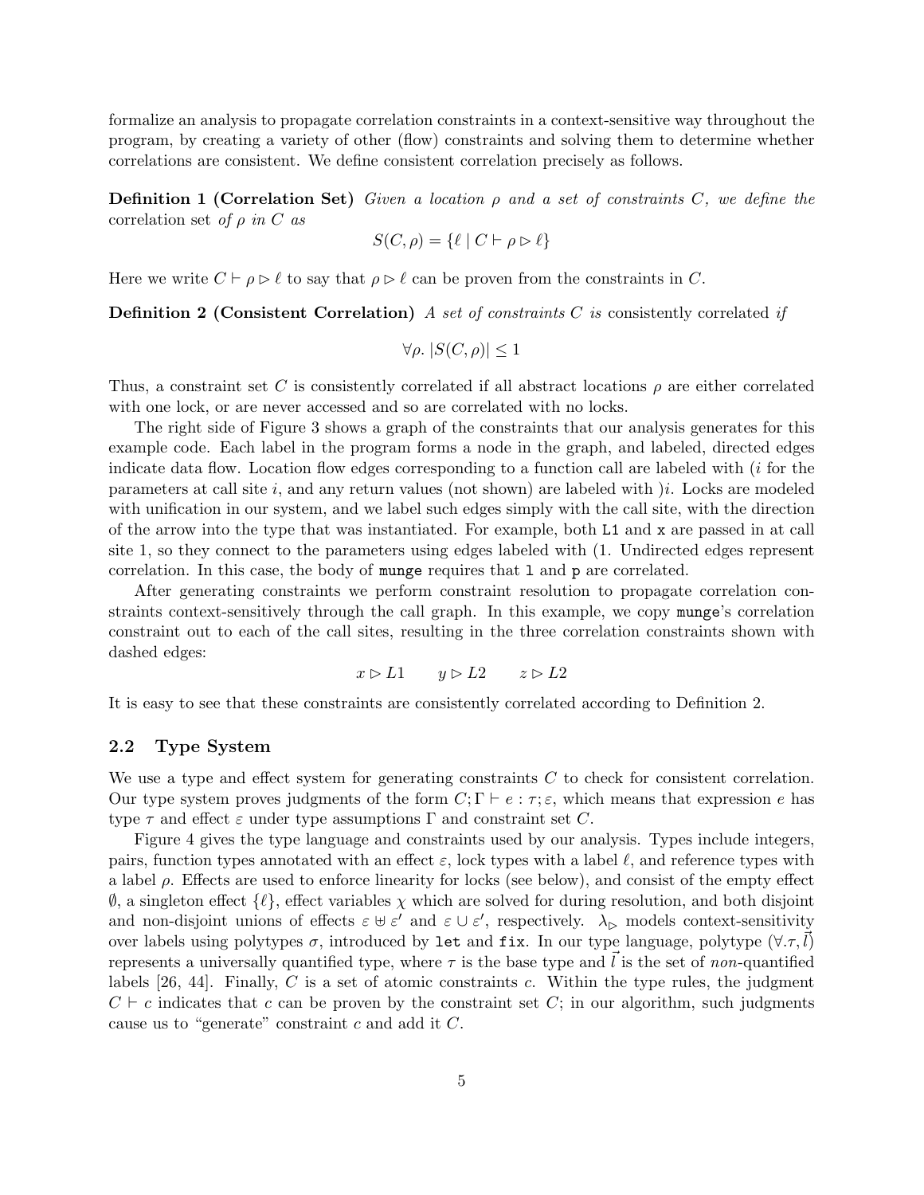formalize an analysis to propagate correlation constraints in a context-sensitive way throughout the program, by creating a variety of other (flow) constraints and solving them to determine whether correlations are consistent. We define consistent correlation precisely as follows.

**Definition 1 (Correlation Set)** *Given a location* $\rho$ *and a set of constraints* $C$*, we define the* correlation set *of* $\rho$ *in* $C$ *as*

$$S(C, \rho) = \{\ell \mid C \vdash \rho \rhd \ell\}$$

Here we write $C \vdash \rho \rhd \ell$ to say that $\rho \rhd \ell$ can be proven from the constraints in $C$.

**Definition 2 (Consistent Correlation)** *A set of constraints* $C$ *is* consistently correlated *if*

$$\forall \rho.\ |S(C, \rho)| \leq 1$$

Thus, a constraint set $C$ is consistently correlated if all abstract locations $\rho$ are either correlated with one lock, or are never accessed and so are correlated with no locks.

The right side of Figure 3 shows a graph of the constraints that our analysis generates for this example code. Each label in the program forms a node in the graph, and labeled, directed edges indicate data flow. Location flow edges corresponding to a function call are labeled with $(i$ for the parameters at call site $i$, and any return values (not shown) are labeled with $)i$. Locks are modeled with unification in our system, and we label such edges simply with the call site, with the direction of the arrow into the type that was instantiated. For example, both `L1` and `x` are passed in at call site 1, so they connect to the parameters using edges labeled with $(1$. Undirected edges represent correlation. In this case, the body of `munge` requires that `l` and `p` are correlated.

After generating constraints we perform constraint resolution to propagate correlation constraints context-sensitively through the call graph. In this example, we copy `munge`'s correlation constraint out to each of the call sites, resulting in the three correlation constraints shown with dashed edges:

$$x \rhd L1 \qquad y \rhd L2 \qquad z \rhd L2$$

It is easy to see that these constraints are consistently correlated according to Definition 2.

## 2.2 Type System

We use a type and effect system for generating constraints $C$ to check for consistent correlation. Our type system proves judgments of the form $C; \Gamma \vdash e : \tau; \varepsilon$, which means that expression $e$ has type $\tau$ and effect $\varepsilon$ under type assumptions $\Gamma$ and constraint set $C$.

Figure 4 gives the type language and constraints used by our analysis. Types include integers, pairs, function types annotated with an effect $\varepsilon$, lock types with a label $\ell$, and reference types with a label $\rho$. Effects are used to enforce linearity for locks (see below), and consist of the empty effect $\emptyset$, a singleton effect $\{\ell\}$, effect variables $\chi$ which are solved for during resolution, and both disjoint and non-disjoint unions of effects $\varepsilon \uplus \varepsilon'$ and $\varepsilon \cup \varepsilon'$, respectively. $\lambda_{\rhd}$ models context-sensitivity over labels using polytypes $\sigma$, introduced by `let` and `fix`. In our type language, polytype $(\forall.\tau, \vec{l})$ represents a universally quantified type, where $\tau$ is the base type and $\vec{l}$ is the set of *non*-quantified labels [26, 44]. Finally, $C$ is a set of atomic constraints $c$. Within the type rules, the judgment $C \vdash c$ indicates that $c$ can be proven by the constraint set $C$; in our algorithm, such judgments cause us to "generate" constraint $c$ and add it $C$.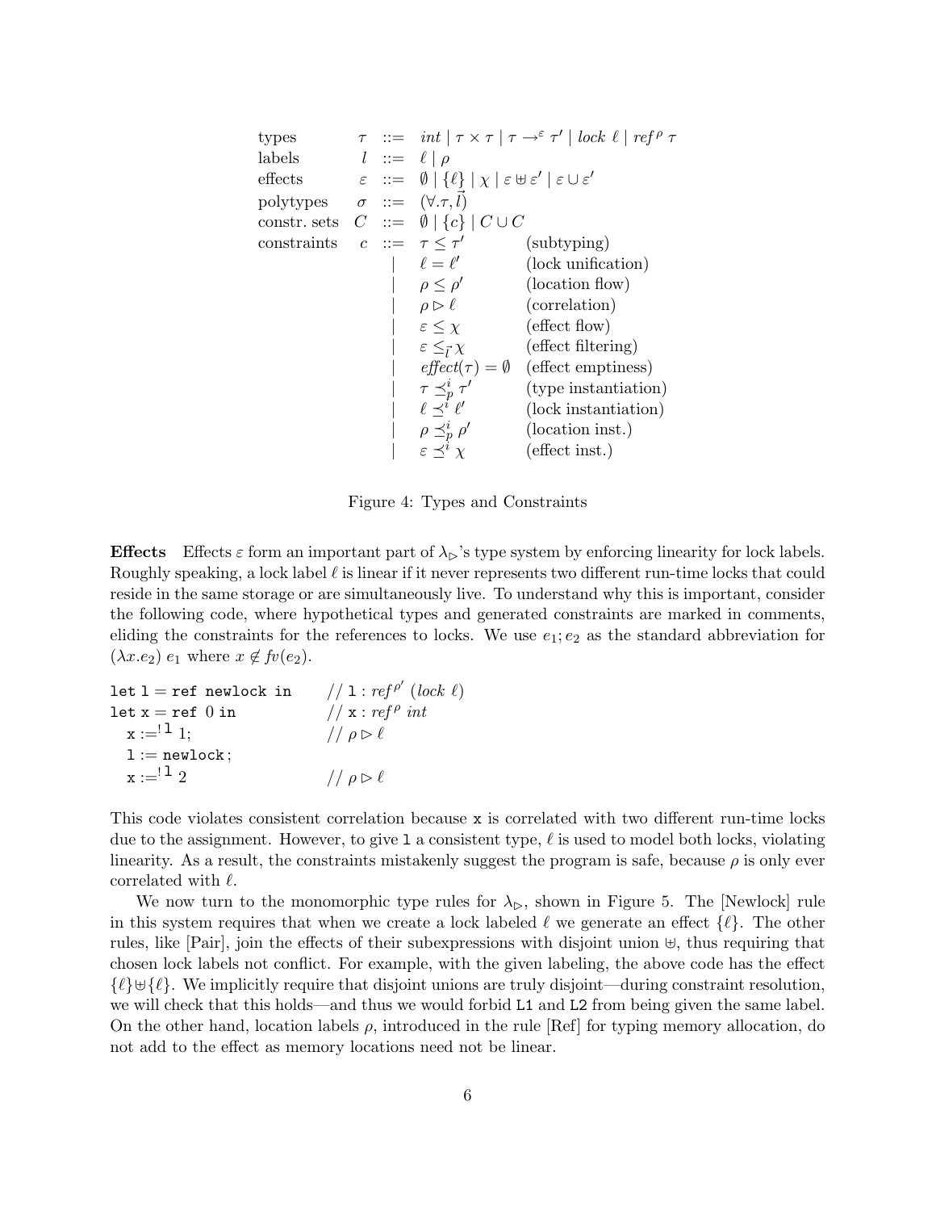$$
\begin{array}{llcll}
\text{types} & \tau & ::= & int \mid \tau \times \tau \mid \tau \rightarrow^{\varepsilon} \tau' \mid lock\ \ell \mid ref^{\rho}\ \tau & \\
\text{labels} & l & ::= & \ell \mid \rho & \\
\text{effects} & \varepsilon & ::= & \emptyset \mid \{\ell\} \mid \chi \mid \varepsilon \uplus \varepsilon' \mid \varepsilon \cup \varepsilon' & \\
\text{polytypes} & \sigma & ::= & (\forall.\tau, \vec{l}) & \\
\text{constr. sets} & C & ::= & \emptyset \mid \{c\} \mid C \cup C & \\
\text{constraints} & c & ::= & \tau \leq \tau' & \text{(subtyping)} \\
 & & \mid & \ell = \ell' & \text{(lock unification)} \\
 & & \mid & \rho \leq \rho' & \text{(location flow)} \\
 & & \mid & \rho \triangleright \ell & \text{(correlation)} \\
 & & \mid & \varepsilon \leq \chi & \text{(effect flow)} \\
 & & \mid & \varepsilon \leq_{\vec{l}} \chi & \text{(effect filtering)} \\
 & & \mid & effect(\tau) = \emptyset & \text{(effect emptiness)} \\
 & & \mid & \tau \preceq_p^i \tau' & \text{(type instantiation)} \\
 & & \mid & \ell \preceq^i \ell' & \text{(lock instantiation)} \\
 & & \mid & \rho \preceq_p^i \rho' & \text{(location inst.)} \\
 & & \mid & \varepsilon \preceq^i \chi & \text{(effect inst.)}
\end{array}
$$

Figure 4: Types and Constraints

**Effects** Effects $\varepsilon$ form an important part of $\lambda_{\triangleright}$'s type system by enforcing linearity for lock labels. Roughly speaking, a lock label $\ell$ is linear if it never represents two different run-time locks that could reside in the same storage or are simultaneously live. To understand why this is important, consider the following code, where hypothetical types and generated constraints are marked in comments, eliding the constraints for the references to locks. We use $e_1; e_2$ as the standard abbreviation for $(\lambda x.e_2)\ e_1$ where $x \notin fv(e_2)$.

```
let l = ref newlock in      // l : ref^ρ' (lock ℓ)
let x = ref 0 in            // x : ref^ρ int
  x :=^!l 1;                // ρ ▷ ℓ
  l := newlock;
  x :=^!l 2                 // ρ ▷ ℓ
```

This code violates consistent correlation because x is correlated with two different run-time locks due to the assignment. However, to give l a consistent type, $\ell$ is used to model both locks, violating linearity. As a result, the constraints mistakenly suggest the program is safe, because $\rho$ is only ever correlated with $\ell$.

We now turn to the monomorphic type rules for $\lambda_{\triangleright}$, shown in Figure 5. The [Newlock] rule in this system requires that when we create a lock labeled $\ell$ we generate an effect $\{\ell\}$. The other rules, like [Pair], join the effects of their subexpressions with disjoint union $\uplus$, thus requiring that chosen lock labels not conflict. For example, with the given labeling, the above code has the effect $\{\ell\} \uplus \{\ell\}$. We implicitly require that disjoint unions are truly disjoint—during constraint resolution, we will check that this holds—and thus we would forbid L1 and L2 from being given the same label. On the other hand, location labels $\rho$, introduced in the rule [Ref] for typing memory allocation, do not add to the effect as memory locations need not be linear.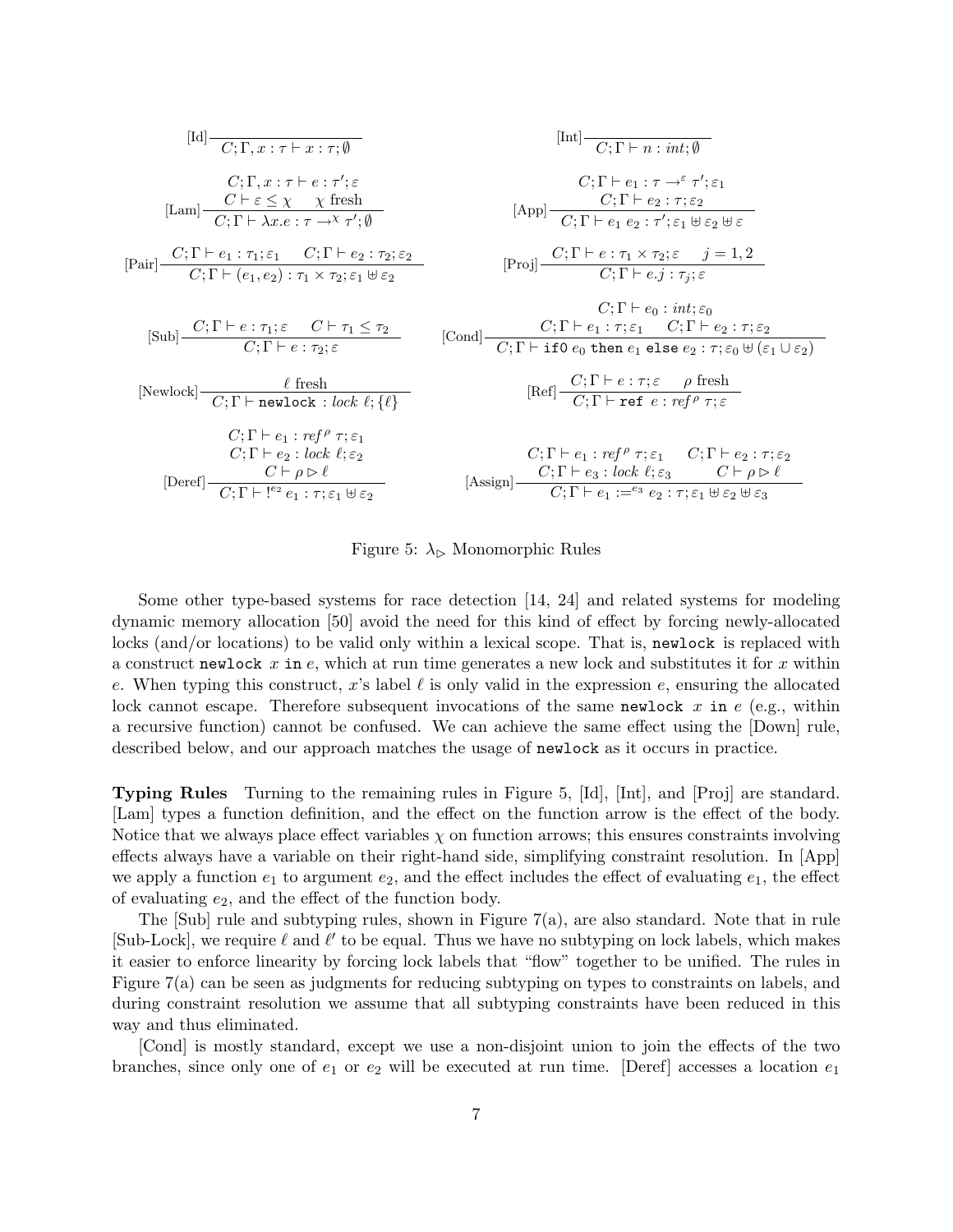$$[\text{Id}]\;\frac{}{C;\Gamma, x:\tau \vdash x:\tau;\emptyset} \qquad [\text{Int}]\;\frac{}{C;\Gamma \vdash n:\mathit{int};\emptyset}$$

$$[\text{Lam}]\;\frac{C;\Gamma, x:\tau \vdash e:\tau';\varepsilon \qquad C \vdash \varepsilon \leq \chi \quad \chi \text{ fresh}}{C;\Gamma \vdash \lambda x.e : \tau \rightarrow^{\chi} \tau';\emptyset} \qquad [\text{App}]\;\frac{C;\Gamma \vdash e_1 : \tau \rightarrow^{\varepsilon} \tau';\varepsilon_1 \qquad C;\Gamma \vdash e_2 : \tau;\varepsilon_2}{C;\Gamma \vdash e_1\ e_2 : \tau';\varepsilon_1 \uplus \varepsilon_2 \uplus \varepsilon}$$

$$[\text{Pair}]\;\frac{C;\Gamma \vdash e_1 : \tau_1;\varepsilon_1 \qquad C;\Gamma \vdash e_2 : \tau_2;\varepsilon_2}{C;\Gamma \vdash (e_1, e_2) : \tau_1 \times \tau_2;\varepsilon_1 \uplus \varepsilon_2} \qquad [\text{Proj}]\;\frac{C;\Gamma \vdash e : \tau_1 \times \tau_2;\varepsilon \qquad j = 1,2}{C;\Gamma \vdash e.j : \tau_j;\varepsilon}$$

$$[\text{Sub}]\;\frac{C;\Gamma \vdash e : \tau_1;\varepsilon \qquad C \vdash \tau_1 \leq \tau_2}{C;\Gamma \vdash e : \tau_2;\varepsilon} \qquad [\text{Cond}]\;\frac{C;\Gamma \vdash e_0 : \mathit{int};\varepsilon_0 \qquad C;\Gamma \vdash e_1 : \tau;\varepsilon_1 \qquad C;\Gamma \vdash e_2 : \tau;\varepsilon_2}{C;\Gamma \vdash \texttt{if0}\ e_0\ \texttt{then}\ e_1\ \texttt{else}\ e_2 : \tau;\varepsilon_0 \uplus (\varepsilon_1 \cup \varepsilon_2)}$$

$$[\text{Newlock}]\;\frac{\ell \text{ fresh}}{C;\Gamma \vdash \texttt{newlock} : \mathit{lock}\ \ell;\{\ell\}} \qquad [\text{Ref}]\;\frac{C;\Gamma \vdash e : \tau;\varepsilon \qquad \rho \text{ fresh}}{C;\Gamma \vdash \texttt{ref}\ e : \mathit{ref}^{\rho}\ \tau;\varepsilon}$$

$$[\text{Deref}]\;\frac{C;\Gamma \vdash e_1 : \mathit{ref}^{\rho}\ \tau;\varepsilon_1 \qquad C;\Gamma \vdash e_2 : \mathit{lock}\ \ell;\varepsilon_2 \qquad C \vdash \rho \rhd \ell}{C;\Gamma \vdash !^{e_2}\ e_1 : \tau;\varepsilon_1 \uplus \varepsilon_2} \qquad [\text{Assign}]\;\frac{C;\Gamma \vdash e_1 : \mathit{ref}^{\rho}\ \tau;\varepsilon_1 \qquad C;\Gamma \vdash e_2 : \tau;\varepsilon_2 \qquad C;\Gamma \vdash e_3 : \mathit{lock}\ \ell;\varepsilon_3 \qquad C \vdash \rho \rhd \ell}{C;\Gamma \vdash e_1 :=^{e_3} e_2 : \tau;\varepsilon_1 \uplus \varepsilon_2 \uplus \varepsilon_3}$$

Figure 5: $\lambda_{\rhd}$ Monomorphic Rules

Some other type-based systems for race detection [14, 24] and related systems for modeling dynamic memory allocation [50] avoid the need for this kind of effect by forcing newly-allocated locks (and/or locations) to be valid only within a lexical scope. That is, `newlock` is replaced with a construct `newlock` $x$ `in` $e$, which at run time generates a new lock and substitutes it for $x$ within $e$. When typing this construct, $x$'s label $\ell$ is only valid in the expression $e$, ensuring the allocated lock cannot escape. Therefore subsequent invocations of the same `newlock` $x$ `in` $e$ (e.g., within a recursive function) cannot be confused. We can achieve the same effect using the [Down] rule, described below, and our approach matches the usage of `newlock` as it occurs in practice.

**Typing Rules** Turning to the remaining rules in Figure 5, [Id], [Int], and [Proj] are standard. [Lam] types a function definition, and the effect on the function arrow is the effect of the body. Notice that we always place effect variables $\chi$ on function arrows; this ensures constraints involving effects always have a variable on their right-hand side, simplifying constraint resolution. In [App] we apply a function $e_1$ to argument $e_2$, and the effect includes the effect of evaluating $e_1$, the effect of evaluating $e_2$, and the effect of the function body.

The [Sub] rule and subtyping rules, shown in Figure 7(a), are also standard. Note that in rule [Sub-Lock], we require $\ell$ and $\ell'$ to be equal. Thus we have no subtyping on lock labels, which makes it easier to enforce linearity by forcing lock labels that "flow" together to be unified. The rules in Figure 7(a) can be seen as judgments for reducing subtyping on types to constraints on labels, and during constraint resolution we assume that all subtyping constraints have been reduced in this way and thus eliminated.

[Cond] is mostly standard, except we use a non-disjoint union to join the effects of the two branches, since only one of $e_1$ or $e_2$ will be executed at run time. [Deref] accesses a location $e_1$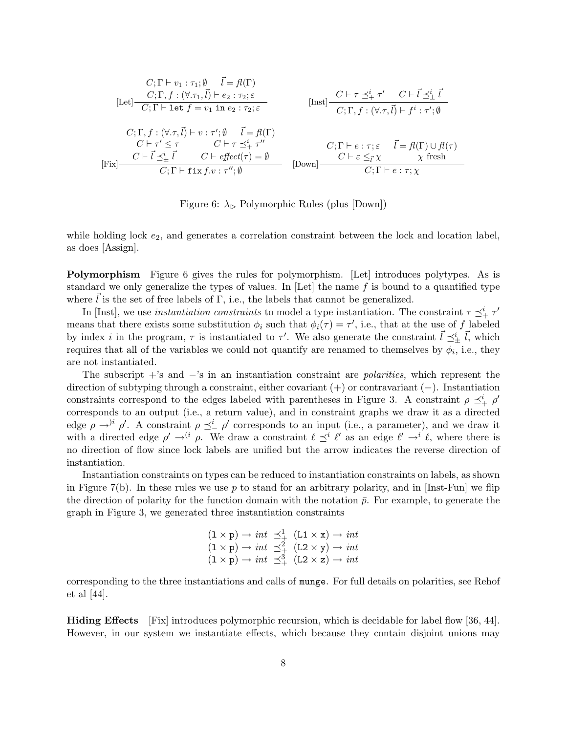$$\text{[Let]}\frac{C;\Gamma \vdash v_1 : \tau_1;\emptyset \qquad \vec{l} = fl(\Gamma) \qquad C;\Gamma, f : (\forall.\tau_1, \vec{l}) \vdash e_2 : \tau_2;\varepsilon}{C;\Gamma \vdash \texttt{let}\ f = v_1\ \texttt{in}\ e_2 : \tau_2;\varepsilon}$$

$$\text{[Inst]}\frac{C \vdash \tau \preceq^i_+ \tau' \qquad C \vdash \vec{l} \preceq^i_\pm \vec{l}}{C;\Gamma, f : (\forall.\tau, \vec{l}) \vdash f^i : \tau';\emptyset}$$

$$\text{[Fix]}\frac{\begin{array}{c} C;\Gamma, f : (\forall.\tau, \vec{l}) \vdash v : \tau';\emptyset \qquad \vec{l} = fl(\Gamma) \\ C \vdash \tau' \leq \tau \qquad C \vdash \tau \preceq^i_+ \tau'' \\ C \vdash \vec{l} \preceq^i_\pm \vec{l} \qquad C \vdash \mathit{effect}(\tau) = \emptyset \end{array}}{C;\Gamma \vdash \texttt{fix}\, f.v : \tau'';\emptyset}$$

$$\text{[Down]}\frac{C;\Gamma \vdash e : \tau;\varepsilon \qquad \vec{l} = fl(\Gamma) \cup fl(\tau) \qquad C \vdash \varepsilon \leq_{\vec{l}} \chi \qquad \chi \text{ fresh}}{C;\Gamma \vdash e : \tau;\chi}$$

Figure 6: $\lambda_\triangleright$ Polymorphic Rules (plus [Down])

while holding lock $e_2$, and generates a correlation constraint between the lock and location label, as does [Assign].

**Polymorphism** Figure 6 gives the rules for polymorphism. [Let] introduces polytypes. As is standard we only generalize the types of values. In [Let] the name $f$ is bound to a quantified type where $\vec{l}$ is the set of free labels of $\Gamma$, i.e., the labels that cannot be generalized.

In [Inst], we use *instantiation constraints* to model a type instantiation. The constraint $\tau \preceq^i_+ \tau'$ means that there exists some substitution $\phi_i$ such that $\phi_i(\tau) = \tau'$, i.e., that at the use of $f$ labeled by index $i$ in the program, $\tau$ is instantiated to $\tau'$. We also generate the constraint $\vec{l} \preceq^i_\pm \vec{l}$, which requires that all of the variables we could not quantify are renamed to themselves by $\phi_i$, i.e., they are not instantiated.

The subscript $+$'s and $-$'s in an instantiation constraint are *polarities*, which represent the direction of subtyping through a constraint, either covariant ($+$) or contravariant ($-$). Instantiation constraints correspond to the edges labeled with parentheses in Figure 3. A constraint $\rho \preceq^i_+ \rho'$ corresponds to an output (i.e., a return value), and in constraint graphs we draw it as a directed edge $\rho \rightarrow^{)i} \rho'$. A constraint $\rho \preceq^i_- \rho'$ corresponds to an input (i.e., a parameter), and we draw it with a directed edge $\rho' \rightarrow^{(i} \rho$. We draw a constraint $\ell \preceq^i \ell'$ as an edge $\ell' \rightarrow^i \ell$, where there is no direction of flow since lock labels are unified but the arrow indicates the reverse direction of instantiation.

Instantiation constraints on types can be reduced to instantiation constraints on labels, as shown in Figure 7(b). In these rules we use $p$ to stand for an arbitrary polarity, and in [Inst-Fun] we flip the direction of polarity for the function domain with the notation $\bar{p}$. For example, to generate the graph in Figure 3, we generated three instantiation constraints

$$\begin{array}{l} (\texttt{l} \times \texttt{p}) \rightarrow int \ \preceq^1_+ \ (\texttt{L1} \times \texttt{x}) \rightarrow int \\ (\texttt{l} \times \texttt{p}) \rightarrow int \ \preceq^2_+ \ (\texttt{L2} \times \texttt{y}) \rightarrow int \\ (\texttt{l} \times \texttt{p}) \rightarrow int \ \preceq^3_+ \ (\texttt{L2} \times \texttt{z}) \rightarrow int \end{array}$$

corresponding to the three instantiations and calls of `munge`. For full details on polarities, see Rehof et al [44].

**Hiding Effects** [Fix] introduces polymorphic recursion, which is decidable for label flow [36, 44]. However, in our system we instantiate effects, which because they contain disjoint unions may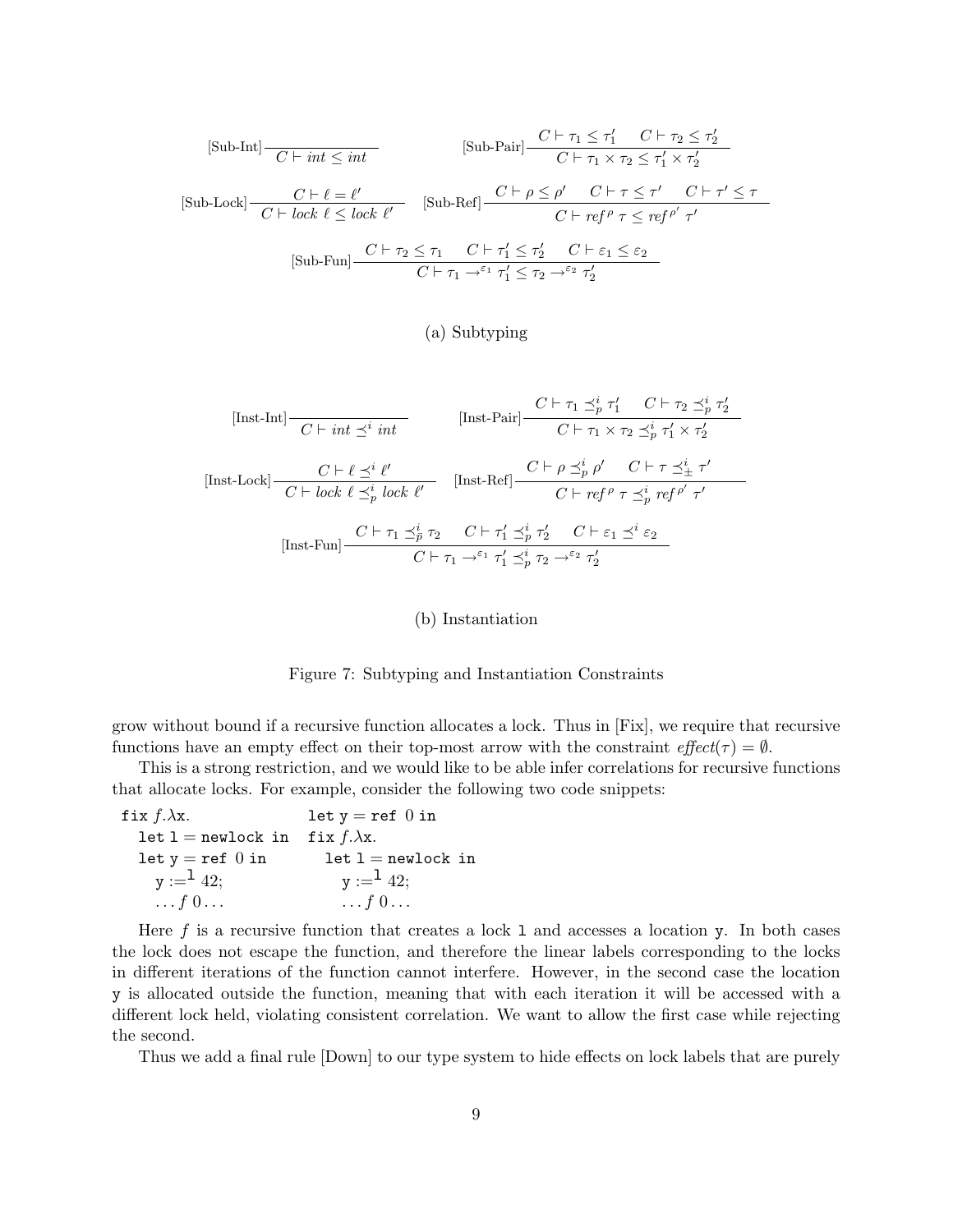$$\text{[Sub-Int]}\frac{}{C \vdash \mathit{int} \leq \mathit{int}} \qquad \text{[Sub-Pair]}\frac{C \vdash \tau_1 \leq \tau_1' \quad C \vdash \tau_2 \leq \tau_2'}{C \vdash \tau_1 \times \tau_2 \leq \tau_1' \times \tau_2'}$$

$$\text{[Sub-Lock]}\frac{C \vdash \ell = \ell'}{C \vdash \mathit{lock}\ \ell \leq \mathit{lock}\ \ell'} \qquad \text{[Sub-Ref]}\frac{C \vdash \rho \leq \rho' \quad C \vdash \tau \leq \tau' \quad C \vdash \tau' \leq \tau}{C \vdash \mathit{ref}^{\rho}\ \tau \leq \mathit{ref}^{\rho'}\ \tau'}$$

$$\text{[Sub-Fun]}\frac{C \vdash \tau_2 \leq \tau_1 \quad C \vdash \tau_1' \leq \tau_2' \quad C \vdash \varepsilon_1 \leq \varepsilon_2}{C \vdash \tau_1 \rightarrow^{\varepsilon_1} \tau_1' \leq \tau_2 \rightarrow^{\varepsilon_2} \tau_2'}$$

(a) Subtyping

$$\text{[Inst-Int]}\frac{}{C \vdash \mathit{int} \preceq^{i} \mathit{int}} \qquad \text{[Inst-Pair]}\frac{C \vdash \tau_1 \preceq^{i}_{p} \tau_1' \quad C \vdash \tau_2 \preceq^{i}_{p} \tau_2'}{C \vdash \tau_1 \times \tau_2 \preceq^{i}_{p} \tau_1' \times \tau_2'}$$

$$\text{[Inst-Lock]}\frac{C \vdash \ell \preceq^{i} \ell'}{C \vdash \mathit{lock}\ \ell \preceq^{i}_{p} \mathit{lock}\ \ell'} \qquad \text{[Inst-Ref]}\frac{C \vdash \rho \preceq^{i}_{p} \rho' \quad C \vdash \tau \preceq^{i}_{\pm} \tau'}{C \vdash \mathit{ref}^{\rho}\ \tau \preceq^{i}_{p} \mathit{ref}^{\rho'}\ \tau'}$$

$$\text{[Inst-Fun]}\frac{C \vdash \tau_1 \preceq^{i}_{\bar{p}} \tau_2 \quad C \vdash \tau_1' \preceq^{i}_{p} \tau_2' \quad C \vdash \varepsilon_1 \preceq^{i} \varepsilon_2}{C \vdash \tau_1 \rightarrow^{\varepsilon_1} \tau_1' \preceq^{i}_{p} \tau_2 \rightarrow^{\varepsilon_2} \tau_2'}$$

(b) Instantiation

Figure 7: Subtyping and Instantiation Constraints

grow without bound if a recursive function allocates a lock. Thus in [Fix], we require that recursive functions have an empty effect on their top-most arrow with the constraint $\mathit{effect}(\tau) = \emptyset$.

This is a strong restriction, and we would like to be able infer correlations for recursive functions that allocate locks. For example, consider the following two code snippets:

```
fix f.λx.                 let y = ref 0 in
  let l = newlock in      fix f.λx.
  let y = ref 0 in          let l = newlock in
    y :=^l 42;                y :=^l 42;
    ... f 0 ...               ... f 0 ...
```

Here $f$ is a recursive function that creates a lock `l` and accesses a location `y`. In both cases the lock does not escape the function, and therefore the linear labels corresponding to the locks in different iterations of the function cannot interfere. However, in the second case the location `y` is allocated outside the function, meaning that with each iteration it will be accessed with a different lock held, violating consistent correlation. We want to allow the first case while rejecting the second.

Thus we add a final rule [Down] to our type system to hide effects on lock labels that are purely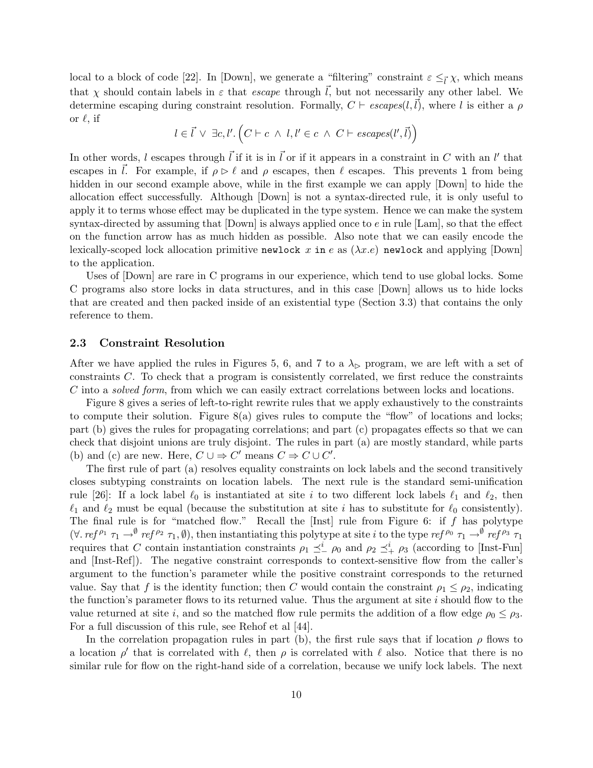local to a block of code [22]. In [Down], we generate a "filtering" constraint $\varepsilon \leq_{\vec{l}} \chi$, which means that $\chi$ should contain labels in $\varepsilon$ that *escape* through $\vec{l}$, but not necessarily any other label. We determine escaping during constraint resolution. Formally, $C \vdash \mathit{escapes}(l, \vec{l})$, where $l$ is either a $\rho$ or $\ell$, if

$$l \in \vec{l} \vee \exists c, l'. \left( C \vdash c \wedge l, l' \in c \wedge C \vdash \mathit{escapes}(l', \vec{l}) \right)$$

In other words, $l$ escapes through $\vec{l}$ if it is in $\vec{l}$ or if it appears in a constraint in $C$ with an $l'$ that escapes in $\vec{l}$. For example, if $\rho \rhd \ell$ and $\rho$ escapes, then $\ell$ escapes. This prevents `l` from being hidden in our second example above, while in the first example we can apply [Down] to hide the allocation effect successfully. Although [Down] is not a syntax-directed rule, it is only useful to apply it to terms whose effect may be duplicated in the type system. Hence we can make the system syntax-directed by assuming that [Down] is always applied once to $e$ in rule [Lam], so that the effect on the function arrow has as much hidden as possible. Also note that we can easily encode the lexically-scoped lock allocation primitive `newlock` $x$ `in` $e$ as $(\lambda x.e)$ `newlock` and applying [Down] to the application.

Uses of [Down] are rare in C programs in our experience, which tend to use global locks. Some C programs also store locks in data structures, and in this case [Down] allows us to hide locks that are created and then packed inside of an existential type (Section 3.3) that contains the only reference to them.

### 2.3 Constraint Resolution

After we have applied the rules in Figures 5, 6, and 7 to a $\lambda_{\rhd}$ program, we are left with a set of constraints $C$. To check that a program is consistently correlated, we first reduce the constraints $C$ into a *solved form*, from which we can easily extract correlations between locks and locations.

Figure 8 gives a series of left-to-right rewrite rules that we apply exhaustively to the constraints to compute their solution. Figure 8(a) gives rules to compute the "flow" of locations and locks; part (b) gives the rules for propagating correlations; and part (c) propagates effects so that we can check that disjoint unions are truly disjoint. The rules in part (a) are mostly standard, while parts (b) and (c) are new. Here, $C \cup\Rightarrow C'$ means $C \Rightarrow C \cup C'$.

The first rule of part (a) resolves equality constraints on lock labels and the second transitively closes subtyping constraints on location labels. The next rule is the standard semi-unification rule [26]: If a lock label $\ell_0$ is instantiated at site $i$ to two different lock labels $\ell_1$ and $\ell_2$, then $\ell_1$ and $\ell_2$ must be equal (because the substitution at site $i$ has to substitute for $\ell_0$ consistently). The final rule is for "matched flow." Recall the [Inst] rule from Figure 6: if $f$ has polytype $(\forall.\, \mathit{ref}^{\rho_1}\ \tau_1 \to^{\emptyset} \mathit{ref}^{\rho_2}\ \tau_1, \emptyset)$, then instantiating this polytype at site $i$ to the type $\mathit{ref}^{\rho_0}\ \tau_1 \to^{\emptyset} \mathit{ref}^{\rho_3}\ \tau_1$ requires that $C$ contain instantiation constraints $\rho_1 \preceq^i_- \rho_0$ and $\rho_2 \preceq^i_+ \rho_3$ (according to [Inst-Fun] and [Inst-Ref]). The negative constraint corresponds to context-sensitive flow from the caller's argument to the function's parameter while the positive constraint corresponds to the returned value. Say that $f$ is the identity function; then $C$ would contain the constraint $\rho_1 \leq \rho_2$, indicating the function's parameter flows to its returned value. Thus the argument at site $i$ should flow to the value returned at site $i$, and so the matched flow rule permits the addition of a flow edge $\rho_0 \leq \rho_3$. For a full discussion of this rule, see Rehof et al [44].

In the correlation propagation rules in part (b), the first rule says that if location $\rho$ flows to a location $\rho'$ that is correlated with $\ell$, then $\rho$ is correlated with $\ell$ also. Notice that there is no similar rule for flow on the right-hand side of a correlation, because we unify lock labels. The next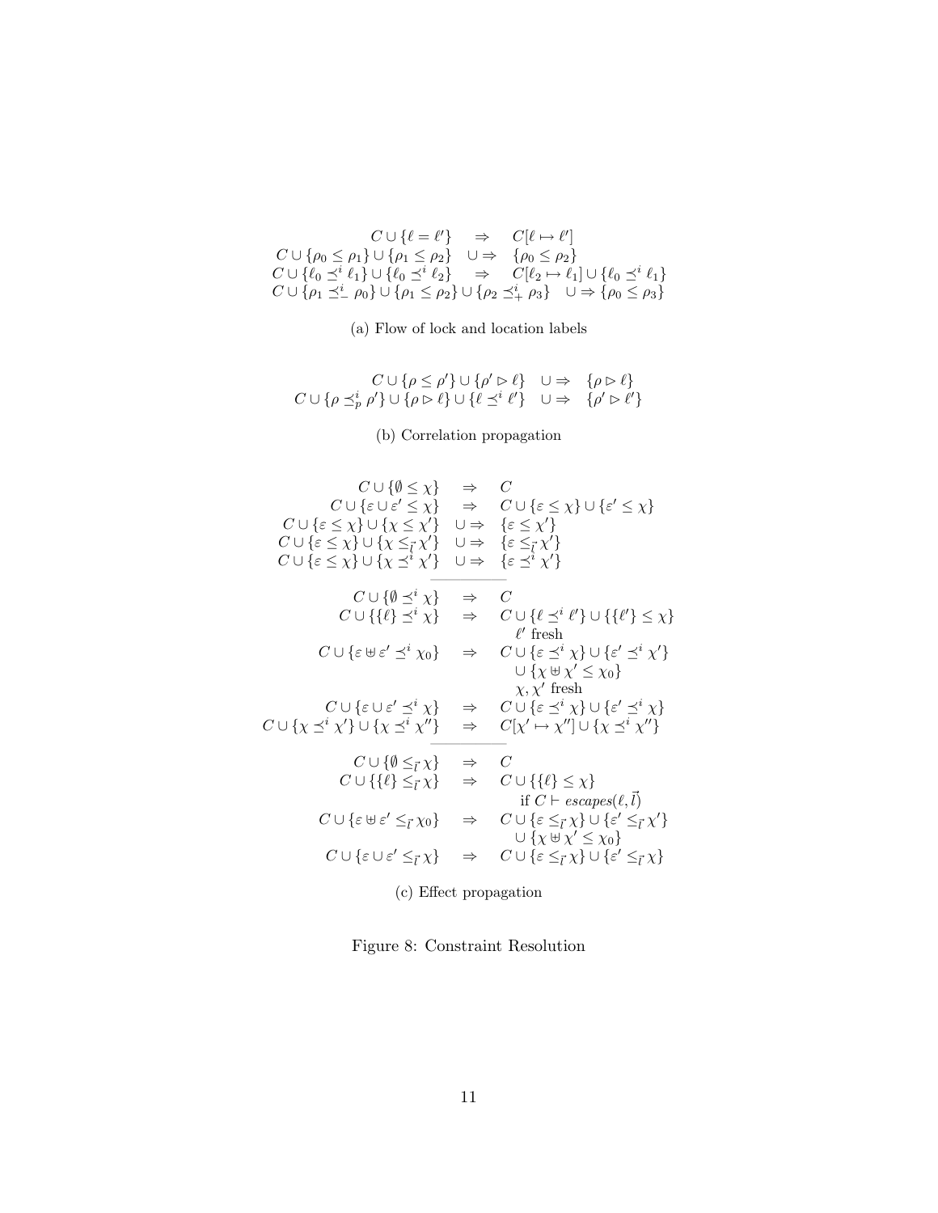$$
\begin{array}{rcl}
C \cup \{\ell = \ell'\} & \Rightarrow & C[\ell \mapsto \ell'] \\
C \cup \{\rho_0 \leq \rho_1\} \cup \{\rho_1 \leq \rho_2\} & \cup\Rightarrow & \{\rho_0 \leq \rho_2\} \\
C \cup \{\ell_0 \preceq^i \ell_1\} \cup \{\ell_0 \preceq^i \ell_2\} & \Rightarrow & C[\ell_2 \mapsto \ell_1] \cup \{\ell_0 \preceq^i \ell_1\} \\
C \cup \{\rho_1 \preceq^i_- \rho_0\} \cup \{\rho_1 \leq \rho_2\} \cup \{\rho_2 \preceq^i_+ \rho_3\} & \cup\Rightarrow & \{\rho_0 \leq \rho_3\}
\end{array}
$$

(a) Flow of lock and location labels

$$
\begin{array}{rcl}
C \cup \{\rho \leq \rho'\} \cup \{\rho' \rhd \ell\} & \cup\Rightarrow & \{\rho \rhd \ell\} \\
C \cup \{\rho \preceq^i_p \rho'\} \cup \{\rho \rhd \ell\} \cup \{\ell \preceq^i \ell'\} & \cup\Rightarrow & \{\rho' \rhd \ell'\}
\end{array}
$$

(b) Correlation propagation

$$
\begin{array}{rcl}
C \cup \{\emptyset \leq \chi\} & \Rightarrow & C \\
C \cup \{\varepsilon \cup \varepsilon' \leq \chi\} & \Rightarrow & C \cup \{\varepsilon \leq \chi\} \cup \{\varepsilon' \leq \chi\} \\
C \cup \{\varepsilon \leq \chi\} \cup \{\chi \leq \chi'\} & \cup\Rightarrow & \{\varepsilon \leq \chi'\} \\
C \cup \{\varepsilon \leq \chi\} \cup \{\chi \leq_{\vec{l}} \chi'\} & \cup\Rightarrow & \{\varepsilon \leq_{\vec{l}} \chi'\} \\
C \cup \{\varepsilon \leq \chi\} \cup \{\chi \preceq^i \chi'\} & \cup\Rightarrow & \{\varepsilon \preceq^i \chi'\} \\
\hline
C \cup \{\emptyset \preceq^i \chi\} & \Rightarrow & C \\
C \cup \{\{\ell\} \preceq^i \chi\} & \Rightarrow & C \cup \{\ell \preceq^i \ell'\} \cup \{\{\ell'\} \leq \chi\} \\
 & & \quad \ell' \text{ fresh} \\
C \cup \{\varepsilon \uplus \varepsilon' \preceq^i \chi_0\} & \Rightarrow & C \cup \{\varepsilon \preceq^i \chi\} \cup \{\varepsilon' \preceq^i \chi'\} \\
 & & \quad \cup \{\chi \uplus \chi' \leq \chi_0\} \\
 & & \quad \chi, \chi' \text{ fresh} \\
C \cup \{\varepsilon \cup \varepsilon' \preceq^i \chi\} & \Rightarrow & C \cup \{\varepsilon \preceq^i \chi\} \cup \{\varepsilon' \preceq^i \chi\} \\
C \cup \{\chi \preceq^i \chi'\} \cup \{\chi \preceq^i \chi''\} & \Rightarrow & C[\chi' \mapsto \chi''] \cup \{\chi \preceq^i \chi''\} \\
\hline
C \cup \{\emptyset \leq_{\vec{l}} \chi\} & \Rightarrow & C \\
C \cup \{\{\ell\} \leq_{\vec{l}} \chi\} & \Rightarrow & C \cup \{\{\ell\} \leq \chi\} \\
 & & \quad \text{if } C \vdash \mathit{escapes}(\ell, \vec{l}) \\
C \cup \{\varepsilon \uplus \varepsilon' \leq_{\vec{l}} \chi_0\} & \Rightarrow & C \cup \{\varepsilon \leq_{\vec{l}} \chi\} \cup \{\varepsilon' \leq_{\vec{l}} \chi'\} \\
 & & \quad \cup \{\chi \uplus \chi' \leq \chi_0\} \\
C \cup \{\varepsilon \cup \varepsilon' \leq_{\vec{l}} \chi\} & \Rightarrow & C \cup \{\varepsilon \leq_{\vec{l}} \chi\} \cup \{\varepsilon' \leq_{\vec{l}} \chi\}
\end{array}
$$

(c) Effect propagation

Figure 8: Constraint Resolution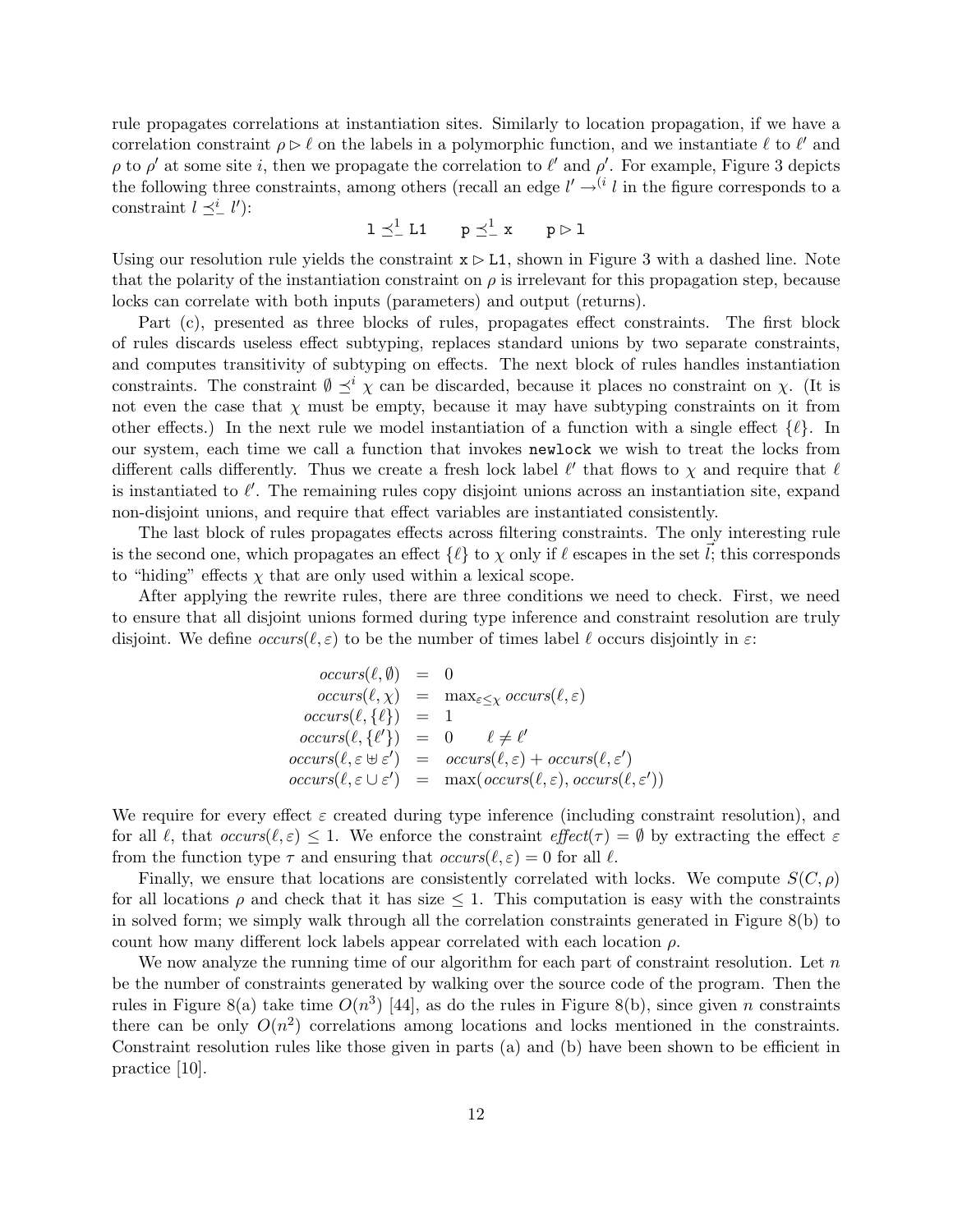rule propagates correlations at instantiation sites. Similarly to location propagation, if we have a correlation constraint $\rho \rhd \ell$ on the labels in a polymorphic function, and we instantiate $\ell$ to $\ell'$ and $\rho$ to $\rho'$ at some site $i$, then we propagate the correlation to $\ell'$ and $\rho'$. For example, Figure 3 depicts the following three constraints, among others (recall an edge $l' \rightarrow^{(i} l$ in the figure corresponds to a constraint $l \preceq^i_- l'$):

$$\texttt{l} \preceq^1_- \texttt{L1} \qquad \texttt{p} \preceq^1_- \texttt{x} \qquad \texttt{p} \rhd \texttt{l}$$

Using our resolution rule yields the constraint $\texttt{x} \rhd \texttt{L1}$, shown in Figure 3 with a dashed line. Note that the polarity of the instantiation constraint on $\rho$ is irrelevant for this propagation step, because locks can correlate with both inputs (parameters) and output (returns).

Part (c), presented as three blocks of rules, propagates effect constraints. The first block of rules discards useless effect subtyping, replaces standard unions by two separate constraints, and computes transitivity of subtyping on effects. The next block of rules handles instantiation constraints. The constraint $\emptyset \preceq^i \chi$ can be discarded, because it places no constraint on $\chi$. (It is not even the case that $\chi$ must be empty, because it may have subtyping constraints on it from other effects.) In the next rule we model instantiation of a function with a single effect $\{\ell\}$. In our system, each time we call a function that invokes `newlock` we wish to treat the locks from different calls differently. Thus we create a fresh lock label $\ell'$ that flows to $\chi$ and require that $\ell$ is instantiated to $\ell'$. The remaining rules copy disjoint unions across an instantiation site, expand non-disjoint unions, and require that effect variables are instantiated consistently.

The last block of rules propagates effects across filtering constraints. The only interesting rule is the second one, which propagates an effect $\{\ell\}$ to $\chi$ only if $\ell$ escapes in the set $\vec{l}$; this corresponds to "hiding" effects $\chi$ that are only used within a lexical scope.

After applying the rewrite rules, there are three conditions we need to check. First, we need to ensure that all disjoint unions formed during type inference and constraint resolution are truly disjoint. We define $occurs(\ell, \varepsilon)$ to be the number of times label $\ell$ occurs disjointly in $\varepsilon$:

$$\begin{array}{rcll}
occurs(\ell, \emptyset) & = & 0 & \\
occurs(\ell, \chi) & = & \max_{\varepsilon \leq \chi} occurs(\ell, \varepsilon) & \\
occurs(\ell, \{\ell\}) & = & 1 & \\
occurs(\ell, \{\ell'\}) & = & 0 & \quad \ell \neq \ell' \\
occurs(\ell, \varepsilon \uplus \varepsilon') & = & occurs(\ell, \varepsilon) + occurs(\ell, \varepsilon') & \\
occurs(\ell, \varepsilon \cup \varepsilon') & = & \max(occurs(\ell, \varepsilon), occurs(\ell, \varepsilon')) &
\end{array}$$

We require for every effect $\varepsilon$ created during type inference (including constraint resolution), and for all $\ell$, that $occurs(\ell, \varepsilon) \leq 1$. We enforce the constraint $effect(\tau) = \emptyset$ by extracting the effect $\varepsilon$ from the function type $\tau$ and ensuring that $occurs(\ell, \varepsilon) = 0$ for all $\ell$.

Finally, we ensure that locations are consistently correlated with locks. We compute $S(C, \rho)$ for all locations $\rho$ and check that it has size $\leq 1$. This computation is easy with the constraints in solved form; we simply walk through all the correlation constraints generated in Figure 8(b) to count how many different lock labels appear correlated with each location $\rho$.

We now analyze the running time of our algorithm for each part of constraint resolution. Let $n$ be the number of constraints generated by walking over the source code of the program. Then the rules in Figure 8(a) take time $O(n^3)$ [44], as do the rules in Figure 8(b), since given $n$ constraints there can be only $O(n^2)$ correlations among locations and locks mentioned in the constraints. Constraint resolution rules like those given in parts (a) and (b) have been shown to be efficient in practice [10].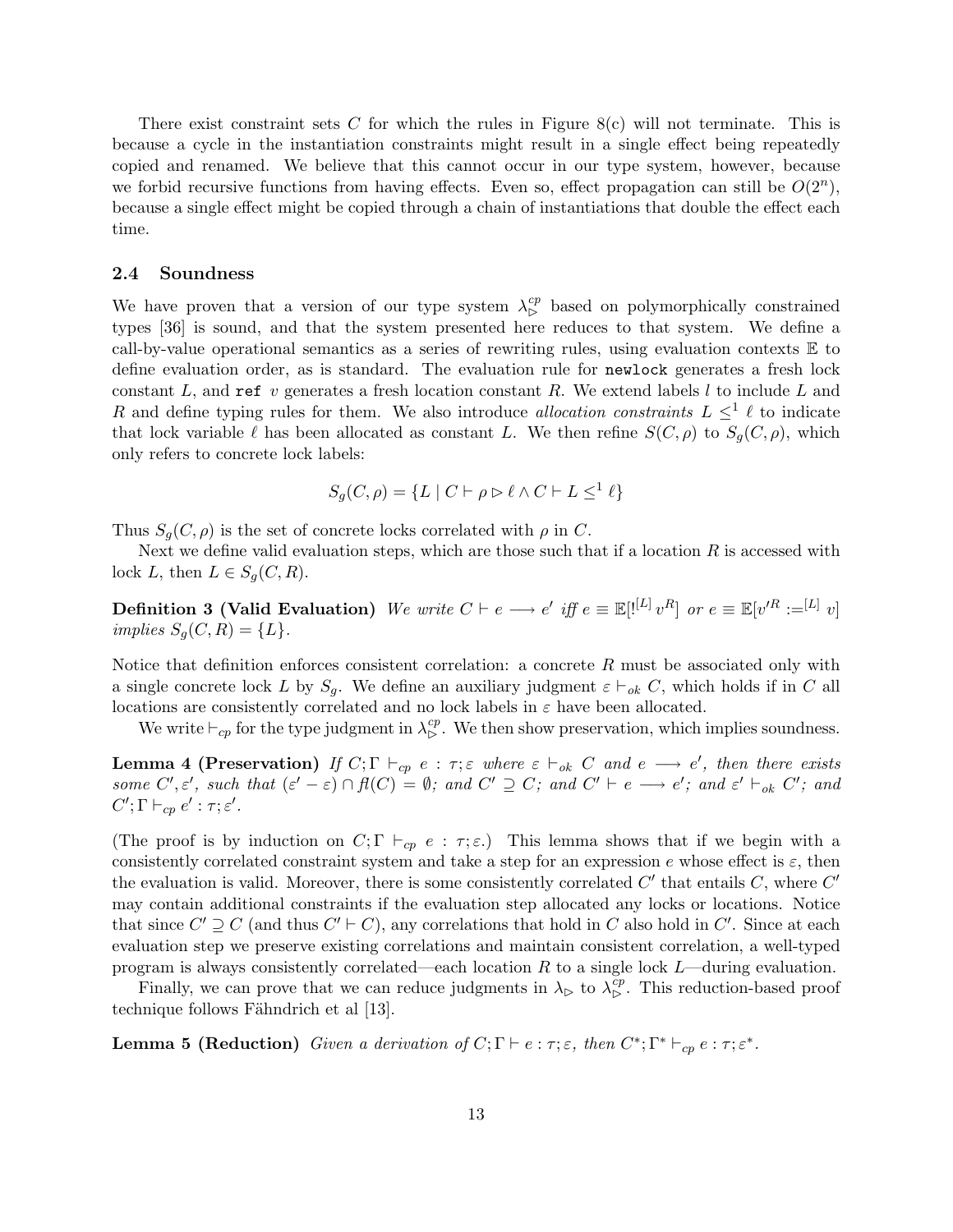There exist constraint sets $C$ for which the rules in Figure 8(c) will not terminate. This is because a cycle in the instantiation constraints might result in a single effect being repeatedly copied and renamed. We believe that this cannot occur in our type system, however, because we forbid recursive functions from having effects. Even so, effect propagation can still be $O(2^n)$, because a single effect might be copied through a chain of instantiations that double the effect each time.

## 2.4 Soundness

We have proven that a version of our type system $\lambda_{\triangleright}^{cp}$ based on polymorphically constrained types [36] is sound, and that the system presented here reduces to that system. We define a call-by-value operational semantics as a series of rewriting rules, using evaluation contexts $\mathbb{E}$ to define evaluation order, as is standard. The evaluation rule for `newlock` generates a fresh lock constant $L$, and `ref` $v$ generates a fresh location constant $R$. We extend labels $l$ to include $L$ and $R$ and define typing rules for them. We also introduce *allocation constraints* $L \leq^1 \ell$ to indicate that lock variable $\ell$ has been allocated as constant $L$. We then refine $S(C, \rho)$ to $S_g(C, \rho)$, which only refers to concrete lock labels:

$$S_g(C, \rho) = \{L \mid C \vdash \rho \triangleright \ell \wedge C \vdash L \leq^1 \ell\}$$

Thus $S_g(C, \rho)$ is the set of concrete locks correlated with $\rho$ in $C$.

Next we define valid evaluation steps, which are those such that if a location $R$ is accessed with lock $L$, then $L \in S_g(C, R)$.

**Definition 3 (Valid Evaluation)** *We write $C \vdash e \longrightarrow e'$ iff $e \equiv \mathbb{E}[!^{[L]}\, v^R]$ or $e \equiv \mathbb{E}[v'^R :=^{[L]} v]$ implies $S_g(C, R) = \{L\}$.*

Notice that definition enforces consistent correlation: a concrete $R$ must be associated only with a single concrete lock $L$ by $S_g$. We define an auxiliary judgment $\varepsilon \vdash_{ok} C$, which holds if in $C$ all locations are consistently correlated and no lock labels in $\varepsilon$ have been allocated.

We write $\vdash_{cp}$ for the type judgment in $\lambda_{\triangleright}^{cp}$. We then show preservation, which implies soundness.

**Lemma 4 (Preservation)** *If $C; \Gamma \vdash_{cp} e : \tau; \varepsilon$ where $\varepsilon \vdash_{ok} C$ and $e \longrightarrow e'$, then there exists some $C', \varepsilon'$, such that $(\varepsilon' - \varepsilon) \cap fl(C) = \emptyset$; and $C' \supseteq C$; and $C' \vdash e \longrightarrow e'$; and $\varepsilon' \vdash_{ok} C'$; and $C'; \Gamma \vdash_{cp} e' : \tau; \varepsilon'$.*

(The proof is by induction on $C; \Gamma \vdash_{cp} e : \tau; \varepsilon$.) This lemma shows that if we begin with a consistently correlated constraint system and take a step for an expression $e$ whose effect is $\varepsilon$, then the evaluation is valid. Moreover, there is some consistently correlated $C'$ that entails $C$, where $C'$ may contain additional constraints if the evaluation step allocated any locks or locations. Notice that since $C' \supseteq C$ (and thus $C' \vdash C$), any correlations that hold in $C$ also hold in $C'$. Since at each evaluation step we preserve existing correlations and maintain consistent correlation, a well-typed program is always consistently correlated—each location $R$ to a single lock $L$—during evaluation.

Finally, we can prove that we can reduce judgments in $\lambda_{\triangleright}$ to $\lambda_{\triangleright}^{cp}$. This reduction-based proof technique follows Fähndrich et al [13].

**Lemma 5 (Reduction)** *Given a derivation of $C; \Gamma \vdash e : \tau; \varepsilon$, then $C^*; \Gamma^* \vdash_{cp} e : \tau; \varepsilon^*$.*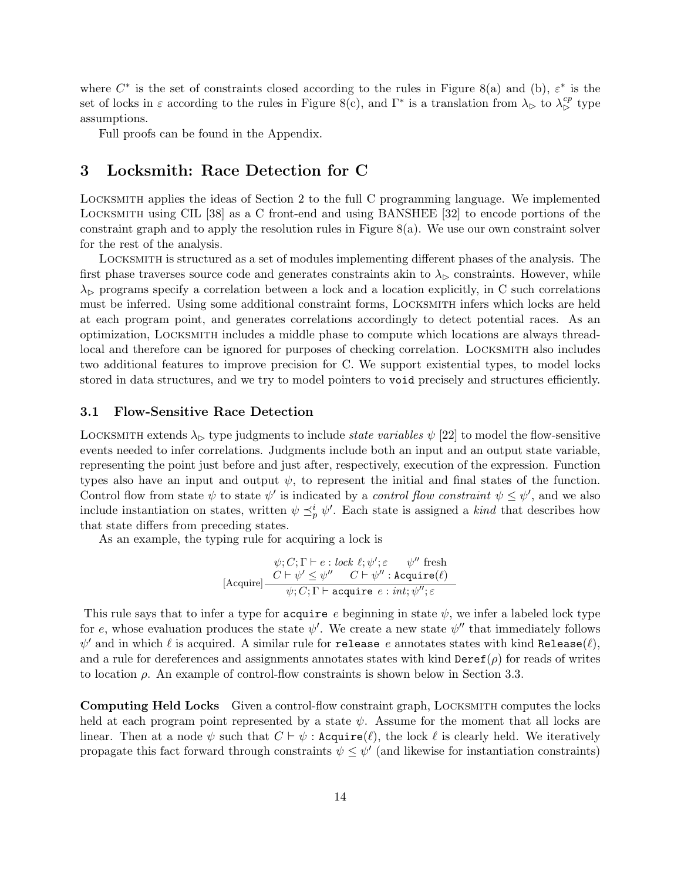where $C^*$ is the set of constraints closed according to the rules in Figure 8(a) and (b), $\varepsilon^*$ is the set of locks in $\varepsilon$ according to the rules in Figure 8(c), and $\Gamma^*$ is a translation from $\lambda_\triangleright$ to $\lambda_\triangleright^{cp}$ type assumptions.

Full proofs can be found in the Appendix.

## 3 Locksmith: Race Detection for C

LOCKSMITH applies the ideas of Section 2 to the full C programming language. We implemented LOCKSMITH using CIL [38] as a C front-end and using BANSHEE [32] to encode portions of the constraint graph and to apply the resolution rules in Figure 8(a). We use our own constraint solver for the rest of the analysis.

LOCKSMITH is structured as a set of modules implementing different phases of the analysis. The first phase traverses source code and generates constraints akin to $\lambda_\triangleright$ constraints. However, while $\lambda_\triangleright$ programs specify a correlation between a lock and a location explicitly, in C such correlations must be inferred. Using some additional constraint forms, LOCKSMITH infers which locks are held at each program point, and generates correlations accordingly to detect potential races. As an optimization, LOCKSMITH includes a middle phase to compute which locations are always thread-local and therefore can be ignored for purposes of checking correlation. LOCKSMITH also includes two additional features to improve precision for C. We support existential types, to model locks stored in data structures, and we try to model pointers to `void` precisely and structures efficiently.

### 3.1 Flow-Sensitive Race Detection

LOCKSMITH extends $\lambda_\triangleright$ type judgments to include *state variables* $\psi$ [22] to model the flow-sensitive events needed to infer correlations. Judgments include both an input and an output state variable, representing the point just before and just after, respectively, execution of the expression. Function types also have an input and output $\psi$, to represent the initial and final states of the function. Control flow from state $\psi$ to state $\psi'$ is indicated by a *control flow constraint* $\psi \le \psi'$, and we also include instantiation on states, written $\psi \preceq_p^i \psi'$. Each state is assigned a *kind* that describes how that state differs from preceding states.

As an example, the typing rule for acquiring a lock is

$$\text{[Acquire]}\ \frac{\begin{array}{cc}\psi; C; \Gamma \vdash e : \mathit{lock}\ \ell; \psi'; \varepsilon & \psi'' \text{ fresh} \\ C \vdash \psi' \le \psi'' & C \vdash \psi'' : \texttt{Acquire}(\ell)\end{array}}{\psi; C; \Gamma \vdash \texttt{acquire}\ e : \mathit{int}; \psi''; \varepsilon}$$

This rule says that to infer a type for `acquire` $e$ beginning in state $\psi$, we infer a labeled lock type for $e$, whose evaluation produces the state $\psi'$. We create a new state $\psi''$ that immediately follows $\psi'$ and in which $\ell$ is acquired. A similar rule for `release` $e$ annotates states with kind $\texttt{Release}(\ell)$, and a rule for dereferences and assignments annotates states with kind $\texttt{Deref}(\rho)$ for reads of writes to location $\rho$. An example of control-flow constraints is shown below in Section 3.3.

**Computing Held Locks** Given a control-flow constraint graph, LOCKSMITH computes the locks held at each program point represented by a state $\psi$. Assume for the moment that all locks are linear. Then at a node $\psi$ such that $C \vdash \psi : \texttt{Acquire}(\ell)$, the lock $\ell$ is clearly held. We iteratively propagate this fact forward through constraints $\psi \le \psi'$ (and likewise for instantiation constraints)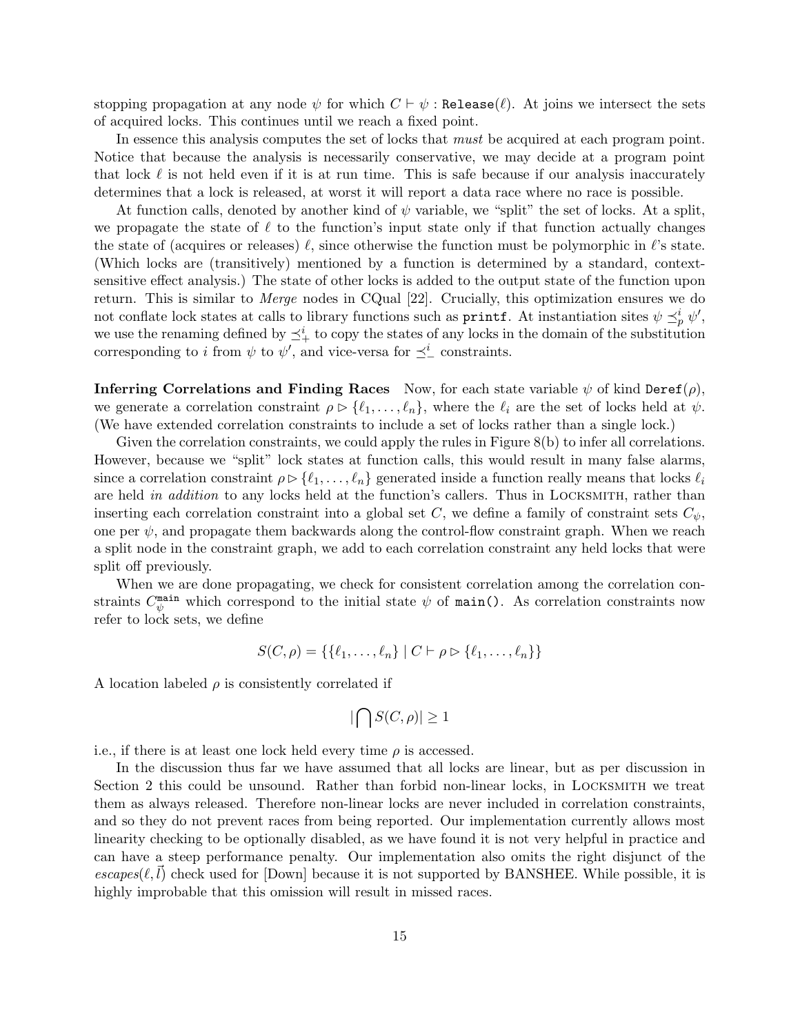stopping propagation at any node $\psi$ for which $C \vdash \psi : \texttt{Release}(\ell)$. At joins we intersect the sets of acquired locks. This continues until we reach a fixed point.

In essence this analysis computes the set of locks that *must* be acquired at each program point. Notice that because the analysis is necessarily conservative, we may decide at a program point that lock $\ell$ is not held even if it is at run time. This is safe because if our analysis inaccurately determines that a lock is released, at worst it will report a data race where no race is possible.

At function calls, denoted by another kind of $\psi$ variable, we "split" the set of locks. At a split, we propagate the state of $\ell$ to the function's input state only if that function actually changes the state of (acquires or releases) $\ell$, since otherwise the function must be polymorphic in $\ell$'s state. (Which locks are (transitively) mentioned by a function is determined by a standard, context-sensitive effect analysis.) The state of other locks is added to the output state of the function upon return. This is similar to *Merge* nodes in CQual [22]. Crucially, this optimization ensures we do not conflate lock states at calls to library functions such as `printf`. At instantiation sites $\psi \preceq_p^i \psi'$, we use the renaming defined by $\preceq_+^i$ to copy the states of any locks in the domain of the substitution corresponding to $i$ from $\psi$ to $\psi'$, and vice-versa for $\preceq_-^i$ constraints.

**Inferring Correlations and Finding Races** Now, for each state variable $\psi$ of kind $\texttt{Deref}(\rho)$, we generate a correlation constraint $\rho \triangleright \{\ell_1, \ldots, \ell_n\}$, where the $\ell_i$ are the set of locks held at $\psi$. (We have extended correlation constraints to include a set of locks rather than a single lock.)

Given the correlation constraints, we could apply the rules in Figure 8(b) to infer all correlations. However, because we "split" lock states at function calls, this would result in many false alarms, since a correlation constraint $\rho \triangleright \{\ell_1, \ldots, \ell_n\}$ generated inside a function really means that locks $\ell_i$ are held *in addition* to any locks held at the function's callers. Thus in LOCKSMITH, rather than inserting each correlation constraint into a global set $C$, we define a family of constraint sets $C_\psi$, one per $\psi$, and propagate them backwards along the control-flow constraint graph. When we reach a split node in the constraint graph, we add to each correlation constraint any held locks that were split off previously.

When we are done propagating, we check for consistent correlation among the correlation constraints $C_\psi^{\texttt{main}}$ which correspond to the initial state $\psi$ of `main()`. As correlation constraints now refer to lock sets, we define

$$S(C, \rho) = \{\{\ell_1, \ldots, \ell_n\} \mid C \vdash \rho \triangleright \{\ell_1, \ldots, \ell_n\}\}$$

A location labeled $\rho$ is consistently correlated if

$$|\bigcap S(C, \rho)| \geq 1$$

i.e., if there is at least one lock held every time $\rho$ is accessed.

In the discussion thus far we have assumed that all locks are linear, but as per discussion in Section 2 this could be unsound. Rather than forbid non-linear locks, in LOCKSMITH we treat them as always released. Therefore non-linear locks are never included in correlation constraints, and so they do not prevent races from being reported. Our implementation currently allows most linearity checking to be optionally disabled, as we have found it is not very helpful in practice and can have a steep performance penalty. Our implementation also omits the right disjunct of the $\mathit{escapes}(\ell, \vec{l})$ check used for [Down] because it is not supported by BANSHEE. While possible, it is highly improbable that this omission will result in missed races.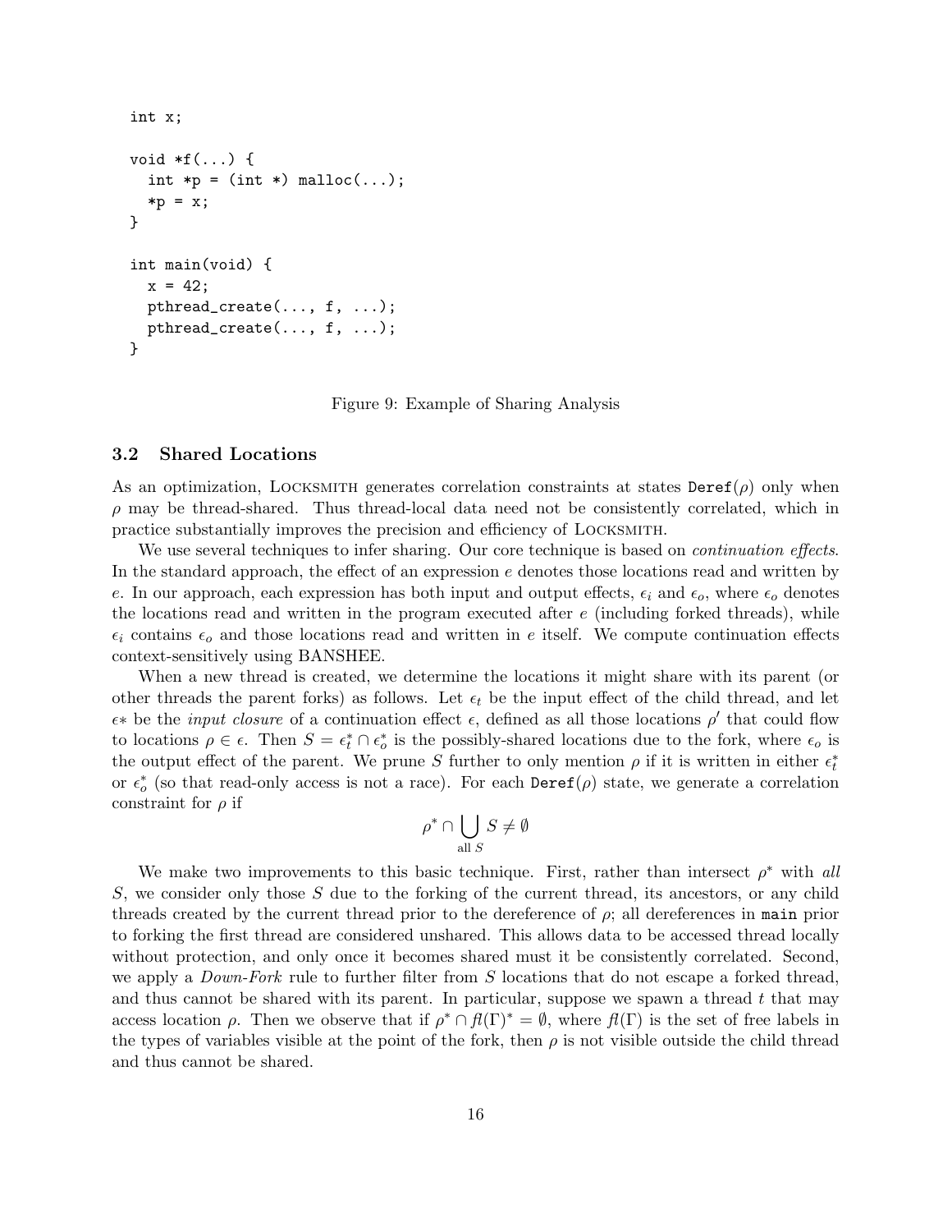```
int x;

void *f(...) {
  int *p = (int *) malloc(...);
  *p = x;
}

int main(void) {
  x = 42;
  pthread_create(..., f, ...);
  pthread_create(..., f, ...);
}
```

Figure 9: Example of Sharing Analysis

### 3.2 Shared Locations

As an optimization, LOCKSMITH generates correlation constraints at states $\texttt{Deref}(\rho)$ only when $\rho$ may be thread-shared. Thus thread-local data need not be consistently correlated, which in practice substantially improves the precision and efficiency of LOCKSMITH.

We use several techniques to infer sharing. Our core technique is based on *continuation effects*. In the standard approach, the effect of an expression $e$ denotes those locations read and written by $e$. In our approach, each expression has both input and output effects, $\epsilon_i$ and $\epsilon_o$, where $\epsilon_o$ denotes the locations read and written in the program executed after $e$ (including forked threads), while $\epsilon_i$ contains $\epsilon_o$ and those locations read and written in $e$ itself. We compute continuation effects context-sensitively using BANSHEE.

When a new thread is created, we determine the locations it might share with its parent (or other threads the parent forks) as follows. Let $\epsilon_t$ be the input effect of the child thread, and let $\epsilon*$ be the *input closure* of a continuation effect $\epsilon$, defined as all those locations $\rho'$ that could flow to locations $\rho \in \epsilon$. Then $S = \epsilon_t^* \cap \epsilon_o^*$ is the possibly-shared locations due to the fork, where $\epsilon_o$ is the output effect of the parent. We prune $S$ further to only mention $\rho$ if it is written in either $\epsilon_t^*$ or $\epsilon_o^*$ (so that read-only access is not a race). For each $\texttt{Deref}(\rho)$ state, we generate a correlation constraint for $\rho$ if

$$\rho^* \cap \bigcup_{\text{all } S} S \neq \emptyset$$

We make two improvements to this basic technique. First, rather than intersect $\rho^*$ with *all* $S$, we consider only those $S$ due to the forking of the current thread, its ancestors, or any child threads created by the current thread prior to the dereference of $\rho$; all dereferences in `main` prior to forking the first thread are considered unshared. This allows data to be accessed thread locally without protection, and only once it becomes shared must it be consistently correlated. Second, we apply a *Down-Fork* rule to further filter from $S$ locations that do not escape a forked thread, and thus cannot be shared with its parent. In particular, suppose we spawn a thread $t$ that may access location $\rho$. Then we observe that if $\rho^* \cap \mathit{fl}(\Gamma)^* = \emptyset$, where $\mathit{fl}(\Gamma)$ is the set of free labels in the types of variables visible at the point of the fork, then $\rho$ is not visible outside the child thread and thus cannot be shared.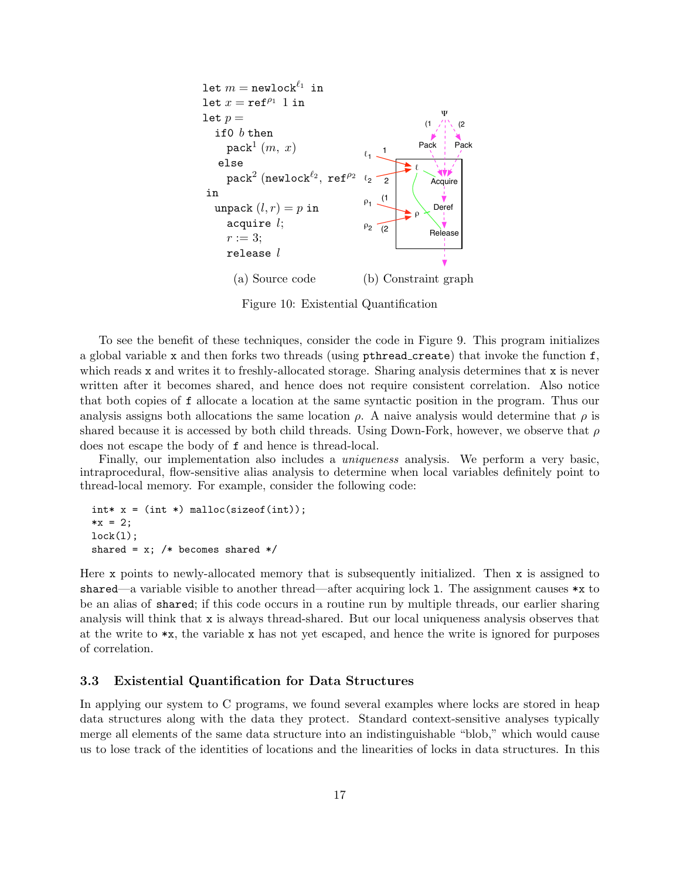```
let m = newlock^ℓ1 in
let x = ref^ρ1 1 in
let p =
  if0 b then
    pack^1 (m, x)
  else
    pack^2 (newlock^ℓ2, ref^ρ2
in
  unpack (l, r) = p in
    acquire l;
    r := 3;
    release l
```

(a) Source code (b) Constraint graph

Figure 10: Existential Quantification

To see the benefit of these techniques, consider the code in Figure 9. This program initializes a global variable `x` and then forks two threads (using `pthread_create`) that invoke the function `f`, which reads `x` and writes it to freshly-allocated storage. Sharing analysis determines that `x` is never written after it becomes shared, and hence does not require consistent correlation. Also notice that both copies of `f` allocate a location at the same syntactic position in the program. Thus our analysis assigns both allocations the same location $\rho$. A naive analysis would determine that $\rho$ is shared because it is accessed by both child threads. Using Down-Fork, however, we observe that $\rho$ does not escape the body of `f` and hence is thread-local.

Finally, our implementation also includes a *uniqueness* analysis. We perform a very basic, intraprocedural, flow-sensitive alias analysis to determine when local variables definitely point to thread-local memory. For example, consider the following code:

```
int* x = (int *) malloc(sizeof(int));
*x = 2;
lock(l);
shared = x; /* becomes shared */
```

Here `x` points to newly-allocated memory that is subsequently initialized. Then `x` is assigned to `shared`—a variable visible to another thread—after acquiring lock `l`. The assignment causes `*x` to be an alias of `shared`; if this code occurs in a routine run by multiple threads, our earlier sharing analysis will think that `x` is always thread-shared. But our local uniqueness analysis observes that at the write to `*x`, the variable `x` has not yet escaped, and hence the write is ignored for purposes of correlation.

### 3.3 Existential Quantification for Data Structures

In applying our system to C programs, we found several examples where locks are stored in heap data structures along with the data they protect. Standard context-sensitive analyses typically merge all elements of the same data structure into an indistinguishable "blob," which would cause us to lose track of the identities of locations and the linearities of locks in data structures. In this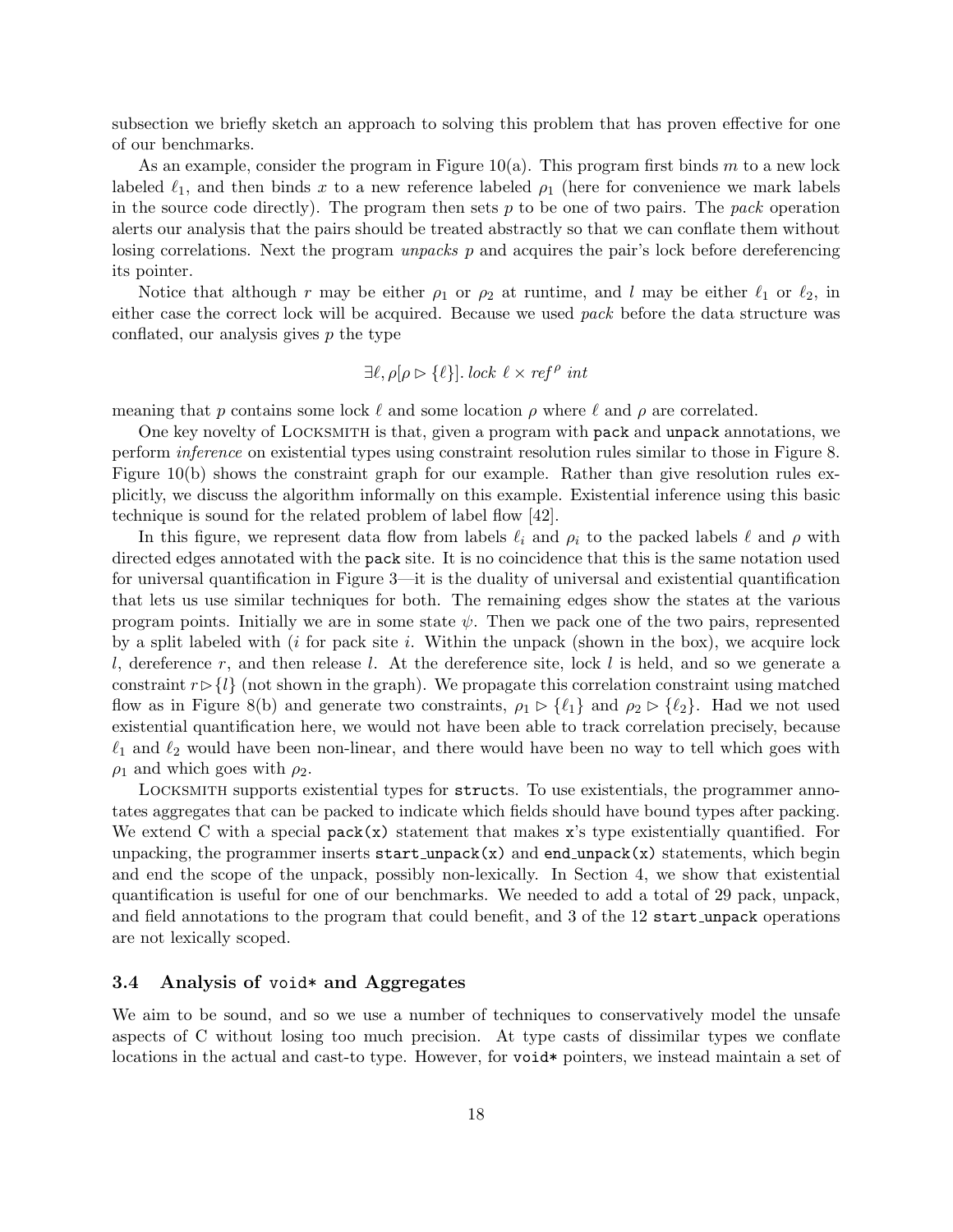subsection we briefly sketch an approach to solving this problem that has proven effective for one of our benchmarks.

As an example, consider the program in Figure 10(a). This program first binds $m$ to a new lock labeled $\ell_1$, and then binds $x$ to a new reference labeled $\rho_1$ (here for convenience we mark labels in the source code directly). The program then sets $p$ to be one of two pairs. The *pack* operation alerts our analysis that the pairs should be treated abstractly so that we can conflate them without losing correlations. Next the program *unpacks* $p$ and acquires the pair's lock before dereferencing its pointer.

Notice that although $r$ may be either $\rho_1$ or $\rho_2$ at runtime, and $l$ may be either $\ell_1$ or $\ell_2$, in either case the correct lock will be acquired. Because we used *pack* before the data structure was conflated, our analysis gives $p$ the type

$$\exists \ell, \rho[\rho \rhd \{\ell\}].\, lock\ \ell \times ref^{\rho}\ int$$

meaning that $p$ contains some lock $\ell$ and some location $\rho$ where $\ell$ and $\rho$ are correlated.

One key novelty of Locksmith is that, given a program with `pack` and `unpack` annotations, we perform *inference* on existential types using constraint resolution rules similar to those in Figure 8. Figure 10(b) shows the constraint graph for our example. Rather than give resolution rules explicitly, we discuss the algorithm informally on this example. Existential inference using this basic technique is sound for the related problem of label flow [42].

In this figure, we represent data flow from labels $\ell_i$ and $\rho_i$ to the packed labels $\ell$ and $\rho$ with directed edges annotated with the `pack` site. It is no coincidence that this is the same notation used for universal quantification in Figure 3—it is the duality of universal and existential quantification that lets us use similar techniques for both. The remaining edges show the states at the various program points. Initially we are in some state $\psi$. Then we pack one of the two pairs, represented by a split labeled with $(i$ for pack site $i$. Within the unpack (shown in the box), we acquire lock $l$, dereference $r$, and then release $l$. At the dereference site, lock $l$ is held, and so we generate a constraint $r \rhd \{l\}$ (not shown in the graph). We propagate this correlation constraint using matched flow as in Figure 8(b) and generate two constraints, $\rho_1 \rhd \{\ell_1\}$ and $\rho_2 \rhd \{\ell_2\}$. Had we not used existential quantification here, we would not have been able to track correlation precisely, because $\ell_1$ and $\ell_2$ would have been non-linear, and there would have been no way to tell which goes with $\rho_1$ and which goes with $\rho_2$.

Locksmith supports existential types for `struct`s. To use existentials, the programmer annotates aggregates that can be packed to indicate which fields should have bound types after packing. We extend C with a special `pack(x)` statement that makes `x`'s type existentially quantified. For unpacking, the programmer inserts `start_unpack(x)` and `end_unpack(x)` statements, which begin and end the scope of the unpack, possibly non-lexically. In Section 4, we show that existential quantification is useful for one of our benchmarks. We needed to add a total of 29 pack, unpack, and field annotations to the program that could benefit, and 3 of the 12 `start_unpack` operations are not lexically scoped.

### 3.4 Analysis of `void*` and Aggregates

We aim to be sound, and so we use a number of techniques to conservatively model the unsafe aspects of C without losing too much precision. At type casts of dissimilar types we conflate locations in the actual and cast-to type. However, for `void*` pointers, we instead maintain a set of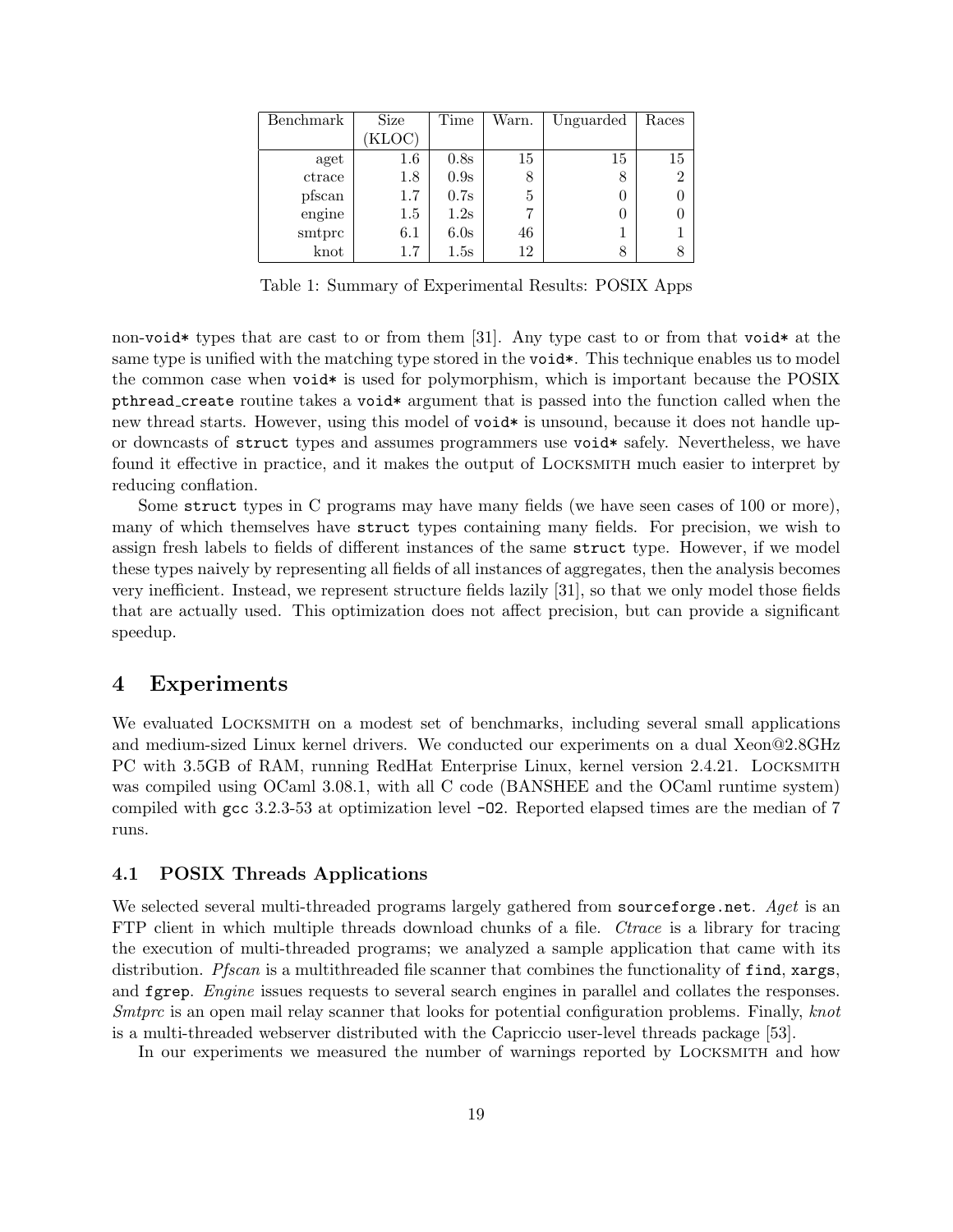| Benchmark | Size (KLOC) | Time | Warn. | Unguarded | Races |
|---|---|---|---|---|---|
| aget | 1.6 | 0.8s | 15 | 15 | 15 |
| ctrace | 1.8 | 0.9s | 8 | 8 | 2 |
| pfscan | 1.7 | 0.7s | 5 | 0 | 0 |
| engine | 1.5 | 1.2s | 7 | 0 | 0 |
| smtprc | 6.1 | 6.0s | 46 | 1 | 1 |
| knot | 1.7 | 1.5s | 12 | 8 | 8 |

Table 1: Summary of Experimental Results: POSIX Apps

non-`void*` types that are cast to or from them [31]. Any type cast to or from that `void*` at the same type is unified with the matching type stored in the `void*`. This technique enables us to model the common case when `void*` is used for polymorphism, which is important because the POSIX `pthread_create` routine takes a `void*` argument that is passed into the function called when the new thread starts. However, using this model of `void*` is unsound, because it does not handle up- or downcasts of `struct` types and assumes programmers use `void*` safely. Nevertheless, we have found it effective in practice, and it makes the output of Locksmith much easier to interpret by reducing conflation.

Some `struct` types in C programs may have many fields (we have seen cases of 100 or more), many of which themselves have `struct` types containing many fields. For precision, we wish to assign fresh labels to fields of different instances of the same `struct` type. However, if we model these types naively by representing all fields of all instances of aggregates, then the analysis becomes very inefficient. Instead, we represent structure fields lazily [31], so that we only model those fields that are actually used. This optimization does not affect precision, but can provide a significant speedup.

# 4 Experiments

We evaluated Locksmith on a modest set of benchmarks, including several small applications and medium-sized Linux kernel drivers. We conducted our experiments on a dual Xeon@2.8GHz PC with 3.5GB of RAM, running RedHat Enterprise Linux, kernel version 2.4.21. Locksmith was compiled using OCaml 3.08.1, with all C code (BANSHEE and the OCaml runtime system) compiled with `gcc` 3.2.3-53 at optimization level `-O2`. Reported elapsed times are the median of 7 runs.

## 4.1 POSIX Threads Applications

We selected several multi-threaded programs largely gathered from `sourceforge.net`. *Aget* is an FTP client in which multiple threads download chunks of a file. *Ctrace* is a library for tracing the execution of multi-threaded programs; we analyzed a sample application that came with its distribution. *Pfscan* is a multithreaded file scanner that combines the functionality of `find`, `xargs`, and `fgrep`. *Engine* issues requests to several search engines in parallel and collates the responses. *Smtprc* is an open mail relay scanner that looks for potential configuration problems. Finally, *knot* is a multi-threaded webserver distributed with the Capriccio user-level threads package [53].

In our experiments we measured the number of warnings reported by Locksmith and how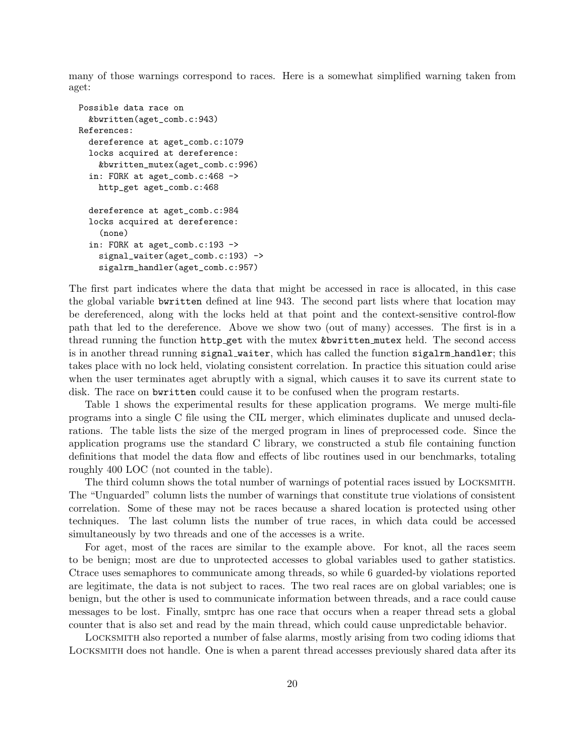many of those warnings correspond to races. Here is a somewhat simplified warning taken from aget:

```
Possible data race on
  &bwritten(aget_comb.c:943)
References:
  dereference at aget_comb.c:1079
  locks acquired at dereference:
    &bwritten_mutex(aget_comb.c:996)
  in: FORK at aget_comb.c:468 ->
    http_get aget_comb.c:468

  dereference at aget_comb.c:984
  locks acquired at dereference:
    (none)
  in: FORK at aget_comb.c:193 ->
    signal_waiter(aget_comb.c:193) ->
    sigalrm_handler(aget_comb.c:957)
```

The first part indicates where the data that might be accessed in race is allocated, in this case the global variable `bwritten` defined at line 943. The second part lists where that location may be dereferenced, along with the locks held at that point and the context-sensitive control-flow path that led to the dereference. Above we show two (out of many) accesses. The first is in a thread running the function `http_get` with the mutex `&bwritten_mutex` held. The second access is in another thread running `signal_waiter`, which has called the function `sigalrm_handler`; this takes place with no lock held, violating consistent correlation. In practice this situation could arise when the user terminates aget abruptly with a signal, which causes it to save its current state to disk. The race on `bwritten` could cause it to be confused when the program restarts.

Table 1 shows the experimental results for these application programs. We merge multi-file programs into a single C file using the CIL merger, which eliminates duplicate and unused declarations. The table lists the size of the merged program in lines of preprocessed code. Since the application programs use the standard C library, we constructed a stub file containing function definitions that model the data flow and effects of libc routines used in our benchmarks, totaling roughly 400 LOC (not counted in the table).

The third column shows the total number of warnings of potential races issued by LOCKSMITH. The "Unguarded" column lists the number of warnings that constitute true violations of consistent correlation. Some of these may not be races because a shared location is protected using other techniques. The last column lists the number of true races, in which data could be accessed simultaneously by two threads and one of the accesses is a write.

For aget, most of the races are similar to the example above. For knot, all the races seem to be benign; most are due to unprotected accesses to global variables used to gather statistics. Ctrace uses semaphores to communicate among threads, so while 6 guarded-by violations reported are legitimate, the data is not subject to races. The two real races are on global variables; one is benign, but the other is used to communicate information between threads, and a race could cause messages to be lost. Finally, smtprc has one race that occurs when a reaper thread sets a global counter that is also set and read by the main thread, which could cause unpredictable behavior.

LOCKSMITH also reported a number of false alarms, mostly arising from two coding idioms that LOCKSMITH does not handle. One is when a parent thread accesses previously shared data after its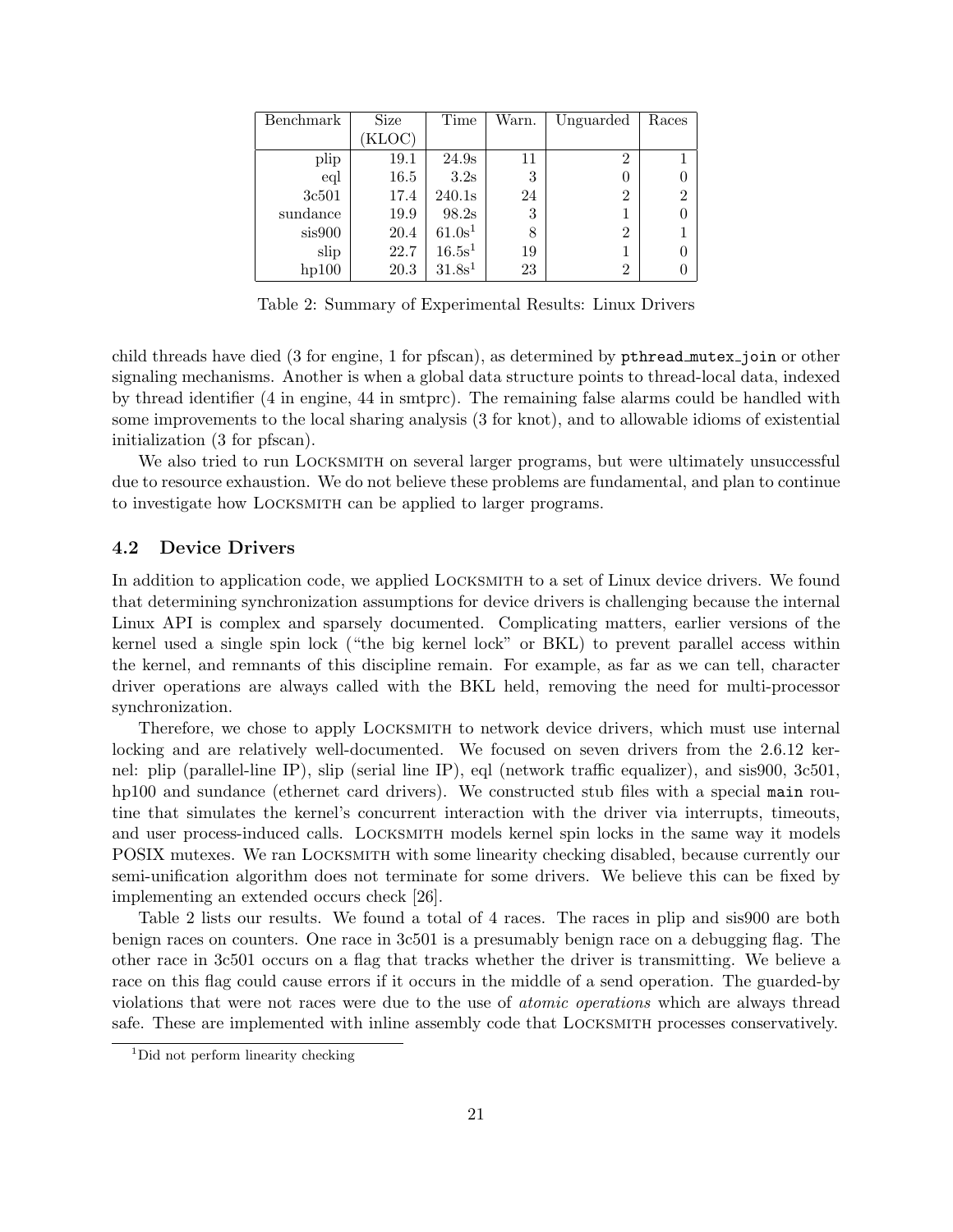| Benchmark | Size (KLOC) | Time | Warn. | Unguarded | Races |
|---|---|---|---|---|---|
| plip | 19.1 | 24.9s | 11 | 2 | 1 |
| eql | 16.5 | 3.2s | 3 | 0 | 0 |
| 3c501 | 17.4 | 240.1s | 24 | 2 | 2 |
| sundance | 19.9 | 98.2s | 3 | 1 | 0 |
| sis900 | 20.4 | 61.0s[1] | 8 | 2 | 1 |
| slip | 22.7 | 16.5s[1] | 19 | 1 | 0 |
| hp100 | 20.3 | 31.8s[1] | 23 | 2 | 0 |

Table 2: Summary of Experimental Results: Linux Drivers

child threads have died (3 for engine, 1 for pfscan), as determined by `pthread_mutex_join` or other signaling mechanisms. Another is when a global data structure points to thread-local data, indexed by thread identifier (4 in engine, 44 in smtprc). The remaining false alarms could be handled with some improvements to the local sharing analysis (3 for knot), and to allowable idioms of existential initialization (3 for pfscan).

We also tried to run Locksmith on several larger programs, but were ultimately unsuccessful due to resource exhaustion. We do not believe these problems are fundamental, and plan to continue to investigate how Locksmith can be applied to larger programs.

### 4.2 Device Drivers

In addition to application code, we applied Locksmith to a set of Linux device drivers. We found that determining synchronization assumptions for device drivers is challenging because the internal Linux API is complex and sparsely documented. Complicating matters, earlier versions of the kernel used a single spin lock ("the big kernel lock" or BKL) to prevent parallel access within the kernel, and remnants of this discipline remain. For example, as far as we can tell, character driver operations are always called with the BKL held, removing the need for multi-processor synchronization.

Therefore, we chose to apply Locksmith to network device drivers, which must use internal locking and are relatively well-documented. We focused on seven drivers from the 2.6.12 kernel: plip (parallel-line IP), slip (serial line IP), eql (network traffic equalizer), and sis900, 3c501, hp100 and sundance (ethernet card drivers). We constructed stub files with a special `main` routine that simulates the kernel's concurrent interaction with the driver via interrupts, timeouts, and user process-induced calls. Locksmith models kernel spin locks in the same way it models POSIX mutexes. We ran Locksmith with some linearity checking disabled, because currently our semi-unification algorithm does not terminate for some drivers. We believe this can be fixed by implementing an extended occurs check [26].

Table 2 lists our results. We found a total of 4 races. The races in plip and sis900 are both benign races on counters. One race in 3c501 is a presumably benign race on a debugging flag. The other race in 3c501 occurs on a flag that tracks whether the driver is transmitting. We believe a race on this flag could cause errors if it occurs in the middle of a send operation. The guarded-by violations that were not races were due to the use of *atomic operations* which are always thread safe. These are implemented with inline assembly code that Locksmith processes conservatively.

[1] Did not perform linearity checking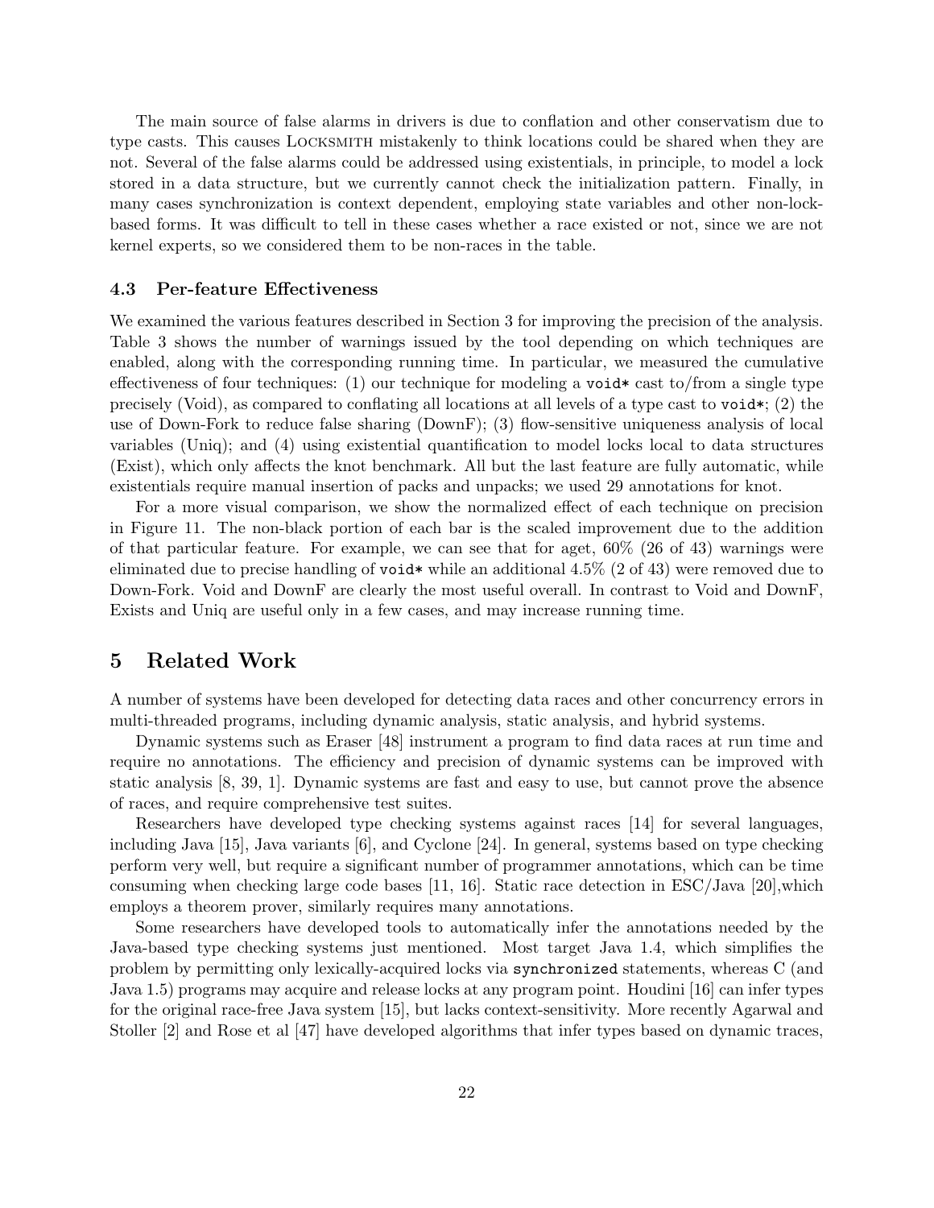The main source of false alarms in drivers is due to conflation and other conservatism due to type casts. This causes Locksmith mistakenly to think locations could be shared when they are not. Several of the false alarms could be addressed using existentials, in principle, to model a lock stored in a data structure, but we currently cannot check the initialization pattern. Finally, in many cases synchronization is context dependent, employing state variables and other non-lock-based forms. It was difficult to tell in these cases whether a race existed or not, since we are not kernel experts, so we considered them to be non-races in the table.

### 4.3 Per-feature Effectiveness

We examined the various features described in Section 3 for improving the precision of the analysis. Table 3 shows the number of warnings issued by the tool depending on which techniques are enabled, along with the corresponding running time. In particular, we measured the cumulative effectiveness of four techniques: (1) our technique for modeling a `void*` cast to/from a single type precisely (Void), as compared to conflating all locations at all levels of a type cast to `void*`; (2) the use of Down-Fork to reduce false sharing (DownF); (3) flow-sensitive uniqueness analysis of local variables (Uniq); and (4) using existential quantification to model locks local to data structures (Exist), which only affects the knot benchmark. All but the last feature are fully automatic, while existentials require manual insertion of packs and unpacks; we used 29 annotations for knot.

For a more visual comparison, we show the normalized effect of each technique on precision in Figure 11. The non-black portion of each bar is the scaled improvement due to the addition of that particular feature. For example, we can see that for aget, 60% (26 of 43) warnings were eliminated due to precise handling of `void*` while an additional 4.5% (2 of 43) were removed due to Down-Fork. Void and DownF are clearly the most useful overall. In contrast to Void and DownF, Exists and Uniq are useful only in a few cases, and may increase running time.

## 5 Related Work

A number of systems have been developed for detecting data races and other concurrency errors in multi-threaded programs, including dynamic analysis, static analysis, and hybrid systems.

Dynamic systems such as Eraser [48] instrument a program to find data races at run time and require no annotations. The efficiency and precision of dynamic systems can be improved with static analysis [8, 39, 1]. Dynamic systems are fast and easy to use, but cannot prove the absence of races, and require comprehensive test suites.

Researchers have developed type checking systems against races [14] for several languages, including Java [15], Java variants [6], and Cyclone [24]. In general, systems based on type checking perform very well, but require a significant number of programmer annotations, which can be time consuming when checking large code bases [11, 16]. Static race detection in ESC/Java [20],which employs a theorem prover, similarly requires many annotations.

Some researchers have developed tools to automatically infer the annotations needed by the Java-based type checking systems just mentioned. Most target Java 1.4, which simplifies the problem by permitting only lexically-acquired locks via `synchronized` statements, whereas C (and Java 1.5) programs may acquire and release locks at any program point. Houdini [16] can infer types for the original race-free Java system [15], but lacks context-sensitivity. More recently Agarwal and Stoller [2] and Rose et al [47] have developed algorithms that infer types based on dynamic traces,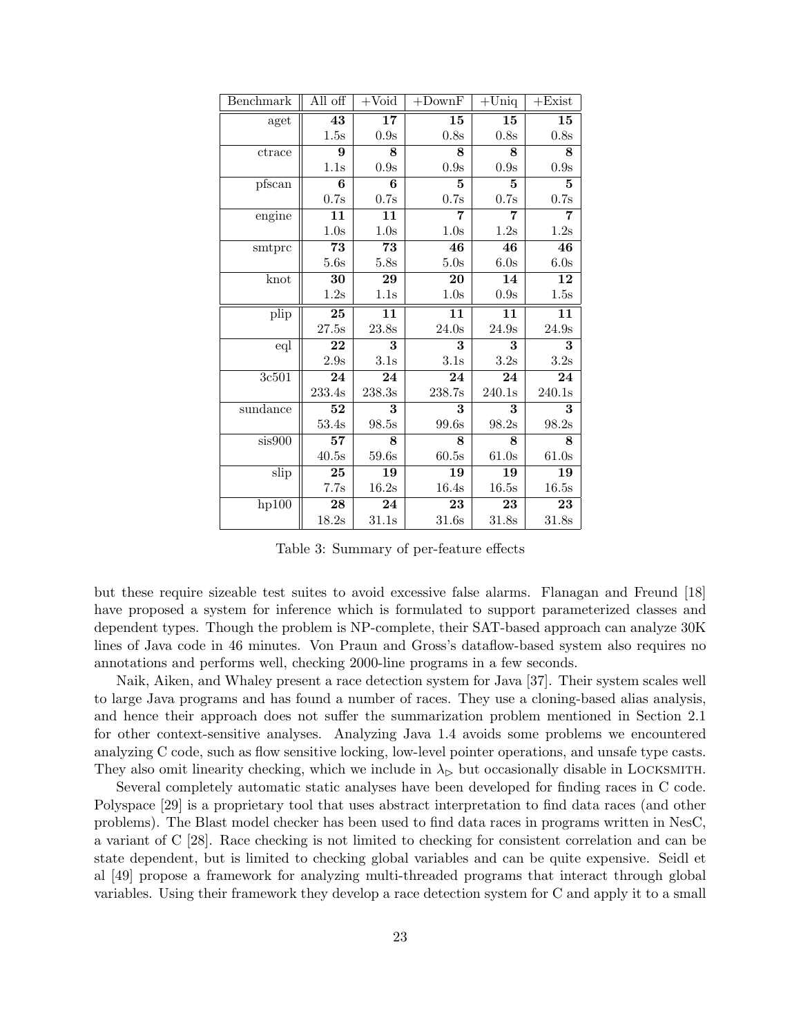| Benchmark | All off | +Void | +DownF | +Uniq | +Exist |
|---|---|---|---|---|---|
| aget | **43** | **17** | **15** | **15** | **15** |
| | 1.5s | 0.9s | 0.8s | 0.8s | 0.8s |
| ctrace | **9** | **8** | **8** | **8** | **8** |
| | 1.1s | 0.9s | 0.9s | 0.9s | 0.9s |
| pfscan | **6** | **6** | **5** | **5** | **5** |
| | 0.7s | 0.7s | 0.7s | 0.7s | 0.7s |
| engine | **11** | **11** | **7** | **7** | **7** |
| | 1.0s | 1.0s | 1.0s | 1.2s | 1.2s |
| smtprc | **73** | **73** | **46** | **46** | **46** |
| | 5.6s | 5.8s | 5.0s | 6.0s | 6.0s |
| knot | **30** | **29** | **20** | **14** | **12** |
| | 1.2s | 1.1s | 1.0s | 0.9s | 1.5s |
| plip | **25** | **11** | **11** | **11** | **11** |
| | 27.5s | 23.8s | 24.0s | 24.9s | 24.9s |
| eql | **22** | **3** | **3** | **3** | **3** |
| | 2.9s | 3.1s | 3.1s | 3.2s | 3.2s |
| 3c501 | **24** | **24** | **24** | **24** | **24** |
| | 233.4s | 238.3s | 238.7s | 240.1s | 240.1s |
| sundance | **52** | **3** | **3** | **3** | **3** |
| | 53.4s | 98.5s | 99.6s | 98.2s | 98.2s |
| sis900 | **57** | **8** | **8** | **8** | **8** |
| | 40.5s | 59.6s | 60.5s | 61.0s | 61.0s |
| slip | **25** | **19** | **19** | **19** | **19** |
| | 7.7s | 16.2s | 16.4s | 16.5s | 16.5s |
| hp100 | **28** | **24** | **23** | **23** | **23** |
| | 18.2s | 31.1s | 31.6s | 31.8s | 31.8s |

Table 3: Summary of per-feature effects

but these require sizeable test suites to avoid excessive false alarms. Flanagan and Freund [18] have proposed a system for inference which is formulated to support parameterized classes and dependent types. Though the problem is NP-complete, their SAT-based approach can analyze 30K lines of Java code in 46 minutes. Von Praun and Gross's dataflow-based system also requires no annotations and performs well, checking 2000-line programs in a few seconds.

Naik, Aiken, and Whaley present a race detection system for Java [37]. Their system scales well to large Java programs and has found a number of races. They use a cloning-based alias analysis, and hence their approach does not suffer the summarization problem mentioned in Section 2.1 for other context-sensitive analyses. Analyzing Java 1.4 avoids some problems we encountered analyzing C code, such as flow sensitive locking, low-level pointer operations, and unsafe type casts. They also omit linearity checking, which we include in $\lambda_{\triangleright}$ but occasionally disable in LOCKSMITH.

Several completely automatic static analyses have been developed for finding races in C code. Polyspace [29] is a proprietary tool that uses abstract interpretation to find data races (and other problems). The Blast model checker has been used to find data races in programs written in NesC, a variant of C [28]. Race checking is not limited to checking for consistent correlation and can be state dependent, but is limited to checking global variables and can be quite expensive. Seidl et al [49] propose a framework for analyzing multi-threaded programs that interact through global variables. Using their framework they develop a race detection system for C and apply it to a small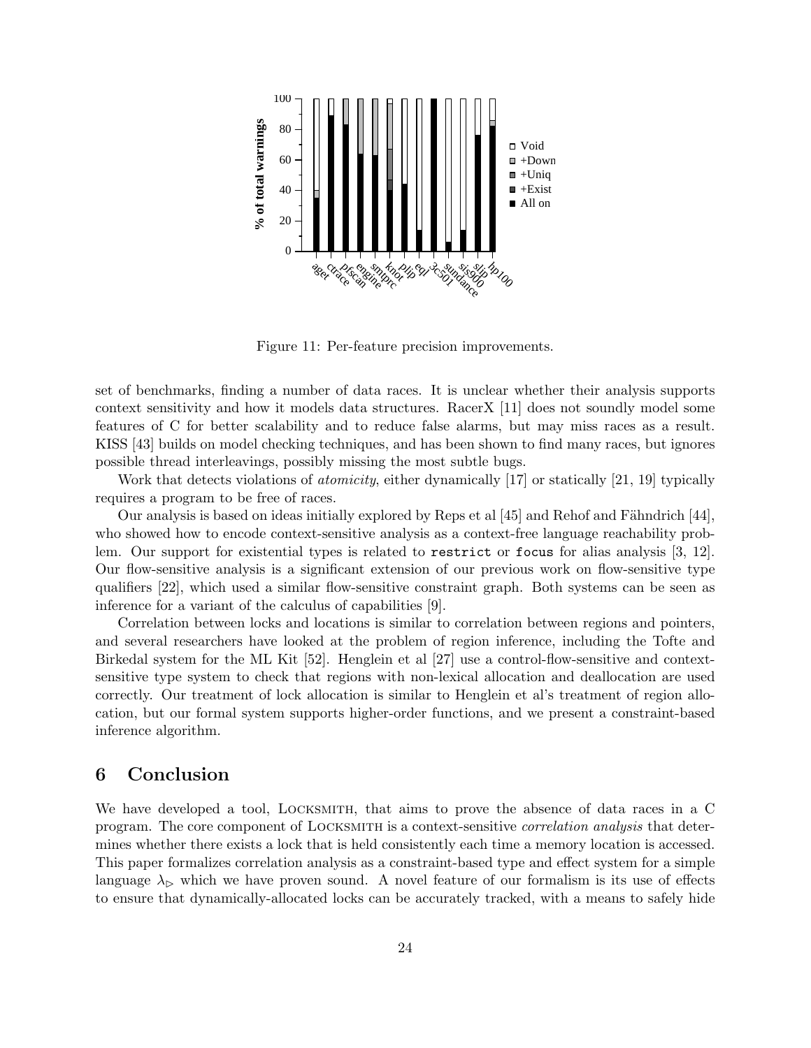Figure 11: Per-feature precision improvements.

set of benchmarks, finding a number of data races. It is unclear whether their analysis supports context sensitivity and how it models data structures. RacerX [11] does not soundly model some features of C for better scalability and to reduce false alarms, but may miss races as a result. KISS [43] builds on model checking techniques, and has been shown to find many races, but ignores possible thread interleavings, possibly missing the most subtle bugs.

Work that detects violations of *atomicity*, either dynamically [17] or statically [21, 19] typically requires a program to be free of races.

Our analysis is based on ideas initially explored by Reps et al [45] and Rehof and Fähndrich [44], who showed how to encode context-sensitive analysis as a context-free language reachability problem. Our support for existential types is related to `restrict` or `focus` for alias analysis [3, 12]. Our flow-sensitive analysis is a significant extension of our previous work on flow-sensitive type qualifiers [22], which used a similar flow-sensitive constraint graph. Both systems can be seen as inference for a variant of the calculus of capabilities [9].

Correlation between locks and locations is similar to correlation between regions and pointers, and several researchers have looked at the problem of region inference, including the Tofte and Birkedal system for the ML Kit [52]. Henglein et al [27] use a control-flow-sensitive and context-sensitive type system to check that regions with non-lexical allocation and deallocation are used correctly. Our treatment of lock allocation is similar to Henglein et al's treatment of region allocation, but our formal system supports higher-order functions, and we present a constraint-based inference algorithm.

## 6 Conclusion

We have developed a tool, Locksmith, that aims to prove the absence of data races in a C program. The core component of Locksmith is a context-sensitive *correlation analysis* that determines whether there exists a lock that is held consistently each time a memory location is accessed. This paper formalizes correlation analysis as a constraint-based type and effect system for a simple language $\lambda_{\triangleright}$ which we have proven sound. A novel feature of our formalism is its use of effects to ensure that dynamically-allocated locks can be accurately tracked, with a means to safely hide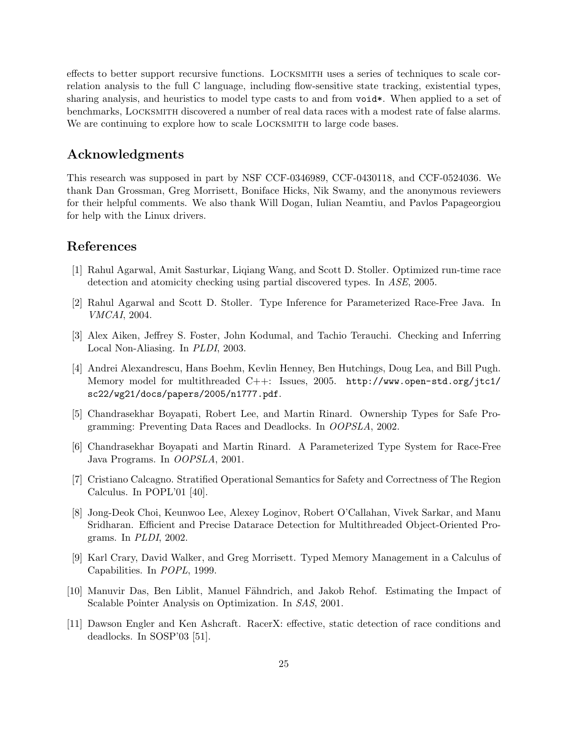effects to better support recursive functions. LOCKSMITH uses a series of techniques to scale correlation analysis to the full C language, including flow-sensitive state tracking, existential types, sharing analysis, and heuristics to model type casts to and from `void*`. When applied to a set of benchmarks, LOCKSMITH discovered a number of real data races with a modest rate of false alarms. We are continuing to explore how to scale LOCKSMITH to large code bases.

## Acknowledgments

This research was supposed in part by NSF CCF-0346989, CCF-0430118, and CCF-0524036. We thank Dan Grossman, Greg Morrisett, Boniface Hicks, Nik Swamy, and the anonymous reviewers for their helpful comments. We also thank Will Dogan, Iulian Neamtiu, and Pavlos Papageorgiou for help with the Linux drivers.

## References

[1] Rahul Agarwal, Amit Sasturkar, Liqiang Wang, and Scott D. Stoller. Optimized run-time race detection and atomicity checking using partial discovered types. In *ASE*, 2005.

[2] Rahul Agarwal and Scott D. Stoller. Type Inference for Parameterized Race-Free Java. In *VMCAI*, 2004.

[3] Alex Aiken, Jeffrey S. Foster, John Kodumal, and Tachio Terauchi. Checking and Inferring Local Non-Aliasing. In *PLDI*, 2003.

[4] Andrei Alexandrescu, Hans Boehm, Kevlin Henney, Ben Hutchings, Doug Lea, and Bill Pugh. Memory model for multithreaded C++: Issues, 2005. `http://www.open-std.org/jtc1/sc22/wg21/docs/papers/2005/n1777.pdf`.

[5] Chandrasekhar Boyapati, Robert Lee, and Martin Rinard. Ownership Types for Safe Programming: Preventing Data Races and Deadlocks. In *OOPSLA*, 2002.

[6] Chandrasekhar Boyapati and Martin Rinard. A Parameterized Type System for Race-Free Java Programs. In *OOPSLA*, 2001.

[7] Cristiano Calcagno. Stratified Operational Semantics for Safety and Correctness of The Region Calculus. In POPL'01 [40].

[8] Jong-Deok Choi, Keunwoo Lee, Alexey Loginov, Robert O'Callahan, Vivek Sarkar, and Manu Sridharan. Efficient and Precise Datarace Detection for Multithreaded Object-Oriented Programs. In *PLDI*, 2002.

[9] Karl Crary, David Walker, and Greg Morrisett. Typed Memory Management in a Calculus of Capabilities. In *POPL*, 1999.

[10] Manuvir Das, Ben Liblit, Manuel Fähndrich, and Jakob Rehof. Estimating the Impact of Scalable Pointer Analysis on Optimization. In *SAS*, 2001.

[11] Dawson Engler and Ken Ashcraft. RacerX: effective, static detection of race conditions and deadlocks. In SOSP'03 [51].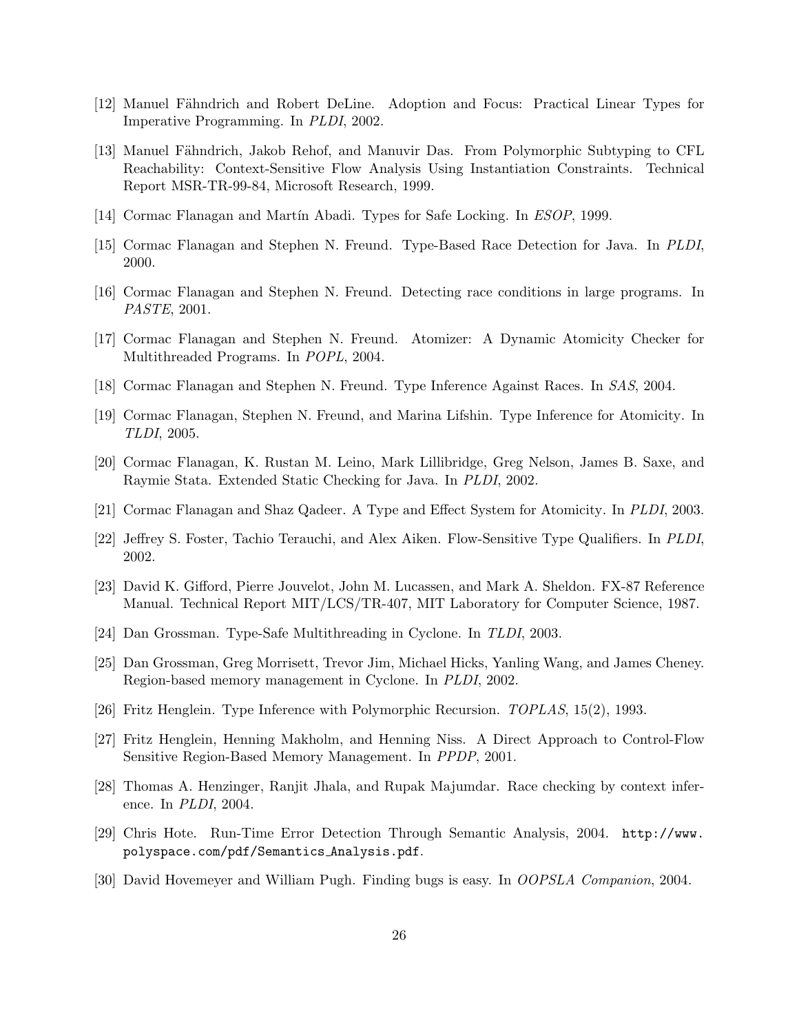[12] Manuel Fähndrich and Robert DeLine. Adoption and Focus: Practical Linear Types for Imperative Programming. In *PLDI*, 2002.

[13] Manuel Fähndrich, Jakob Rehof, and Manuvir Das. From Polymorphic Subtyping to CFL Reachability: Context-Sensitive Flow Analysis Using Instantiation Constraints. Technical Report MSR-TR-99-84, Microsoft Research, 1999.

[14] Cormac Flanagan and Martín Abadi. Types for Safe Locking. In *ESOP*, 1999.

[15] Cormac Flanagan and Stephen N. Freund. Type-Based Race Detection for Java. In *PLDI*, 2000.

[16] Cormac Flanagan and Stephen N. Freund. Detecting race conditions in large programs. In *PASTE*, 2001.

[17] Cormac Flanagan and Stephen N. Freund. Atomizer: A Dynamic Atomicity Checker for Multithreaded Programs. In *POPL*, 2004.

[18] Cormac Flanagan and Stephen N. Freund. Type Inference Against Races. In *SAS*, 2004.

[19] Cormac Flanagan, Stephen N. Freund, and Marina Lifshin. Type Inference for Atomicity. In *TLDI*, 2005.

[20] Cormac Flanagan, K. Rustan M. Leino, Mark Lillibridge, Greg Nelson, James B. Saxe, and Raymie Stata. Extended Static Checking for Java. In *PLDI*, 2002.

[21] Cormac Flanagan and Shaz Qadeer. A Type and Effect System for Atomicity. In *PLDI*, 2003.

[22] Jeffrey S. Foster, Tachio Terauchi, and Alex Aiken. Flow-Sensitive Type Qualifiers. In *PLDI*, 2002.

[23] David K. Gifford, Pierre Jouvelot, John M. Lucassen, and Mark A. Sheldon. FX-87 Reference Manual. Technical Report MIT/LCS/TR-407, MIT Laboratory for Computer Science, 1987.

[24] Dan Grossman. Type-Safe Multithreading in Cyclone. In *TLDI*, 2003.

[25] Dan Grossman, Greg Morrisett, Trevor Jim, Michael Hicks, Yanling Wang, and James Cheney. Region-based memory management in Cyclone. In *PLDI*, 2002.

[26] Fritz Henglein. Type Inference with Polymorphic Recursion. *TOPLAS*, 15(2), 1993.

[27] Fritz Henglein, Henning Makholm, and Henning Niss. A Direct Approach to Control-Flow Sensitive Region-Based Memory Management. In *PPDP*, 2001.

[28] Thomas A. Henzinger, Ranjit Jhala, and Rupak Majumdar. Race checking by context inference. In *PLDI*, 2004.

[29] Chris Hote. Run-Time Error Detection Through Semantic Analysis, 2004. `http://www.polyspace.com/pdf/Semantics_Analysis.pdf`.

[30] David Hovemeyer and William Pugh. Finding bugs is easy. In *OOPSLA Companion*, 2004.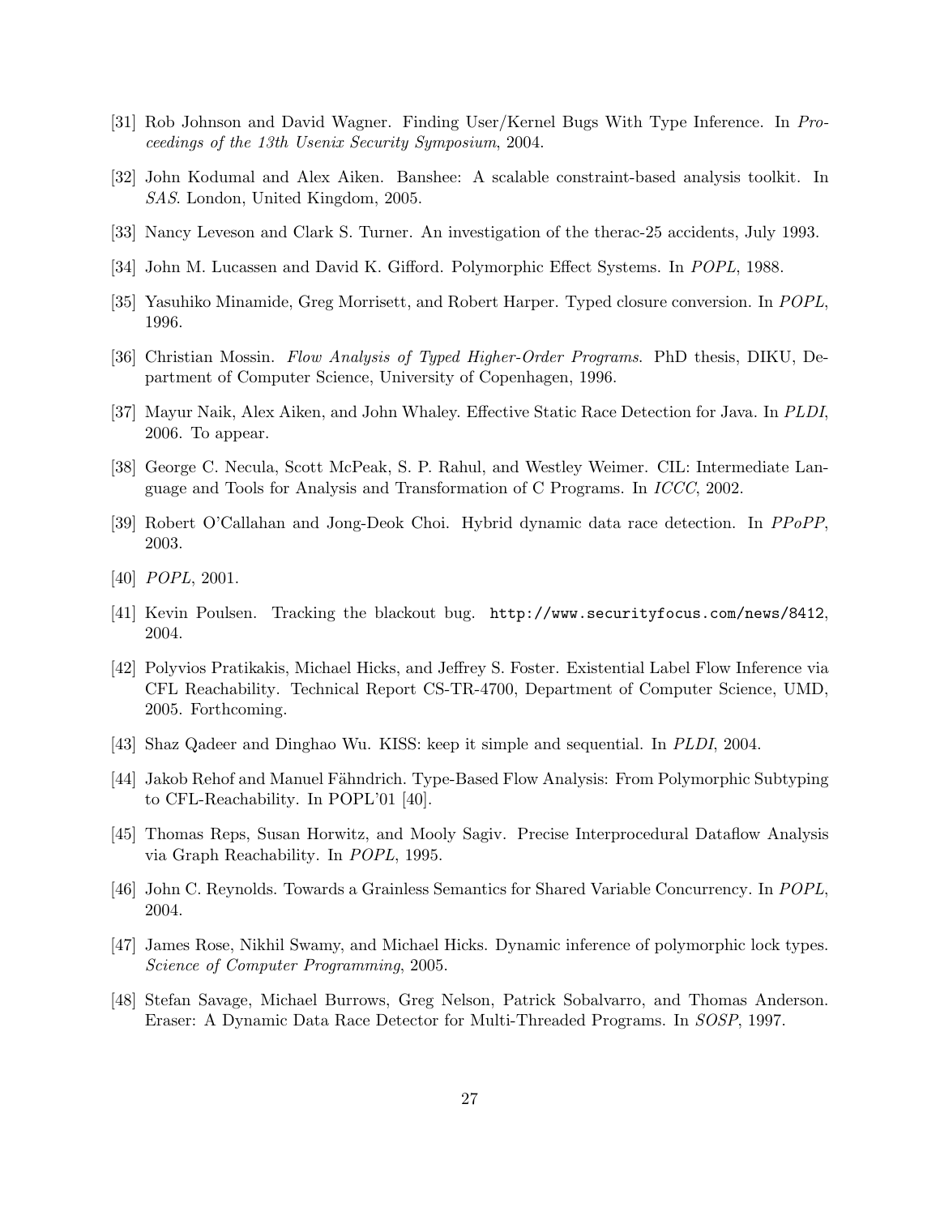[31] Rob Johnson and David Wagner. Finding User/Kernel Bugs With Type Inference. In *Proceedings of the 13th Usenix Security Symposium*, 2004.

[32] John Kodumal and Alex Aiken. Banshee: A scalable constraint-based analysis toolkit. In *SAS*. London, United Kingdom, 2005.

[33] Nancy Leveson and Clark S. Turner. An investigation of the therac-25 accidents, July 1993.

[34] John M. Lucassen and David K. Gifford. Polymorphic Effect Systems. In *POPL*, 1988.

[35] Yasuhiko Minamide, Greg Morrisett, and Robert Harper. Typed closure conversion. In *POPL*, 1996.

[36] Christian Mossin. *Flow Analysis of Typed Higher-Order Programs*. PhD thesis, DIKU, Department of Computer Science, University of Copenhagen, 1996.

[37] Mayur Naik, Alex Aiken, and John Whaley. Effective Static Race Detection for Java. In *PLDI*, 2006. To appear.

[38] George C. Necula, Scott McPeak, S. P. Rahul, and Westley Weimer. CIL: Intermediate Language and Tools for Analysis and Transformation of C Programs. In *ICCC*, 2002.

[39] Robert O'Callahan and Jong-Deok Choi. Hybrid dynamic data race detection. In *PPoPP*, 2003.

[40] *POPL*, 2001.

[41] Kevin Poulsen. Tracking the blackout bug. `http://www.securityfocus.com/news/8412`, 2004.

[42] Polyvios Pratikakis, Michael Hicks, and Jeffrey S. Foster. Existential Label Flow Inference via CFL Reachability. Technical Report CS-TR-4700, Department of Computer Science, UMD, 2005. Forthcoming.

[43] Shaz Qadeer and Dinghao Wu. KISS: keep it simple and sequential. In *PLDI*, 2004.

[44] Jakob Rehof and Manuel Fähndrich. Type-Based Flow Analysis: From Polymorphic Subtyping to CFL-Reachability. In POPL'01 [40].

[45] Thomas Reps, Susan Horwitz, and Mooly Sagiv. Precise Interprocedural Dataflow Analysis via Graph Reachability. In *POPL*, 1995.

[46] John C. Reynolds. Towards a Grainless Semantics for Shared Variable Concurrency. In *POPL*, 2004.

[47] James Rose, Nikhil Swamy, and Michael Hicks. Dynamic inference of polymorphic lock types. *Science of Computer Programming*, 2005.

[48] Stefan Savage, Michael Burrows, Greg Nelson, Patrick Sobalvarro, and Thomas Anderson. Eraser: A Dynamic Data Race Detector for Multi-Threaded Programs. In *SOSP*, 1997.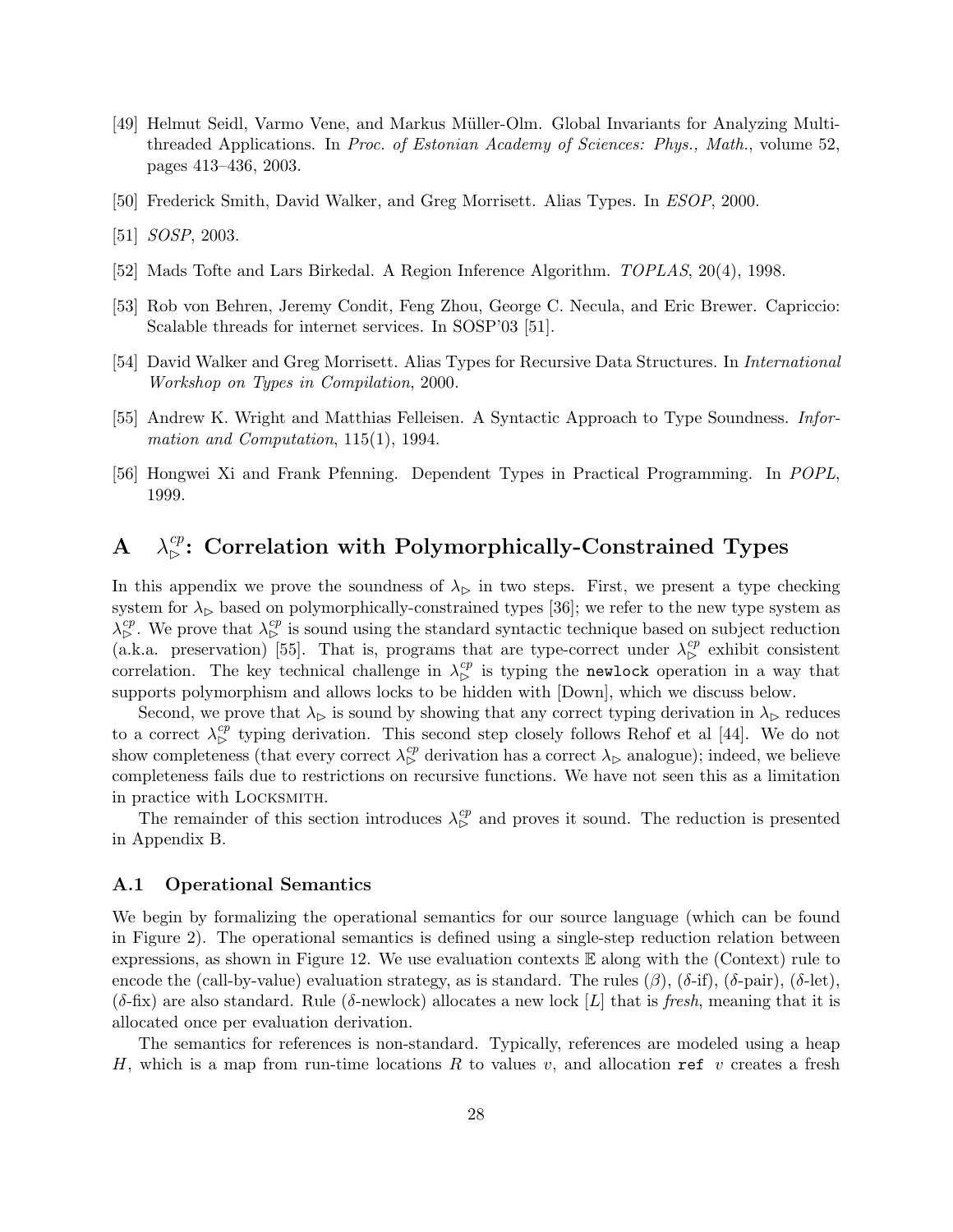[49] Helmut Seidl, Varmo Vene, and Markus Müller-Olm. Global Invariants for Analyzing Multi-threaded Applications. In *Proc. of Estonian Academy of Sciences: Phys., Math.*, volume 52, pages 413–436, 2003.

[50] Frederick Smith, David Walker, and Greg Morrisett. Alias Types. In *ESOP*, 2000.

[51] *SOSP*, 2003.

[52] Mads Tofte and Lars Birkedal. A Region Inference Algorithm. *TOPLAS*, 20(4), 1998.

[53] Rob von Behren, Jeremy Condit, Feng Zhou, George C. Necula, and Eric Brewer. Capriccio: Scalable threads for internet services. In SOSP'03 [51].

[54] David Walker and Greg Morrisett. Alias Types for Recursive Data Structures. In *International Workshop on Types in Compilation*, 2000.

[55] Andrew K. Wright and Matthias Felleisen. A Syntactic Approach to Type Soundness. *Information and Computation*, 115(1), 1994.

[56] Hongwei Xi and Frank Pfenning. Dependent Types in Practical Programming. In *POPL*, 1999.

# A $\lambda_{\triangleright}^{cp}$: Correlation with Polymorphically-Constrained Types

In this appendix we prove the soundness of $\lambda_{\triangleright}$ in two steps. First, we present a type checking system for $\lambda_{\triangleright}$ based on polymorphically-constrained types [36]; we refer to the new type system as $\lambda_{\triangleright}^{cp}$. We prove that $\lambda_{\triangleright}^{cp}$ is sound using the standard syntactic technique based on subject reduction (a.k.a. preservation) [55]. That is, programs that are type-correct under $\lambda_{\triangleright}^{cp}$ exhibit consistent correlation. The key technical challenge in $\lambda_{\triangleright}^{cp}$ is typing the `newlock` operation in a way that supports polymorphism and allows locks to be hidden with [Down], which we discuss below.

Second, we prove that $\lambda_{\triangleright}$ is sound by showing that any correct typing derivation in $\lambda_{\triangleright}$ reduces to a correct $\lambda_{\triangleright}^{cp}$ typing derivation. This second step closely follows Rehof et al [44]. We do not show completeness (that every correct $\lambda_{\triangleright}^{cp}$ derivation has a correct $\lambda_{\triangleright}$ analogue); indeed, we believe completeness fails due to restrictions on recursive functions. We have not seen this as a limitation in practice with Locksmith.

The remainder of this section introduces $\lambda_{\triangleright}^{cp}$ and proves it sound. The reduction is presented in Appendix B.

## A.1 Operational Semantics

We begin by formalizing the operational semantics for our source language (which can be found in Figure 2). The operational semantics is defined using a single-step reduction relation between expressions, as shown in Figure 12. We use evaluation contexts $\mathbb{E}$ along with the (Context) rule to encode the (call-by-value) evaluation strategy, as is standard. The rules ($\beta$), ($\delta$-if), ($\delta$-pair), ($\delta$-let), ($\delta$-fix) are also standard. Rule ($\delta$-newlock) allocates a new lock $[L]$ that is *fresh*, meaning that it is allocated once per evaluation derivation.

The semantics for references is non-standard. Typically, references are modeled using a heap $H$, which is a map from run-time locations $R$ to values $v$, and allocation `ref` $v$ creates a fresh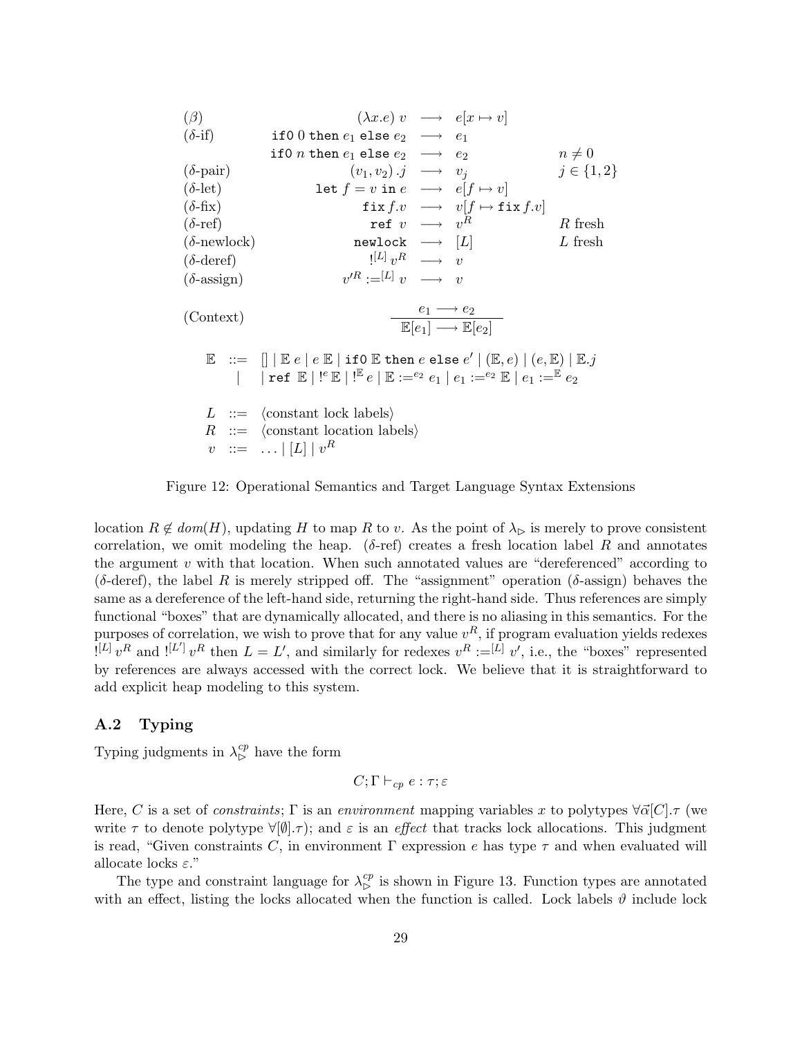$$
\begin{array}{llcll}
(\beta) & (\lambda x.e)\ v & \longrightarrow & e[x \mapsto v] & \\
(\delta\text{-if}) & \texttt{if0}\ 0\ \texttt{then}\ e_1\ \texttt{else}\ e_2 & \longrightarrow & e_1 & \\
 & \texttt{if0}\ n\ \texttt{then}\ e_1\ \texttt{else}\ e_2 & \longrightarrow & e_2 & n \neq 0 \\
(\delta\text{-pair}) & (v_1, v_2)\,.j & \longrightarrow & v_j & j \in \{1,2\} \\
(\delta\text{-let}) & \texttt{let}\ f = v\ \texttt{in}\ e & \longrightarrow & e[f \mapsto v] & \\
(\delta\text{-fix}) & \texttt{fix}\,f.v & \longrightarrow & v[f \mapsto \texttt{fix}\,f.v] & \\
(\delta\text{-ref}) & \texttt{ref}\ v & \longrightarrow & v^R & R \text{ fresh} \\
(\delta\text{-newlock}) & \texttt{newlock} & \longrightarrow & [L] & L \text{ fresh} \\
(\delta\text{-deref}) & !^{[L]}\,v^R & \longrightarrow & v & \\
(\delta\text{-assign}) & v'^R :=^{[L]} v & \longrightarrow & v &
\end{array}
$$

$$
(\text{Context}) \qquad \frac{e_1 \longrightarrow e_2}{\mathbb{E}[e_1] \longrightarrow \mathbb{E}[e_2]}
$$

$$
\begin{array}{lcl}
\mathbb{E} & ::= & [\,] \mid \mathbb{E}\ e \mid e\ \mathbb{E} \mid \texttt{if0}\ \mathbb{E}\ \texttt{then}\ e\ \texttt{else}\ e' \mid (\mathbb{E}, e) \mid (e, \mathbb{E}) \mid \mathbb{E}.j \\
 & \mid & \mid \texttt{ref}\ \mathbb{E} \mid !^{e}\,\mathbb{E} \mid !^{\mathbb{E}}\,e \mid \mathbb{E} :=^{e_2} e_1 \mid e_1 :=^{e_2} \mathbb{E} \mid e_1 :=^{\mathbb{E}} e_2 \\
 & & \\
L & ::= & \langle\text{constant lock labels}\rangle \\
R & ::= & \langle\text{constant location labels}\rangle \\
v & ::= & \ldots \mid [L] \mid v^R
\end{array}
$$

Figure 12: Operational Semantics and Target Language Syntax Extensions

location $R \notin dom(H)$, updating $H$ to map $R$ to $v$. As the point of $\lambda_{\triangleright}$ is merely to prove consistent correlation, we omit modeling the heap. ($\delta$-ref) creates a fresh location label $R$ and annotates the argument $v$ with that location. When such annotated values are "dereferenced" according to ($\delta$-deref), the label $R$ is merely stripped off. The "assignment" operation ($\delta$-assign) behaves the same as a dereference of the left-hand side, returning the right-hand side. Thus references are simply functional "boxes" that are dynamically allocated, and there is no aliasing in this semantics. For the purposes of correlation, we wish to prove that for any value $v^R$, if program evaluation yields redexes $!^{[L]}\,v^R$ and $!^{[L']}\,v^R$ then $L = L'$, and similarly for redexes $v^R :=^{[L]} v'$, i.e., the "boxes" represented by references are always accessed with the correct lock. We believe that it is straightforward to add explicit heap modeling to this system.

### A.2 Typing

Typing judgments in $\lambda_{\triangleright}^{cp}$ have the form

$$
C; \Gamma \vdash_{cp} e : \tau; \varepsilon
$$

Here, $C$ is a set of *constraints*; $\Gamma$ is an *environment* mapping variables $x$ to polytypes $\forall\vec{\alpha}[C].\tau$ (we write $\tau$ to denote polytype $\forall[\emptyset].\tau$); and $\varepsilon$ is an *effect* that tracks lock allocations. This judgment is read, "Given constraints $C$, in environment $\Gamma$ expression $e$ has type $\tau$ and when evaluated will allocate locks $\varepsilon$."

The type and constraint language for $\lambda_{\triangleright}^{cp}$ is shown in Figure 13. Function types are annotated with an effect, listing the locks allocated when the function is called. Lock labels $\vartheta$ include lock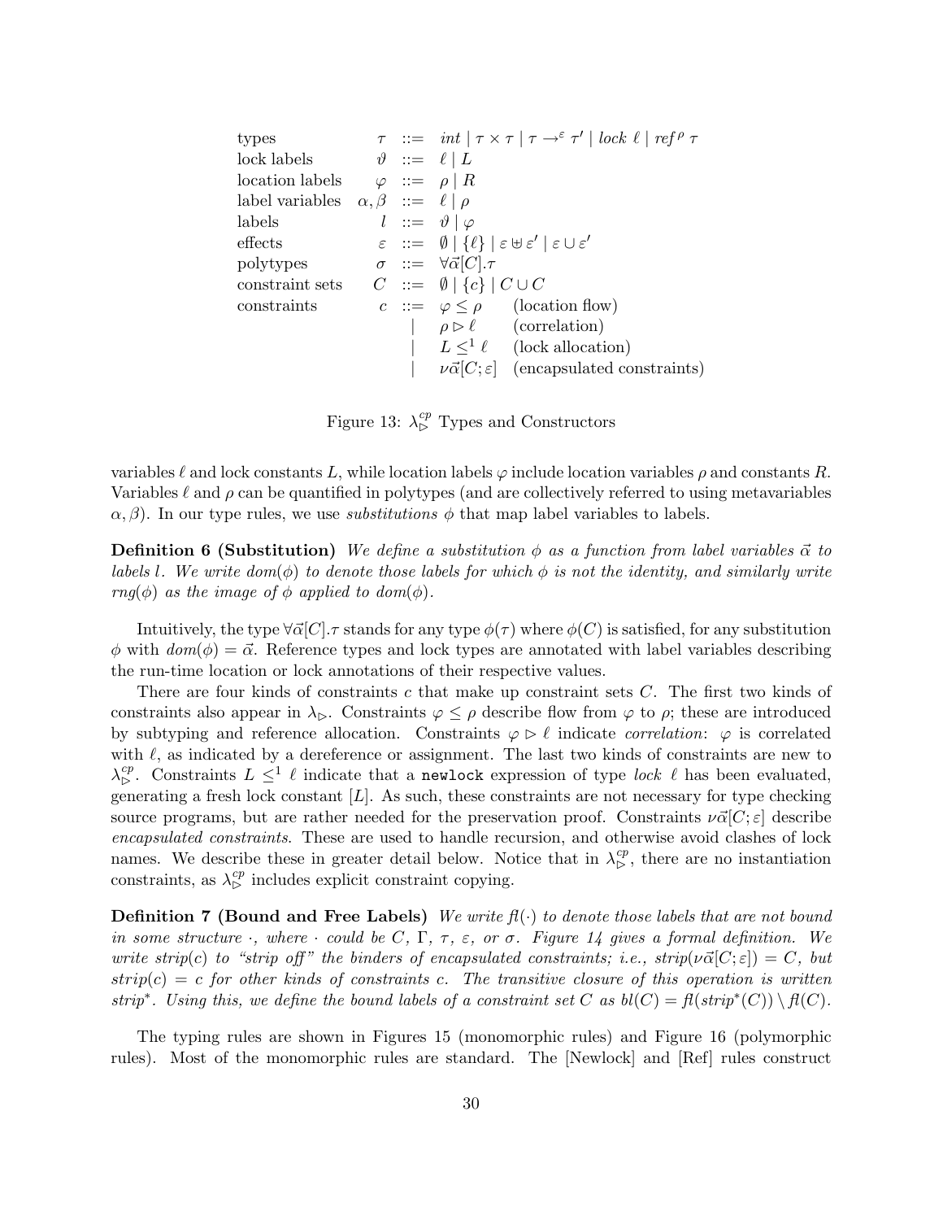$$
\begin{array}{llcll}
\text{types} & \tau & ::= & int \mid \tau \times \tau \mid \tau \rightarrow^{\varepsilon} \tau' \mid lock\ \ell \mid ref^{\rho}\ \tau & \\
\text{lock labels} & \vartheta & ::= & \ell \mid L & \\
\text{location labels} & \varphi & ::= & \rho \mid R & \\
\text{label variables} & \alpha, \beta & ::= & \ell \mid \rho & \\
\text{labels} & l & ::= & \vartheta \mid \varphi & \\
\text{effects} & \varepsilon & ::= & \emptyset \mid \{\ell\} \mid \varepsilon \uplus \varepsilon' \mid \varepsilon \cup \varepsilon' & \\
\text{polytypes} & \sigma & ::= & \forall \vec{\alpha}[C].\tau & \\
\text{constraint sets} & C & ::= & \emptyset \mid \{c\} \mid C \cup C & \\
\text{constraints} & c & ::= & \varphi \leq \rho & \text{(location flow)} \\
 & & \mid & \rho \rhd \ell & \text{(correlation)} \\
 & & \mid & L \leq^1 \ell & \text{(lock allocation)} \\
 & & \mid & \nu\vec{\alpha}[C;\varepsilon] & \text{(encapsulated constraints)}
\end{array}
$$

Figure 13: $\lambda_{\rhd}^{cp}$ Types and Constructors

variables $\ell$ and lock constants $L$, while location labels $\varphi$ include location variables $\rho$ and constants $R$. Variables $\ell$ and $\rho$ can be quantified in polytypes (and are collectively referred to using metavariables $\alpha, \beta$). In our type rules, we use *substitutions* $\phi$ that map label variables to labels.

**Definition 6 (Substitution)** *We define a substitution $\phi$ as a function from label variables $\vec{\alpha}$ to labels $l$. We write $dom(\phi)$ to denote those labels for which $\phi$ is not the identity, and similarly write $rng(\phi)$ as the image of $\phi$ applied to $dom(\phi)$.*

Intuitively, the type $\forall\vec{\alpha}[C].\tau$ stands for any type $\phi(\tau)$ where $\phi(C)$ is satisfied, for any substitution $\phi$ with $dom(\phi) = \vec{\alpha}$. Reference types and lock types are annotated with label variables describing the run-time location or lock annotations of their respective values.

There are four kinds of constraints $c$ that make up constraint sets $C$. The first two kinds of constraints also appear in $\lambda_{\rhd}$. Constraints $\varphi \leq \rho$ describe flow from $\varphi$ to $\rho$; these are introduced by subtyping and reference allocation. Constraints $\varphi \rhd \ell$ indicate *correlation*: $\varphi$ is correlated with $\ell$, as indicated by a dereference or assignment. The last two kinds of constraints are new to $\lambda_{\rhd}^{cp}$. Constraints $L \leq^1 \ell$ indicate that a `newlock` expression of type $lock\ \ell$ has been evaluated, generating a fresh lock constant $[L]$. As such, these constraints are not necessary for type checking source programs, but are rather needed for the preservation proof. Constraints $\nu\vec{\alpha}[C;\varepsilon]$ describe *encapsulated constraints*. These are used to handle recursion, and otherwise avoid clashes of lock names. We describe these in greater detail below. Notice that in $\lambda_{\rhd}^{cp}$, there are no instantiation constraints, as $\lambda_{\rhd}^{cp}$ includes explicit constraint copying.

**Definition 7 (Bound and Free Labels)** *We write $fl(\cdot)$ to denote those labels that are not bound in some structure $\cdot$, where $\cdot$ could be $C$, $\Gamma$, $\tau$, $\varepsilon$, or $\sigma$. Figure 14 gives a formal definition. We write $strip(c)$ to "strip off" the binders of encapsulated constraints; i.e., $strip(\nu\vec{\alpha}[C;\varepsilon]) = C$, but $strip(c) = c$ for other kinds of constraints $c$. The transitive closure of this operation is written $strip^*$. Using this, we define the bound labels of a constraint set $C$ as $bl(C) = fl(strip^*(C)) \setminus fl(C)$.*

The typing rules are shown in Figures 15 (monomorphic rules) and Figure 16 (polymorphic rules). Most of the monomorphic rules are standard. The [Newlock] and [Ref] rules construct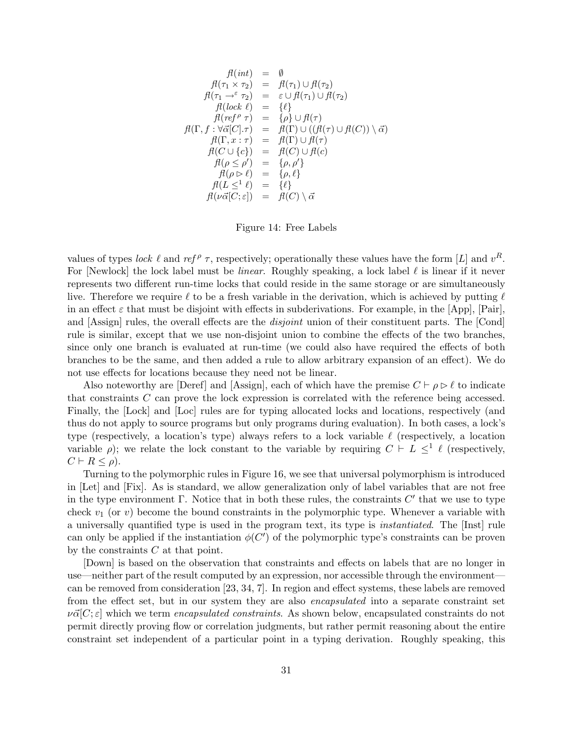$$
\begin{array}{rcl}
fl(int) & = & \emptyset \\
fl(\tau_1 \times \tau_2) & = & fl(\tau_1) \cup fl(\tau_2) \\
fl(\tau_1 \to^{\varepsilon} \tau_2) & = & \varepsilon \cup fl(\tau_1) \cup fl(\tau_2) \\
fl(lock\ \ell) & = & \{\ell\} \\
fl(ref^{\rho}\ \tau) & = & \{\rho\} \cup fl(\tau) \\
fl(\Gamma, f : \forall \vec{\alpha}[C].\tau) & = & fl(\Gamma) \cup ((fl(\tau) \cup fl(C)) \setminus \vec{\alpha}) \\
fl(\Gamma, x : \tau) & = & fl(\Gamma) \cup fl(\tau) \\
fl(C \cup \{c\}) & = & fl(C) \cup fl(c) \\
fl(\rho \leq \rho') & = & \{\rho, \rho'\} \\
fl(\rho \rhd \ell) & = & \{\rho, \ell\} \\
fl(L \leq^1 \ell) & = & \{\ell\} \\
fl(\nu\vec{\alpha}[C; \varepsilon]) & = & fl(C) \setminus \vec{\alpha}
\end{array}
$$

Figure 14: Free Labels

values of types *lock* $\ell$ and $ref^{\rho}\ \tau$, respectively; operationally these values have the form $[L]$ and $v^R$. For [Newlock] the lock label must be *linear*. Roughly speaking, a lock label $\ell$ is linear if it never represents two different run-time locks that could reside in the same storage or are simultaneously live. Therefore we require $\ell$ to be a fresh variable in the derivation, which is achieved by putting $\ell$ in an effect $\varepsilon$ that must be disjoint with effects in subderivations. For example, in the [App], [Pair], and [Assign] rules, the overall effects are the *disjoint* union of their constituent parts. The [Cond] rule is similar, except that we use non-disjoint union to combine the effects of the two branches, since only one branch is evaluated at run-time (we could also have required the effects of both branches to be the same, and then added a rule to allow arbitrary expansion of an effect). We do not use effects for locations because they need not be linear.

Also noteworthy are [Deref] and [Assign], each of which have the premise $C \vdash \rho \rhd \ell$ to indicate that constraints $C$ can prove the lock expression is correlated with the reference being accessed. Finally, the [Lock] and [Loc] rules are for typing allocated locks and locations, respectively (and thus do not apply to source programs but only programs during evaluation). In both cases, a lock's type (respectively, a location's type) always refers to a lock variable $\ell$ (respectively, a location variable $\rho$); we relate the lock constant to the variable by requiring $C \vdash L \leq^1 \ell$ (respectively, $C \vdash R \leq \rho$).

Turning to the polymorphic rules in Figure 16, we see that universal polymorphism is introduced in [Let] and [Fix]. As is standard, we allow generalization only of label variables that are not free in the type environment $\Gamma$. Notice that in both these rules, the constraints $C'$ that we use to type check $v_1$ (or $v$) become the bound constraints in the polymorphic type. Whenever a variable with a universally quantified type is used in the program text, its type is *instantiated*. The [Inst] rule can only be applied if the instantiation $\phi(C')$ of the polymorphic type's constraints can be proven by the constraints $C$ at that point.

[Down] is based on the observation that constraints and effects on labels that are no longer in use—neither part of the result computed by an expression, nor accessible through the environment—can be removed from consideration [23, 34, 7]. In region and effect systems, these labels are removed from the effect set, but in our system they are also *encapsulated* into a separate constraint set $\nu\vec{\alpha}[C; \varepsilon]$ which we term *encapsulated constraints*. As shown below, encapsulated constraints do not permit directly proving flow or correlation judgments, but rather permit reasoning about the entire constraint set independent of a particular point in a typing derivation. Roughly speaking, this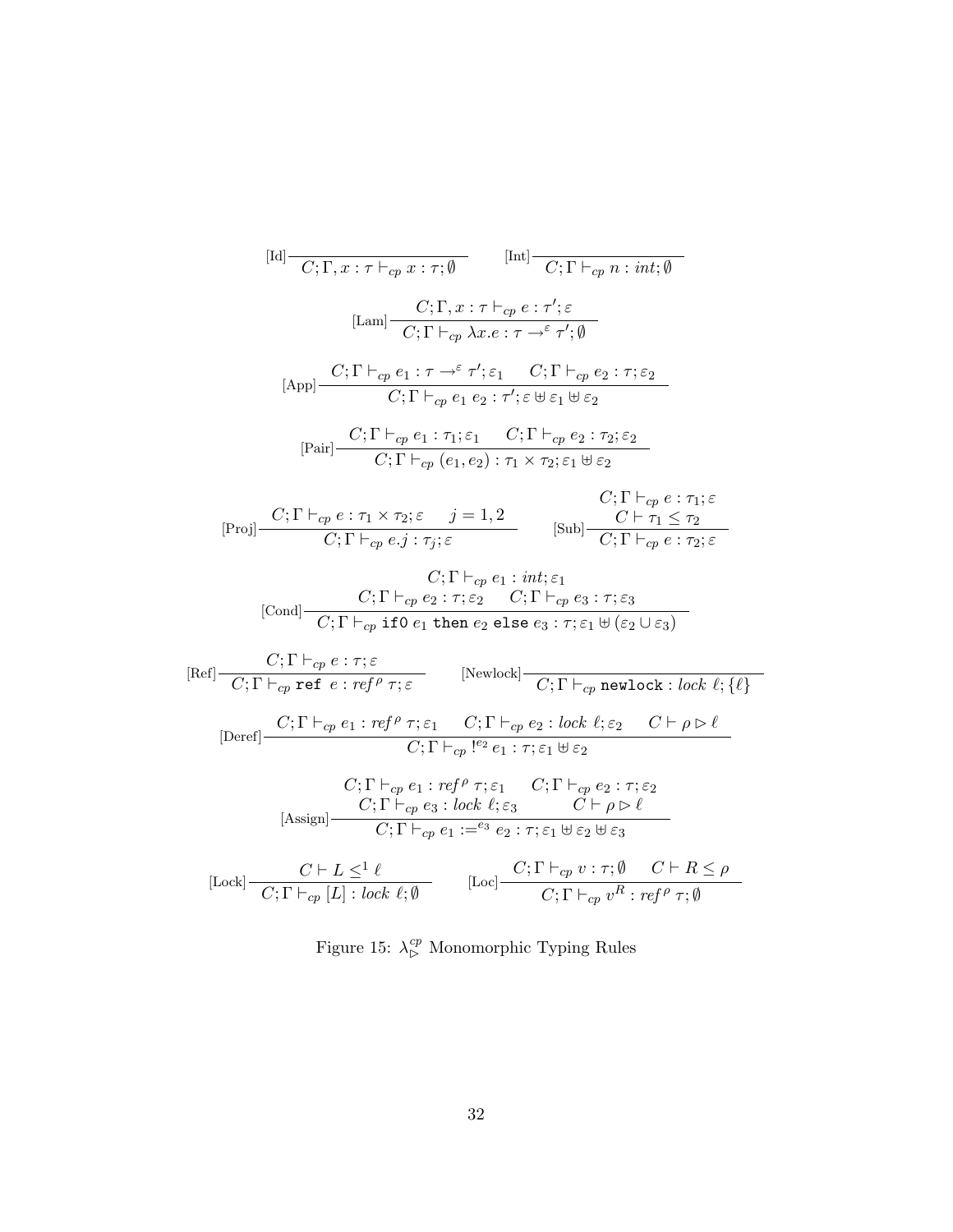$$[\text{Id}]\ \frac{}{C;\Gamma, x:\tau \vdash_{cp} x:\tau;\emptyset} \qquad [\text{Int}]\ \frac{}{C;\Gamma \vdash_{cp} n: \mathit{int};\emptyset}$$

$$[\text{Lam}]\ \frac{C;\Gamma, x:\tau \vdash_{cp} e:\tau';\varepsilon}{C;\Gamma \vdash_{cp} \lambda x.e:\tau \to^{\varepsilon} \tau';\emptyset}$$

$$[\text{App}]\ \frac{C;\Gamma \vdash_{cp} e_1:\tau \to^{\varepsilon} \tau';\varepsilon_1 \qquad C;\Gamma \vdash_{cp} e_2:\tau;\varepsilon_2}{C;\Gamma \vdash_{cp} e_1\ e_2:\tau';\varepsilon \uplus \varepsilon_1 \uplus \varepsilon_2}$$

$$[\text{Pair}]\ \frac{C;\Gamma \vdash_{cp} e_1:\tau_1;\varepsilon_1 \qquad C;\Gamma \vdash_{cp} e_2:\tau_2;\varepsilon_2}{C;\Gamma \vdash_{cp} (e_1,e_2):\tau_1 \times \tau_2;\varepsilon_1 \uplus \varepsilon_2}$$

$$[\text{Proj}]\ \frac{C;\Gamma \vdash_{cp} e:\tau_1 \times \tau_2;\varepsilon \qquad j=1,2}{C;\Gamma \vdash_{cp} e.j:\tau_j;\varepsilon} \qquad [\text{Sub}]\ \frac{\begin{array}{c}C;\Gamma \vdash_{cp} e:\tau_1;\varepsilon\\ C \vdash \tau_1 \leq \tau_2\end{array}}{C;\Gamma \vdash_{cp} e:\tau_2;\varepsilon}$$

$$[\text{Cond}]\ \frac{\begin{array}{c}C;\Gamma \vdash_{cp} e_1:\mathit{int};\varepsilon_1\\ C;\Gamma \vdash_{cp} e_2:\tau;\varepsilon_2 \qquad C;\Gamma \vdash_{cp} e_3:\tau;\varepsilon_3\end{array}}{C;\Gamma \vdash_{cp} \texttt{if0}\ e_1\ \texttt{then}\ e_2\ \texttt{else}\ e_3:\tau;\varepsilon_1 \uplus (\varepsilon_2 \cup \varepsilon_3)}$$

$$[\text{Ref}]\ \frac{C;\Gamma \vdash_{cp} e:\tau;\varepsilon}{C;\Gamma \vdash_{cp} \texttt{ref}\ e:\mathit{ref}^{\rho}\ \tau;\varepsilon} \qquad [\text{Newlock}]\ \frac{}{C;\Gamma \vdash_{cp} \texttt{newlock}:\mathit{lock}\ \ell;\{\ell\}}$$

$$[\text{Deref}]\ \frac{C;\Gamma \vdash_{cp} e_1:\mathit{ref}^{\rho}\ \tau;\varepsilon_1 \qquad C;\Gamma \vdash_{cp} e_2:\mathit{lock}\ \ell;\varepsilon_2 \qquad C \vdash \rho \rhd \ell}{C;\Gamma \vdash_{cp}\ !^{e_2}\ e_1:\tau;\varepsilon_1 \uplus \varepsilon_2}$$

$$[\text{Assign}]\ \frac{\begin{array}{cc}C;\Gamma \vdash_{cp} e_1:\mathit{ref}^{\rho}\ \tau;\varepsilon_1 & C;\Gamma \vdash_{cp} e_2:\tau;\varepsilon_2\\ C;\Gamma \vdash_{cp} e_3:\mathit{lock}\ \ell;\varepsilon_3 & C \vdash \rho \rhd \ell\end{array}}{C;\Gamma \vdash_{cp} e_1 :=^{e_3} e_2:\tau;\varepsilon_1 \uplus \varepsilon_2 \uplus \varepsilon_3}$$

$$[\text{Lock}]\ \frac{C \vdash L \leq^1 \ell}{C;\Gamma \vdash_{cp} [L]:\mathit{lock}\ \ell;\emptyset} \qquad [\text{Loc}]\ \frac{C;\Gamma \vdash_{cp} v:\tau;\emptyset \qquad C \vdash R \leq \rho}{C;\Gamma \vdash_{cp} v^R:\mathit{ref}^{\rho}\ \tau;\emptyset}$$

Figure 15: $\lambda_{\rhd}^{cp}$ Monomorphic Typing Rules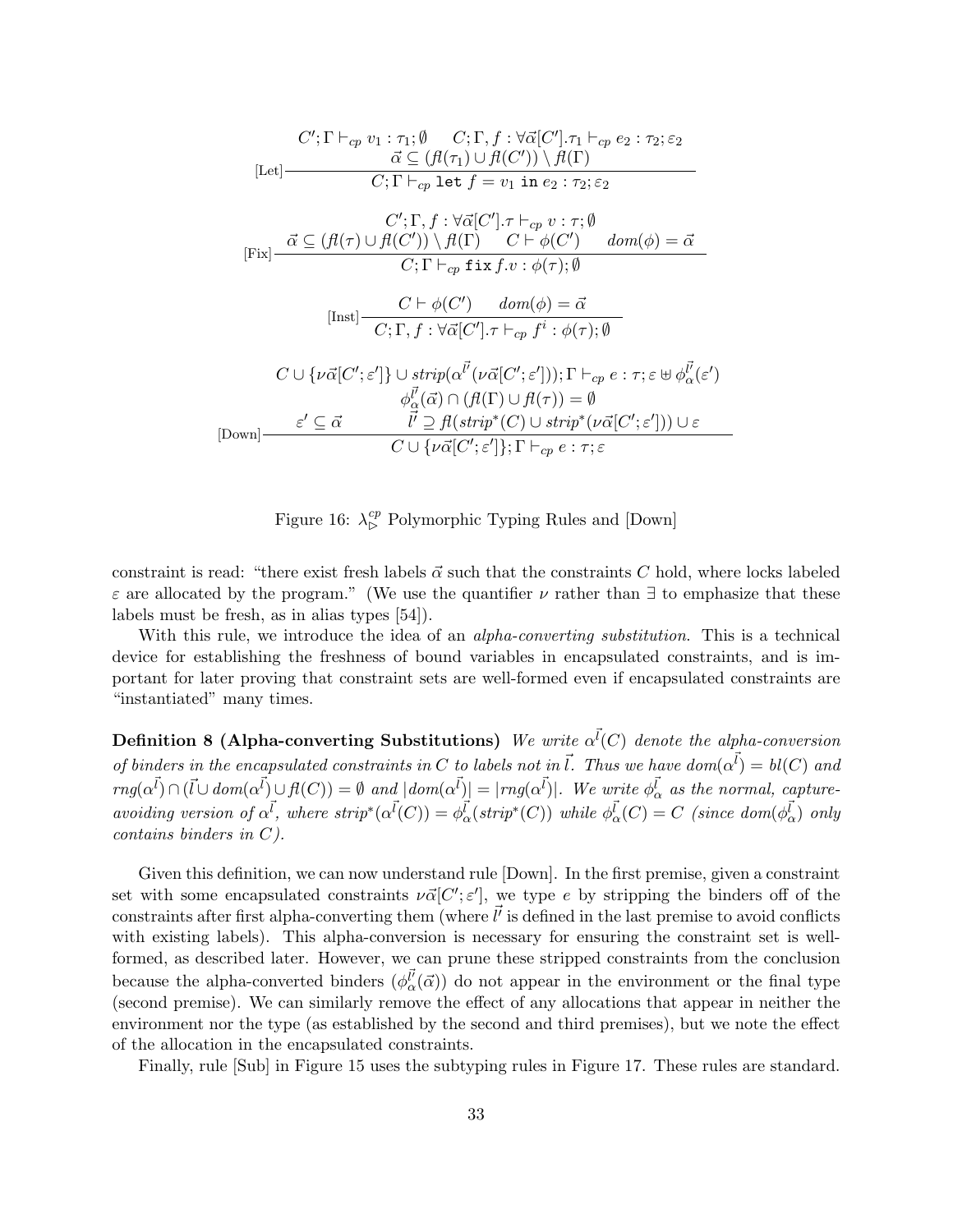$$
[\text{Let}]\ \frac{C'; \Gamma \vdash_{cp} v_1 : \tau_1; \emptyset \quad C; \Gamma, f : \forall\vec{\alpha}[C'].\tau_1 \vdash_{cp} e_2 : \tau_2; \varepsilon_2 \qquad \vec{\alpha} \subseteq (\mathit{fl}(\tau_1) \cup \mathit{fl}(C')) \setminus \mathit{fl}(\Gamma)}{C; \Gamma \vdash_{cp} \texttt{let } f = v_1 \texttt{ in } e_2 : \tau_2; \varepsilon_2}
$$

$$
[\text{Fix}]\ \frac{C'; \Gamma, f : \forall\vec{\alpha}[C'].\tau \vdash_{cp} v : \tau; \emptyset \qquad \vec{\alpha} \subseteq (\mathit{fl}(\tau) \cup \mathit{fl}(C')) \setminus \mathit{fl}(\Gamma) \quad C \vdash \phi(C') \quad \mathit{dom}(\phi) = \vec{\alpha}}{C; \Gamma \vdash_{cp} \texttt{fix}\, f.v : \phi(\tau); \emptyset}
$$

$$
[\text{Inst}]\ \frac{C \vdash \phi(C') \quad \mathit{dom}(\phi) = \vec{\alpha}}{C; \Gamma, f : \forall\vec{\alpha}[C'].\tau \vdash_{cp} f^i : \phi(\tau); \emptyset}
$$

$$
[\text{Down}]\ \frac{\begin{array}{c} C \cup \{\nu\vec{\alpha}[C';\varepsilon']\} \cup \mathit{strip}(\alpha^{\vec{l'}}(\nu\vec{\alpha}[C';\varepsilon'])); \Gamma \vdash_{cp} e : \tau; \varepsilon \uplus \phi_\alpha^{\vec{l'}}(\varepsilon') \\ \phi_\alpha^{\vec{l'}}(\vec{\alpha}) \cap (\mathit{fl}(\Gamma) \cup \mathit{fl}(\tau)) = \emptyset \\ \varepsilon' \subseteq \vec{\alpha} \qquad \vec{l'} \supseteq \mathit{fl}(\mathit{strip}^*(C) \cup \mathit{strip}^*(\nu\vec{\alpha}[C';\varepsilon'])) \cup \varepsilon \end{array}}{C \cup \{\nu\vec{\alpha}[C';\varepsilon']\}; \Gamma \vdash_{cp} e : \tau; \varepsilon}
$$

Figure 16: $\lambda_{\triangleright}^{cp}$ Polymorphic Typing Rules and [Down]

constraint is read: "there exist fresh labels $\vec{\alpha}$ such that the constraints $C$ hold, where locks labeled $\varepsilon$ are allocated by the program." (We use the quantifier $\nu$ rather than $\exists$ to emphasize that these labels must be fresh, as in alias types [54]).

With this rule, we introduce the idea of an *alpha-converting substitution*. This is a technical device for establishing the freshness of bound variables in encapsulated constraints, and is important for later proving that constraint sets are well-formed even if encapsulated constraints are "instantiated" many times.

**Definition 8 (Alpha-converting Substitutions)** *We write $\alpha^{\vec{l}}(C)$ denote the alpha-conversion of binders in the encapsulated constraints in $C$ to labels not in $\vec{l}$. Thus we have $\mathit{dom}(\alpha^{\vec{l}}) = \mathit{bl}(C)$ and $\mathit{rng}(\alpha^{\vec{l}}) \cap (\vec{l} \cup \mathit{dom}(\alpha^{\vec{l}}) \cup \mathit{fl}(C)) = \emptyset$ and $|\mathit{dom}(\alpha^{\vec{l}})| = |\mathit{rng}(\alpha^{\vec{l}})|$. We write $\phi_\alpha^{\vec{l}}$ as the normal, capture-avoiding version of $\alpha^{\vec{l}}$, where $\mathit{strip}^*(\alpha^{\vec{l}}(C)) = \phi_\alpha^{\vec{l}}(\mathit{strip}^*(C))$ while $\phi_\alpha^{\vec{l}}(C) = C$ (since $\mathit{dom}(\phi_\alpha^{\vec{l}})$ only contains binders in $C$).*

Given this definition, we can now understand rule [Down]. In the first premise, given a constraint set with some encapsulated constraints $\nu\vec{\alpha}[C';\varepsilon']$, we type $e$ by stripping the binders off of the constraints after first alpha-converting them (where $\vec{l'}$ is defined in the last premise to avoid conflicts with existing labels). This alpha-conversion is necessary for ensuring the constraint set is well-formed, as described later. However, we can prune these stripped constraints from the conclusion because the alpha-converted binders ($\phi_\alpha^{\vec{l'}}(\vec{\alpha})$) do not appear in the environment or the final type (second premise). We can similarly remove the effect of any allocations that appear in neither the environment nor the type (as established by the second and third premises), but we note the effect of the allocation in the encapsulated constraints.

Finally, rule [Sub] in Figure 15 uses the subtyping rules in Figure 17. These rules are standard.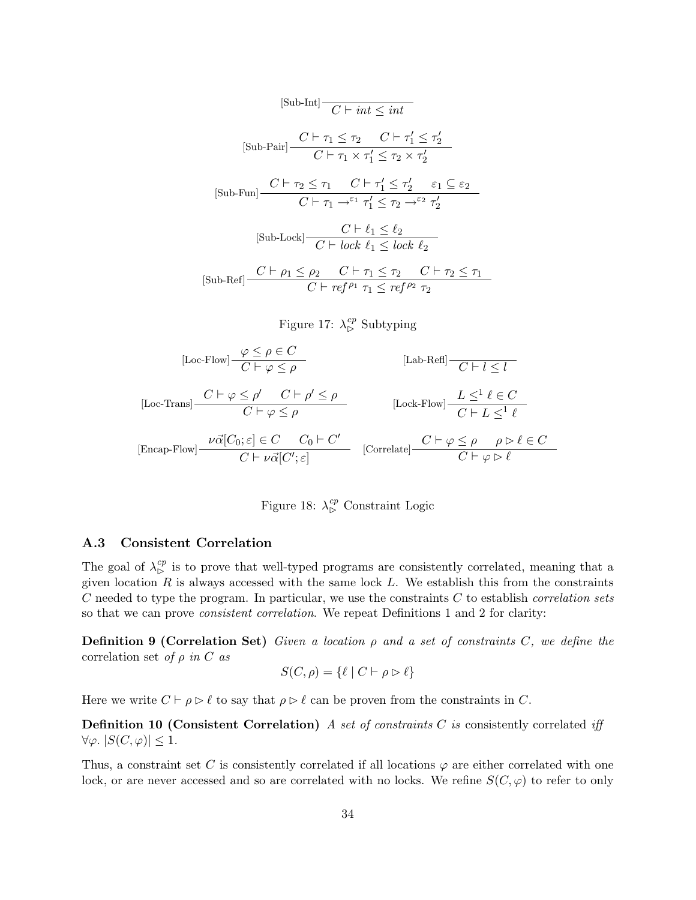$$[\text{Sub-Int}]\frac{}{C \vdash \mathit{int} \leq \mathit{int}}$$

$$[\text{Sub-Pair}]\frac{C \vdash \tau_1 \leq \tau_2 \quad C \vdash \tau_1' \leq \tau_2'}{C \vdash \tau_1 \times \tau_1' \leq \tau_2 \times \tau_2'}$$

$$[\text{Sub-Fun}]\frac{C \vdash \tau_2 \leq \tau_1 \quad C \vdash \tau_1' \leq \tau_2' \quad \varepsilon_1 \subseteq \varepsilon_2}{C \vdash \tau_1 \rightarrow^{\varepsilon_1} \tau_1' \leq \tau_2 \rightarrow^{\varepsilon_2} \tau_2'}$$

$$[\text{Sub-Lock}]\frac{C \vdash \ell_1 \leq \ell_2}{C \vdash \mathit{lock}\ \ell_1 \leq \mathit{lock}\ \ell_2}$$

$$[\text{Sub-Ref}]\frac{C \vdash \rho_1 \leq \rho_2 \quad C \vdash \tau_1 \leq \tau_2 \quad C \vdash \tau_2 \leq \tau_1}{C \vdash \mathit{ref}^{\rho_1}\ \tau_1 \leq \mathit{ref}^{\rho_2}\ \tau_2}$$

Figure 17: $\lambda_{\triangleright}^{cp}$ Subtyping

$$[\text{Loc-Flow}]\frac{\varphi \leq \rho \in C}{C \vdash \varphi \leq \rho} \qquad [\text{Lab-Refl}]\frac{}{C \vdash l \leq l}$$

$$[\text{Loc-Trans}]\frac{C \vdash \varphi \leq \rho' \quad C \vdash \rho' \leq \rho}{C \vdash \varphi \leq \rho} \qquad [\text{Lock-Flow}]\frac{L \leq^1 \ell \in C}{C \vdash L \leq^1 \ell}$$

$$[\text{Encap-Flow}]\frac{\nu\vec{\alpha}[C_0;\varepsilon] \in C \quad C_0 \vdash C'}{C \vdash \nu\vec{\alpha}[C';\varepsilon]} \qquad [\text{Correlate}]\frac{C \vdash \varphi \leq \rho \quad \rho \triangleright \ell \in C}{C \vdash \varphi \triangleright \ell}$$

Figure 18: $\lambda_{\triangleright}^{cp}$ Constraint Logic

### A.3 Consistent Correlation

The goal of $\lambda_{\triangleright}^{cp}$ is to prove that well-typed programs are consistently correlated, meaning that a given location $R$ is always accessed with the same lock $L$. We establish this from the constraints $C$ needed to type the program. In particular, we use the constraints $C$ to establish *correlation sets* so that we can prove *consistent correlation*. We repeat Definitions 1 and 2 for clarity:

**Definition 9 (Correlation Set)** *Given a location $\rho$ and a set of constraints $C$, we define the* correlation set *of $\rho$ in $C$ as*

$$S(C,\rho) = \{\ell \mid C \vdash \rho \triangleright \ell\}$$

Here we write $C \vdash \rho \triangleright \ell$ to say that $\rho \triangleright \ell$ can be proven from the constraints in $C$.

**Definition 10 (Consistent Correlation)** *A set of constraints $C$ is* consistently correlated *iff* $\forall\varphi.\ |S(C,\varphi)| \leq 1$.

Thus, a constraint set $C$ is consistently correlated if all locations $\varphi$ are either correlated with one lock, or are never accessed and so are correlated with no locks. We refine $S(C,\varphi)$ to refer to only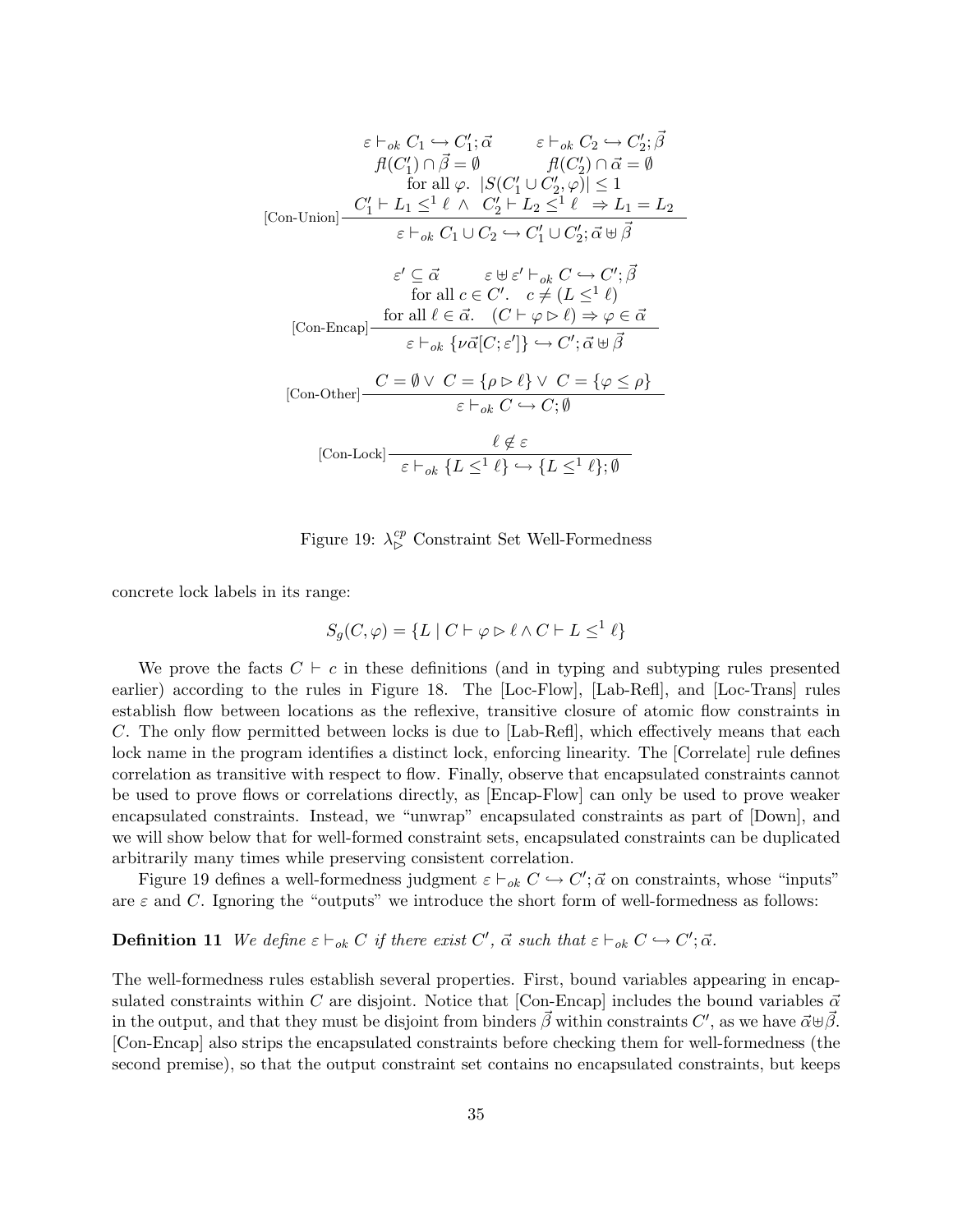$$
\text{[Con-Union]}\frac{\begin{array}{c}\varepsilon \vdash_{ok} C_1 \hookrightarrow C_1'; \vec{\alpha} \qquad \varepsilon \vdash_{ok} C_2 \hookrightarrow C_2'; \vec{\beta} \\ fl(C_1') \cap \vec{\beta} = \emptyset \qquad fl(C_2') \cap \vec{\alpha} = \emptyset \\ \text{for all } \varphi.\ \ |S(C_1' \cup C_2', \varphi)| \leq 1 \\ C_1' \vdash L_1 \leq^1 \ell \ \wedge \ C_2' \vdash L_2 \leq^1 \ell \ \Rightarrow L_1 = L_2\end{array}}{\varepsilon \vdash_{ok} C_1 \cup C_2 \hookrightarrow C_1' \cup C_2'; \vec{\alpha} \uplus \vec{\beta}}
$$

$$
\text{[Con-Encap]}\frac{\begin{array}{c}\varepsilon' \subseteq \vec{\alpha} \qquad \varepsilon \uplus \varepsilon' \vdash_{ok} C \hookrightarrow C'; \vec{\beta} \\ \text{for all } c \in C'.\quad c \neq (L \leq^1 \ell) \\ \text{for all } \ell \in \vec{\alpha}.\quad (C \vdash \varphi \rhd \ell) \Rightarrow \varphi \in \vec{\alpha}\end{array}}{\varepsilon \vdash_{ok} \{\nu\vec{\alpha}[C; \varepsilon']\} \hookrightarrow C'; \vec{\alpha} \uplus \vec{\beta}}
$$

$$
\text{[Con-Other]}\frac{C = \emptyset \vee \ C = \{\rho \rhd \ell\} \vee \ C = \{\varphi \leq \rho\}}{\varepsilon \vdash_{ok} C \hookrightarrow C; \emptyset}
$$

$$
\text{[Con-Lock]}\frac{\ell \notin \varepsilon}{\varepsilon \vdash_{ok} \{L \leq^1 \ell\} \hookrightarrow \{L \leq^1 \ell\}; \emptyset}
$$

Figure 19: $\lambda^{cp}_{\rhd}$ Constraint Set Well-Formedness

concrete lock labels in its range:

$$
S_g(C, \varphi) = \{L \mid C \vdash \varphi \rhd \ell \wedge C \vdash L \leq^1 \ell\}
$$

We prove the facts $C \vdash c$ in these definitions (and in typing and subtyping rules presented earlier) according to the rules in Figure 18. The [Loc-Flow], [Lab-Refl], and [Loc-Trans] rules establish flow between locations as the reflexive, transitive closure of atomic flow constraints in $C$. The only flow permitted between locks is due to [Lab-Refl], which effectively means that each lock name in the program identifies a distinct lock, enforcing linearity. The [Correlate] rule defines correlation as transitive with respect to flow. Finally, observe that encapsulated constraints cannot be used to prove flows or correlations directly, as [Encap-Flow] can only be used to prove weaker encapsulated constraints. Instead, we "unwrap" encapsulated constraints as part of [Down], and we will show below that for well-formed constraint sets, encapsulated constraints can be duplicated arbitrarily many times while preserving consistent correlation.

Figure 19 defines a well-formedness judgment $\varepsilon \vdash_{ok} C \hookrightarrow C'; \vec{\alpha}$ on constraints, whose "inputs" are $\varepsilon$ and $C$. Ignoring the "outputs" we introduce the short form of well-formedness as follows:

**Definition 11** *We define $\varepsilon \vdash_{ok} C$ if there exist $C'$, $\vec{\alpha}$ such that $\varepsilon \vdash_{ok} C \hookrightarrow C'; \vec{\alpha}$.*

The well-formedness rules establish several properties. First, bound variables appearing in encapsulated constraints within $C$ are disjoint. Notice that [Con-Encap] includes the bound variables $\vec{\alpha}$ in the output, and that they must be disjoint from binders $\vec{\beta}$ within constraints $C'$, as we have $\vec{\alpha} \uplus \vec{\beta}$. [Con-Encap] also strips the encapsulated constraints before checking them for well-formedness (the second premise), so that the output constraint set contains no encapsulated constraints, but keeps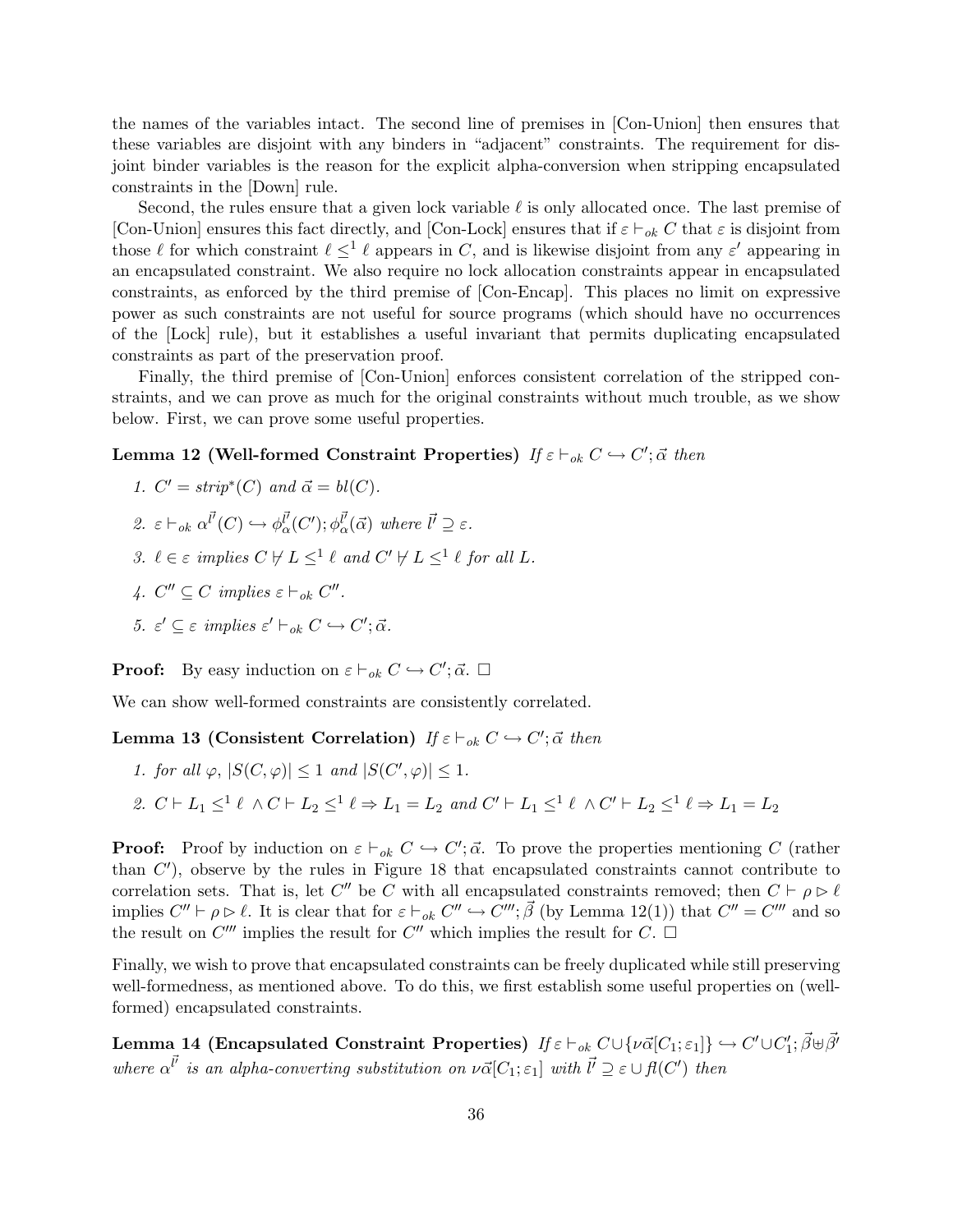the names of the variables intact. The second line of premises in [Con-Union] then ensures that these variables are disjoint with any binders in "adjacent" constraints. The requirement for disjoint binder variables is the reason for the explicit alpha-conversion when stripping encapsulated constraints in the [Down] rule.

Second, the rules ensure that a given lock variable $\ell$ is only allocated once. The last premise of [Con-Union] ensures this fact directly, and [Con-Lock] ensures that if $\varepsilon \vdash_{ok} C$ that $\varepsilon$ is disjoint from those $\ell$ for which constraint $\ell \leq^1 \ell$ appears in $C$, and is likewise disjoint from any $\varepsilon'$ appearing in an encapsulated constraint. We also require no lock allocation constraints appear in encapsulated constraints, as enforced by the third premise of [Con-Encap]. This places no limit on expressive power as such constraints are not useful for source programs (which should have no occurrences of the [Lock] rule), but it establishes a useful invariant that permits duplicating encapsulated constraints as part of the preservation proof.

Finally, the third premise of [Con-Union] enforces consistent correlation of the stripped constraints, and we can prove as much for the original constraints without much trouble, as we show below. First, we can prove some useful properties.

**Lemma 12 (Well-formed Constraint Properties)** *If* $\varepsilon \vdash_{ok} C \hookrightarrow C'; \vec{\alpha}$ *then*

1. $C' = strip^*(C)$ *and* $\vec{\alpha} = bl(C)$.
2. $\varepsilon \vdash_{ok} \alpha^{\vec{l'}}(C) \hookrightarrow \phi^{\vec{l'}}_{\alpha}(C'); \phi^{\vec{l'}}_{\alpha}(\vec{\alpha})$ *where* $\vec{l'} \supseteq \varepsilon$.
3. $\ell \in \varepsilon$ *implies* $C \not\vdash L \leq^1 \ell$ *and* $C' \not\vdash L \leq^1 \ell$ *for all* $L$.
4. $C'' \subseteq C$ *implies* $\varepsilon \vdash_{ok} C''$.
5. $\varepsilon' \subseteq \varepsilon$ *implies* $\varepsilon' \vdash_{ok} C \hookrightarrow C'; \vec{\alpha}$.

**Proof:** By easy induction on $\varepsilon \vdash_{ok} C \hookrightarrow C'; \vec{\alpha}$. $\square$

We can show well-formed constraints are consistently correlated.

**Lemma 13 (Consistent Correlation)** *If* $\varepsilon \vdash_{ok} C \hookrightarrow C'; \vec{\alpha}$ *then*

1. *for all* $\varphi$, $|S(C, \varphi)| \leq 1$ *and* $|S(C', \varphi)| \leq 1$.
2. $C \vdash L_1 \leq^1 \ell \wedge C \vdash L_2 \leq^1 \ell \Rightarrow L_1 = L_2$ *and* $C' \vdash L_1 \leq^1 \ell \wedge C' \vdash L_2 \leq^1 \ell \Rightarrow L_1 = L_2$

**Proof:** Proof by induction on $\varepsilon \vdash_{ok} C \hookrightarrow C'; \vec{\alpha}$. To prove the properties mentioning $C$ (rather than $C'$), observe by the rules in Figure 18 that encapsulated constraints cannot contribute to correlation sets. That is, let $C''$ be $C$ with all encapsulated constraints removed; then $C \vdash \rho \rhd \ell$ implies $C'' \vdash \rho \rhd \ell$. It is clear that for $\varepsilon \vdash_{ok} C'' \hookrightarrow C'''; \vec{\beta}$ (by Lemma 12(1)) that $C'' = C'''$ and so the result on $C'''$ implies the result for $C''$ which implies the result for $C$. $\square$

Finally, we wish to prove that encapsulated constraints can be freely duplicated while still preserving well-formedness, as mentioned above. To do this, we first establish some useful properties on (well-formed) encapsulated constraints.

**Lemma 14 (Encapsulated Constraint Properties)** *If* $\varepsilon \vdash_{ok} C \cup \{\nu\vec{\alpha}[C_1; \varepsilon_1]\} \hookrightarrow C' \cup C'_1; \vec{\beta} \uplus \vec{\beta'}$ *where* $\alpha^{\vec{l'}}$ *is an alpha-converting substitution on* $\nu\vec{\alpha}[C_1; \varepsilon_1]$ *with* $\vec{l'} \supseteq \varepsilon \cup fl(C')$ *then*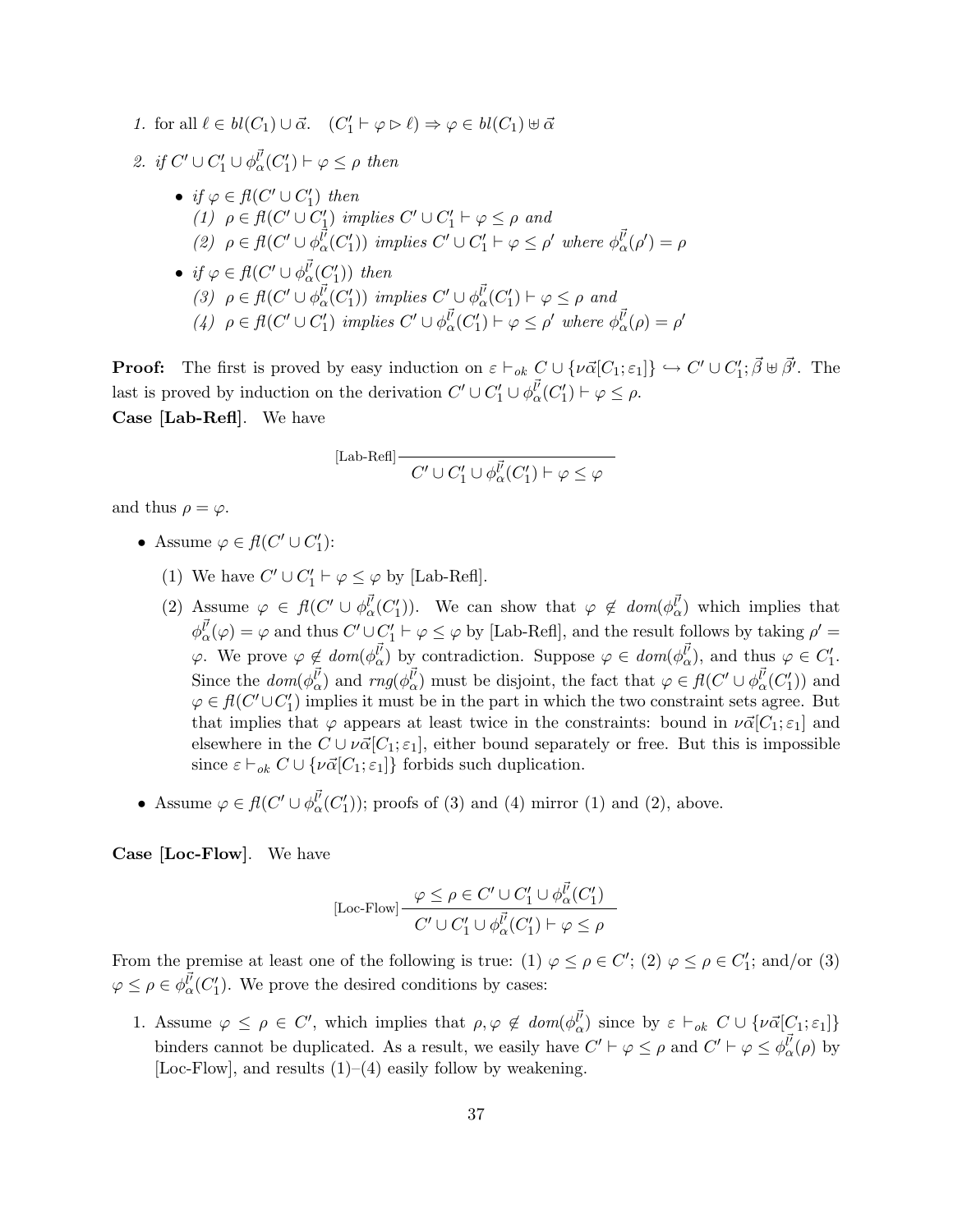*1.* for all $\ell \in bl(C_1) \cup \vec{\alpha}$. $\quad (C_1' \vdash \varphi \rhd \ell) \Rightarrow \varphi \in bl(C_1) \uplus \vec{\alpha}$

*2. if* $C' \cup C_1' \cup \phi_\alpha^{\vec{l'}}(C_1') \vdash \varphi \leq \rho$ *then*

- *if* $\varphi \in fl(C' \cup C_1')$ *then*
  *(1)* $\rho \in fl(C' \cup C_1')$ *implies* $C' \cup C_1' \vdash \varphi \leq \rho$ *and*
  *(2)* $\rho \in fl(C' \cup \phi_\alpha^{\vec{l'}}(C_1'))$ *implies* $C' \cup C_1' \vdash \varphi \leq \rho'$ *where* $\phi_\alpha^{\vec{l'}}(\rho') = \rho$
- *if* $\varphi \in fl(C' \cup \phi_\alpha^{\vec{l'}}(C_1'))$ *then*
  *(3)* $\rho \in fl(C' \cup \phi_\alpha^{\vec{l'}}(C_1'))$ *implies* $C' \cup \phi_\alpha^{\vec{l'}}(C_1') \vdash \varphi \leq \rho$ *and*
  *(4)* $\rho \in fl(C' \cup C_1')$ *implies* $C' \cup \phi_\alpha^{\vec{l'}}(C_1') \vdash \varphi \leq \rho'$ *where* $\phi_\alpha^{\vec{l'}}(\rho) = \rho'$

**Proof:** The first is proved by easy induction on $\varepsilon \vdash_{ok} C \cup \{\nu\vec{\alpha}[C_1; \varepsilon_1]\} \hookrightarrow C' \cup C_1'; \vec{\beta} \uplus \vec{\beta}'$. The last is proved by induction on the derivation $C' \cup C_1' \cup \phi_\alpha^{\vec{l'}}(C_1') \vdash \varphi \leq \rho$.

**Case [Lab-Refl]**. We have

$$\text{[Lab-Refl]}\frac{}{C' \cup C_1' \cup \phi_\alpha^{\vec{l'}}(C_1') \vdash \varphi \leq \varphi}$$

and thus $\rho = \varphi$.

- Assume $\varphi \in fl(C' \cup C_1')$:
  (1) We have $C' \cup C_1' \vdash \varphi \leq \varphi$ by [Lab-Refl].
  (2) Assume $\varphi \in fl(C' \cup \phi_\alpha^{\vec{l'}}(C_1'))$. We can show that $\varphi \notin dom(\phi_\alpha^{\vec{l'}})$ which implies that $\phi_\alpha^{\vec{l'}}(\varphi) = \varphi$ and thus $C' \cup C_1' \vdash \varphi \leq \varphi$ by [Lab-Refl], and the result follows by taking $\rho' = \varphi$. We prove $\varphi \notin dom(\phi_\alpha^{\vec{l'}})$ by contradiction. Suppose $\varphi \in dom(\phi_\alpha^{\vec{l'}})$, and thus $\varphi \in C_1'$. Since the $dom(\phi_\alpha^{\vec{l'}})$ and $rng(\phi_\alpha^{\vec{l'}})$ must be disjoint, the fact that $\varphi \in fl(C' \cup \phi_\alpha^{\vec{l'}}(C_1'))$ and $\varphi \in fl(C' \cup C_1')$ implies it must be in the part in which the two constraint sets agree. But that implies that $\varphi$ appears at least twice in the constraints: bound in $\nu\vec{\alpha}[C_1; \varepsilon_1]$ and elsewhere in the $C \cup \nu\vec{\alpha}[C_1; \varepsilon_1]$, either bound separately or free. But this is impossible since $\varepsilon \vdash_{ok} C \cup \{\nu\vec{\alpha}[C_1; \varepsilon_1]\}$ forbids such duplication.
- Assume $\varphi \in fl(C' \cup \phi_\alpha^{\vec{l'}}(C_1'))$; proofs of (3) and (4) mirror (1) and (2), above.

**Case [Loc-Flow]**. We have

$$\text{[Loc-Flow]}\frac{\varphi \leq \rho \in C' \cup C_1' \cup \phi_\alpha^{\vec{l'}}(C_1')}{C' \cup C_1' \cup \phi_\alpha^{\vec{l'}}(C_1') \vdash \varphi \leq \rho}$$

From the premise at least one of the following is true: (1) $\varphi \leq \rho \in C'$; (2) $\varphi \leq \rho \in C_1'$; and/or (3) $\varphi \leq \rho \in \phi_\alpha^{\vec{l'}}(C_1')$. We prove the desired conditions by cases:

1. Assume $\varphi \leq \rho \in C'$, which implies that $\rho, \varphi \notin dom(\phi_\alpha^{\vec{l'}})$ since by $\varepsilon \vdash_{ok} C \cup \{\nu\vec{\alpha}[C_1; \varepsilon_1]\}$ binders cannot be duplicated. As a result, we easily have $C' \vdash \varphi \leq \rho$ and $C' \vdash \varphi \leq \phi_\alpha^{\vec{l'}}(\rho)$ by [Loc-Flow], and results (1)–(4) easily follow by weakening.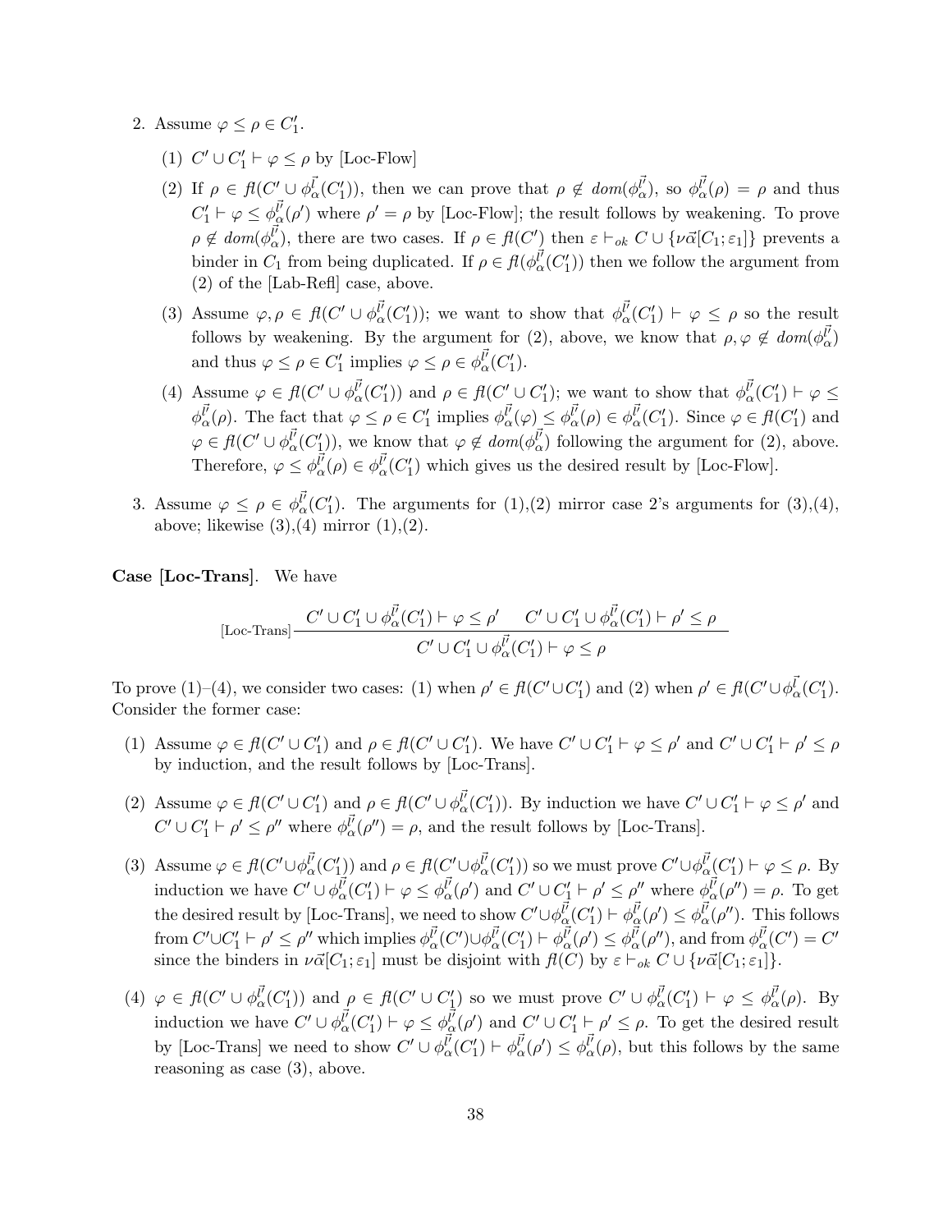2. Assume $\varphi \leq \rho \in C_1'$.

   (1) $C' \cup C_1' \vdash \varphi \leq \rho$ by [Loc-Flow]

   (2) If $\rho \in \mathit{fl}(C' \cup \phi_\alpha^{\vec{l}}(C_1'))$, then we can prove that $\rho \notin \mathit{dom}(\phi_\alpha^{\vec{l}'})$, so $\phi_\alpha^{\vec{l}'}(\rho) = \rho$ and thus $C_1' \vdash \varphi \leq \phi_\alpha^{\vec{l}'}(\rho')$ where $\rho' = \rho$ by [Loc-Flow]; the result follows by weakening. To prove $\rho \notin \mathit{dom}(\phi_\alpha^{\vec{l}'})$, there are two cases. If $\rho \in \mathit{fl}(C')$ then $\varepsilon \vdash_{ok} C \cup \{\nu\vec{\alpha}[C_1; \varepsilon_1]\}$ prevents a binder in $C_1$ from being duplicated. If $\rho \in \mathit{fl}(\phi_\alpha^{\vec{l}'}(C_1'))$ then we follow the argument from (2) of the [Lab-Refl] case, above.

   (3) Assume $\varphi, \rho \in \mathit{fl}(C' \cup \phi_\alpha^{\vec{l}'}(C_1'))$; we want to show that $\phi_\alpha^{\vec{l}'}(C_1') \vdash \varphi \leq \rho$ so the result follows by weakening. By the argument for (2), above, we know that $\rho, \varphi \notin \mathit{dom}(\phi_\alpha^{\vec{l}'})$ and thus $\varphi \leq \rho \in C_1'$ implies $\varphi \leq \rho \in \phi_\alpha^{\vec{l}'}(C_1')$.

   (4) Assume $\varphi \in \mathit{fl}(C' \cup \phi_\alpha^{\vec{l}'}(C_1'))$ and $\rho \in \mathit{fl}(C' \cup C_1')$; we want to show that $\phi_\alpha^{\vec{l}'}(C_1') \vdash \varphi \leq \phi_\alpha^{\vec{l}'}(\rho)$. The fact that $\varphi \leq \rho \in C_1'$ implies $\phi_\alpha^{\vec{l}'}(\varphi) \leq \phi_\alpha^{\vec{l}'}(\rho) \in \phi_\alpha^{\vec{l}'}(C_1')$. Since $\varphi \in \mathit{fl}(C_1')$ and $\varphi \in \mathit{fl}(C' \cup \phi_\alpha^{\vec{l}'}(C_1'))$, we know that $\varphi \notin \mathit{dom}(\phi_\alpha^{\vec{l}'})$ following the argument for (2), above. Therefore, $\varphi \leq \phi_\alpha^{\vec{l}'}(\rho) \in \phi_\alpha^{\vec{l}'}(C_1')$ which gives us the desired result by [Loc-Flow].

3. Assume $\varphi \leq \rho \in \phi_\alpha^{\vec{l}'}(C_1')$. The arguments for (1),(2) mirror case 2's arguments for (3),(4), above; likewise (3),(4) mirror (1),(2).

**Case [Loc-Trans].** We have

$$\text{[Loc-Trans]} \frac{C' \cup C_1' \cup \phi_\alpha^{\vec{l}'}(C_1') \vdash \varphi \leq \rho' \qquad C' \cup C_1' \cup \phi_\alpha^{\vec{l}'}(C_1') \vdash \rho' \leq \rho}{C' \cup C_1' \cup \phi_\alpha^{\vec{l}'}(C_1') \vdash \varphi \leq \rho}$$

To prove (1)–(4), we consider two cases: (1) when $\rho' \in \mathit{fl}(C' \cup C_1')$ and (2) when $\rho' \in \mathit{fl}(C' \cup \phi_\alpha^{\vec{l}}(C_1'))$. Consider the former case:

(1) Assume $\varphi \in \mathit{fl}(C' \cup C_1')$ and $\rho \in \mathit{fl}(C' \cup C_1')$. We have $C' \cup C_1' \vdash \varphi \leq \rho'$ and $C' \cup C_1' \vdash \rho' \leq \rho$ by induction, and the result follows by [Loc-Trans].

(2) Assume $\varphi \in \mathit{fl}(C' \cup C_1')$ and $\rho \in \mathit{fl}(C' \cup \phi_\alpha^{\vec{l}'}(C_1'))$. By induction we have $C' \cup C_1' \vdash \varphi \leq \rho'$ and $C' \cup C_1' \vdash \rho' \leq \rho''$ where $\phi_\alpha^{\vec{l}'}(\rho'') = \rho$, and the result follows by [Loc-Trans].

(3) Assume $\varphi \in \mathit{fl}(C' \cup \phi_\alpha^{\vec{l}'}(C_1'))$ and $\rho \in \mathit{fl}(C' \cup \phi_\alpha^{\vec{l}'}(C_1'))$ so we must prove $C' \cup \phi_\alpha^{\vec{l}'}(C_1') \vdash \varphi \leq \rho$. By induction we have $C' \cup \phi_\alpha^{\vec{l}'}(C_1') \vdash \varphi \leq \phi_\alpha^{\vec{l}'}(\rho')$ and $C' \cup C_1' \vdash \rho' \leq \rho''$ where $\phi_\alpha^{\vec{l}'}(\rho'') = \rho$. To get the desired result by [Loc-Trans], we need to show $C' \cup \phi_\alpha^{\vec{l}'}(C_1') \vdash \phi_\alpha^{\vec{l}'}(\rho') \leq \phi_\alpha^{\vec{l}'}(\rho'')$. This follows from $C' \cup C_1' \vdash \rho' \leq \rho''$ which implies $\phi_\alpha^{\vec{l}'}(C') \cup \phi_\alpha^{\vec{l}'}(C_1') \vdash \phi_\alpha^{\vec{l}'}(\rho') \leq \phi_\alpha^{\vec{l}'}(\rho'')$, and from $\phi_\alpha^{\vec{l}'}(C') = C'$ since the binders in $\nu\vec{\alpha}[C_1; \varepsilon_1]$ must be disjoint with $\mathit{fl}(C)$ by $\varepsilon \vdash_{ok} C \cup \{\nu\vec{\alpha}[C_1; \varepsilon_1]\}$.

(4) $\varphi \in \mathit{fl}(C' \cup \phi_\alpha^{\vec{l}'}(C_1'))$ and $\rho \in \mathit{fl}(C' \cup C_1')$ so we must prove $C' \cup \phi_\alpha^{\vec{l}'}(C_1') \vdash \varphi \leq \phi_\alpha^{\vec{l}'}(\rho)$. By induction we have $C' \cup \phi_\alpha^{\vec{l}'}(C_1') \vdash \varphi \leq \phi_\alpha^{\vec{l}'}(\rho')$ and $C' \cup C_1' \vdash \rho' \leq \rho$. To get the desired result by [Loc-Trans] we need to show $C' \cup \phi_\alpha^{\vec{l}'}(C_1') \vdash \phi_\alpha^{\vec{l}'}(\rho') \leq \phi_\alpha^{\vec{l}'}(\rho)$, but this follows by the same reasoning as case (3), above.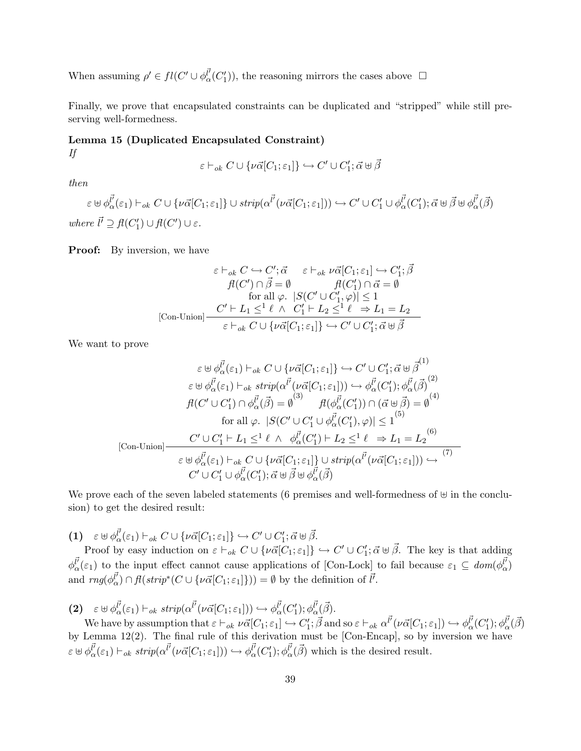When assuming $\rho' \in fl(C' \cup \phi_\alpha^{\vec{l'}}(C_1'))$, the reasoning mirrors the cases above $\square$

Finally, we prove that encapsulated constraints can be duplicated and "stripped" while still preserving well-formedness.

**Lemma 15 (Duplicated Encapsulated Constraint)**
*If*

$$\varepsilon \vdash_{ok} C \cup \{\nu\vec{\alpha}[C_1; \varepsilon_1]\} \hookrightarrow C' \cup C_1'; \vec{\alpha} \uplus \vec{\beta}$$

*then*

$$\varepsilon \uplus \phi_\alpha^{\vec{l'}}(\varepsilon_1) \vdash_{ok} C \cup \{\nu\vec{\alpha}[C_1; \varepsilon_1]\} \cup strip(\alpha^{\vec{l'}}(\nu\vec{\alpha}[C_1; \varepsilon_1])) \hookrightarrow C' \cup C_1' \cup \phi_\alpha^{\vec{l'}}(C_1'); \vec{\alpha} \uplus \vec{\beta} \uplus \phi_\alpha^{\vec{l'}}(\vec{\beta})$$

*where* $\vec{l'} \supseteq fl(C_1') \cup fl(C') \cup \varepsilon$.

**Proof:** By inversion, we have

$$\text{[Con-Union]}\,\frac{\begin{array}{cc} \varepsilon \vdash_{ok} C \hookrightarrow C'; \vec{\alpha} & \varepsilon \vdash_{ok} \nu\vec{\alpha}[C_1; \varepsilon_1] \hookrightarrow C_1'; \vec{\beta} \\ fl(C') \cap \vec{\beta} = \emptyset & fl(C_1') \cap \vec{\alpha} = \emptyset \\ \multicolumn{2}{c}{\text{for all } \varphi.\ |S(C' \cup C_1', \varphi)| \leq 1} \\ \multicolumn{2}{c}{C' \vdash L_1 \leq^1 \ell \ \wedge \ C_1' \vdash L_2 \leq^1 \ell \ \Rightarrow L_1 = L_2} \end{array}}{\varepsilon \vdash_{ok} C \cup \{\nu\vec{\alpha}[C_1; \varepsilon_1]\} \hookrightarrow C' \cup C_1'; \vec{\alpha} \uplus \vec{\beta}}$$

We want to prove

$$\text{[Con-Union]}\,\frac{\begin{array}{c} \varepsilon \uplus \phi_\alpha^{\vec{l'}}(\varepsilon_1) \vdash_{ok} C \cup \{\nu\vec{\alpha}[C_1; \varepsilon_1]\} \hookrightarrow C' \cup C_1'; \vec{\alpha} \uplus \vec{\beta}^{(1)} \\ \varepsilon \uplus \phi_\alpha^{\vec{l'}}(\varepsilon_1) \vdash_{ok} strip(\alpha^{\vec{l'}}(\nu\vec{\alpha}[C_1; \varepsilon_1])) \hookrightarrow \phi_\alpha^{\vec{l'}}(C_1'); \phi_\alpha^{\vec{l'}}(\vec{\beta})^{(2)} \\ fl(C' \cup C_1') \cap \phi_\alpha^{\vec{l'}}(\vec{\beta}) = \emptyset^{(3)} \qquad fl(\phi_\alpha^{\vec{l'}}(C_1')) \cap (\vec{\alpha} \uplus \vec{\beta}) = \emptyset^{(4)} \\ \text{for all } \varphi.\ |S(C' \cup C_1' \cup \phi_\alpha^{\vec{l'}}(C_1'), \varphi)| \leq 1^{(5)} \\ C' \cup C_1' \vdash L_1 \leq^1 \ell \ \wedge \ \phi_\alpha^{\vec{l'}}(C_1') \vdash L_2 \leq^1 \ell \ \Rightarrow L_1 = L_2^{(6)} \end{array}}{\begin{array}{c}\varepsilon \uplus \phi_\alpha^{\vec{l'}}(\varepsilon_1) \vdash_{ok} C \cup \{\nu\vec{\alpha}[C_1; \varepsilon_1]\} \cup strip(\alpha^{\vec{l'}}(\nu\vec{\alpha}[C_1; \varepsilon_1])) \hookrightarrow^{(7)} \\ C' \cup C_1' \cup \phi_\alpha^{\vec{l'}}(C_1'); \vec{\alpha} \uplus \vec{\beta} \uplus \phi_\alpha^{\vec{l'}}(\vec{\beta}) \end{array}}$$

We prove each of the seven labeled statements (6 premises and well-formedness of $\uplus$ in the conclusion) to get the desired result:

**(1)** $\varepsilon \uplus \phi_\alpha^{\vec{l'}}(\varepsilon_1) \vdash_{ok} C \cup \{\nu\vec{\alpha}[C_1; \varepsilon_1]\} \hookrightarrow C' \cup C_1'; \vec{\alpha} \uplus \vec{\beta}$.

Proof by easy induction on $\varepsilon \vdash_{ok} C \cup \{\nu\vec{\alpha}[C_1; \varepsilon_1]\} \hookrightarrow C' \cup C_1'; \vec{\alpha} \uplus \vec{\beta}$. The key is that adding $\phi_\alpha^{\vec{l'}}(\varepsilon_1)$ to the input effect cannot cause applications of [Con-Lock] to fail because $\varepsilon_1 \subseteq dom(\phi_\alpha^{\vec{l'}})$ and $rng(\phi_\alpha^{\vec{l'}}) \cap fl(strip^*(C \cup \{\nu\vec{\alpha}[C_1; \varepsilon_1]\})) = \emptyset$ by the definition of $\vec{l'}$.

**(2)** $\varepsilon \uplus \phi_\alpha^{\vec{l'}}(\varepsilon_1) \vdash_{ok} strip(\alpha^{\vec{l'}}(\nu\vec{\alpha}[C_1; \varepsilon_1])) \hookrightarrow \phi_\alpha^{\vec{l'}}(C_1'); \phi_\alpha^{\vec{l'}}(\vec{\beta})$.

We have by assumption that $\varepsilon \vdash_{ok} \nu\vec{\alpha}[C_1; \varepsilon_1] \hookrightarrow C_1'; \vec{\beta}$ and so $\varepsilon \vdash_{ok} \alpha^{\vec{l'}}(\nu\vec{\alpha}[C_1; \varepsilon_1]) \hookrightarrow \phi_\alpha^{\vec{l'}}(C_1'); \phi_\alpha^{\vec{l'}}(\vec{\beta})$ by Lemma 12(2). The final rule of this derivation must be [Con-Encap], so by inversion we have $\varepsilon \uplus \phi_\alpha^{\vec{l'}}(\varepsilon_1) \vdash_{ok} strip(\alpha^{\vec{l'}}(\nu\vec{\alpha}[C_1; \varepsilon_1])) \hookrightarrow \phi_\alpha^{\vec{l'}}(C_1'); \phi_\alpha^{\vec{l'}}(\vec{\beta})$ which is the desired result.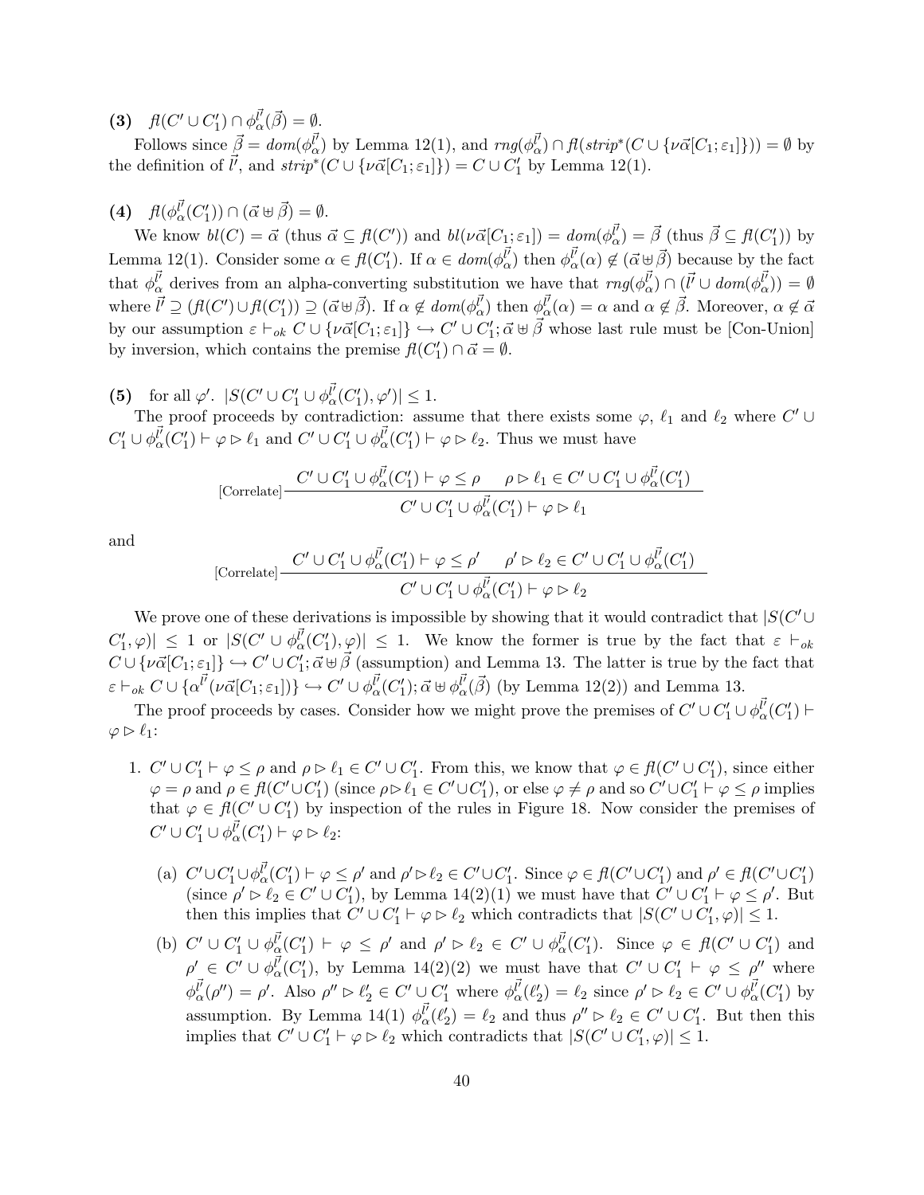**(3)** $\mathit{fl}(C' \cup C'_1) \cap \phi^{\vec{l'}}_{\alpha}(\vec{\beta}) = \emptyset$.

Follows since $\vec{\beta} = \mathit{dom}(\phi^{\vec{l'}}_{\alpha})$ by Lemma 12(1), and $\mathit{rng}(\phi^{\vec{l'}}_{\alpha}) \cap \mathit{fl}(\mathit{strip}^*(C \cup \{\nu\vec{\alpha}[C_1;\varepsilon_1]\})) = \emptyset$ by the definition of $\vec{l'}$, and $\mathit{strip}^*(C \cup \{\nu\vec{\alpha}[C_1;\varepsilon_1]\}) = C \cup C'_1$ by Lemma 12(1).

**(4)** $\mathit{fl}(\phi^{\vec{l'}}_{\alpha}(C'_1)) \cap (\vec{\alpha} \uplus \vec{\beta}) = \emptyset$.

We know $\mathit{bl}(C) = \vec{\alpha}$ (thus $\vec{\alpha} \subseteq \mathit{fl}(C')$) and $\mathit{bl}(\nu\vec{\alpha}[C_1;\varepsilon_1]) = \mathit{dom}(\phi^{\vec{l'}}_{\alpha}) = \vec{\beta}$ (thus $\vec{\beta} \subseteq \mathit{fl}(C'_1)$) by Lemma 12(1). Consider some $\alpha \in \mathit{fl}(C'_1)$. If $\alpha \in \mathit{dom}(\phi^{\vec{l'}}_{\alpha})$ then $\phi^{\vec{l'}}_{\alpha}(\alpha) \notin (\vec{\alpha} \uplus \vec{\beta})$ because by the fact that $\phi^{\vec{l'}}_{\alpha}$ derives from an alpha-converting substitution we have that $\mathit{rng}(\phi^{\vec{l'}}_{\alpha}) \cap (\vec{l'} \cup \mathit{dom}(\phi^{\vec{l'}}_{\alpha})) = \emptyset$ where $\vec{l'} \supseteq (\mathit{fl}(C') \cup \mathit{fl}(C'_1)) \supseteq (\vec{\alpha} \uplus \vec{\beta})$. If $\alpha \notin \mathit{dom}(\phi^{\vec{l'}}_{\alpha})$ then $\phi^{\vec{l'}}_{\alpha}(\alpha) = \alpha$ and $\alpha \notin \vec{\beta}$. Moreover, $\alpha \notin \vec{\alpha}$ by our assumption $\varepsilon \vdash_{ok} C \cup \{\nu\vec{\alpha}[C_1;\varepsilon_1]\} \hookrightarrow C' \cup C'_1; \vec{\alpha} \uplus \vec{\beta}$ whose last rule must be [Con-Union] by inversion, which contains the premise $\mathit{fl}(C'_1) \cap \vec{\alpha} = \emptyset$.

**(5)** for all $\varphi'$. $|S(C' \cup C'_1 \cup \phi^{\vec{l'}}_{\alpha}(C'_1), \varphi')| \leq 1$.

The proof proceeds by contradiction: assume that there exists some $\varphi$, $\ell_1$ and $\ell_2$ where $C' \cup C'_1 \cup \phi^{\vec{l'}}_{\alpha}(C'_1) \vdash \varphi \rhd \ell_1$ and $C' \cup C'_1 \cup \phi^{\vec{l'}}_{\alpha}(C'_1) \vdash \varphi \rhd \ell_2$. Thus we must have

$$\text{[Correlate]}\frac{C' \cup C'_1 \cup \phi^{\vec{l'}}_{\alpha}(C'_1) \vdash \varphi \leq \rho \qquad \rho \rhd \ell_1 \in C' \cup C'_1 \cup \phi^{\vec{l'}}_{\alpha}(C'_1)}{C' \cup C'_1 \cup \phi^{\vec{l'}}_{\alpha}(C'_1) \vdash \varphi \rhd \ell_1}$$

and

$$\text{[Correlate]}\frac{C' \cup C'_1 \cup \phi^{\vec{l'}}_{\alpha}(C'_1) \vdash \varphi \leq \rho' \qquad \rho' \rhd \ell_2 \in C' \cup C'_1 \cup \phi^{\vec{l'}}_{\alpha}(C'_1)}{C' \cup C'_1 \cup \phi^{\vec{l'}}_{\alpha}(C'_1) \vdash \varphi \rhd \ell_2}$$

We prove one of these derivations is impossible by showing that it would contradict that $|S(C' \cup C'_1, \varphi)| \leq 1$ or $|S(C' \cup \phi^{\vec{l'}}_{\alpha}(C'_1), \varphi)| \leq 1$. We know the former is true by the fact that $\varepsilon \vdash_{ok} C \cup \{\nu\vec{\alpha}[C_1;\varepsilon_1]\} \hookrightarrow C' \cup C'_1; \vec{\alpha} \uplus \vec{\beta}$ (assumption) and Lemma 13. The latter is true by the fact that $\varepsilon \vdash_{ok} C \cup \{\alpha^{\vec{l'}}(\nu\vec{\alpha}[C_1;\varepsilon_1])\} \hookrightarrow C' \cup \phi^{\vec{l'}}_{\alpha}(C'_1); \vec{\alpha} \uplus \phi^{\vec{l'}}_{\alpha}(\vec{\beta})$ (by Lemma 12(2)) and Lemma 13.

The proof proceeds by cases. Consider how we might prove the premises of $C' \cup C'_1 \cup \phi^{\vec{l'}}_{\alpha}(C'_1) \vdash \varphi \rhd \ell_1$:

1. $C' \cup C'_1 \vdash \varphi \leq \rho$ and $\rho \rhd \ell_1 \in C' \cup C'_1$. From this, we know that $\varphi \in \mathit{fl}(C' \cup C'_1)$, since either $\varphi = \rho$ and $\rho \in \mathit{fl}(C' \cup C'_1)$ (since $\rho \rhd \ell_1 \in C' \cup C'_1$), or else $\varphi \neq \rho$ and so $C' \cup C'_1 \vdash \varphi \leq \rho$ implies that $\varphi \in \mathit{fl}(C' \cup C'_1)$ by inspection of the rules in Figure 18. Now consider the premises of $C' \cup C'_1 \cup \phi^{\vec{l'}}_{\alpha}(C'_1) \vdash \varphi \rhd \ell_2$:

   (a) $C' \cup C'_1 \cup \phi^{\vec{l'}}_{\alpha}(C'_1) \vdash \varphi \leq \rho'$ and $\rho' \rhd \ell_2 \in C' \cup C'_1$. Since $\varphi \in \mathit{fl}(C' \cup C'_1)$ and $\rho' \in \mathit{fl}(C' \cup C'_1)$ (since $\rho' \rhd \ell_2 \in C' \cup C'_1$), by Lemma 14(2)(1) we must have that $C' \cup C'_1 \vdash \varphi \leq \rho'$. But then this implies that $C' \cup C'_1 \vdash \varphi \rhd \ell_2$ which contradicts that $|S(C' \cup C'_1, \varphi)| \leq 1$.

   (b) $C' \cup C'_1 \cup \phi^{\vec{l'}}_{\alpha}(C'_1) \vdash \varphi \leq \rho'$ and $\rho' \rhd \ell_2 \in C' \cup \phi^{\vec{l'}}_{\alpha}(C'_1)$. Since $\varphi \in \mathit{fl}(C' \cup C'_1)$ and $\rho' \in C' \cup \phi^{\vec{l'}}_{\alpha}(C'_1)$, by Lemma 14(2)(2) we must have that $C' \cup C'_1 \vdash \varphi \leq \rho''$ where $\phi^{\vec{l'}}_{\alpha}(\rho'') = \rho'$. Also $\rho'' \rhd \ell'_2 \in C' \cup C'_1$ where $\phi^{\vec{l'}}_{\alpha}(\ell'_2) = \ell_2$ since $\rho' \rhd \ell_2 \in C' \cup \phi^{\vec{l'}}_{\alpha}(C'_1)$ by assumption. By Lemma 14(1) $\phi^{\vec{l'}}_{\alpha}(\ell'_2) = \ell_2$ and thus $\rho'' \rhd \ell_2 \in C' \cup C'_1$. But then this implies that $C' \cup C'_1 \vdash \varphi \rhd \ell_2$ which contradicts that $|S(C' \cup C'_1, \varphi)| \leq 1$.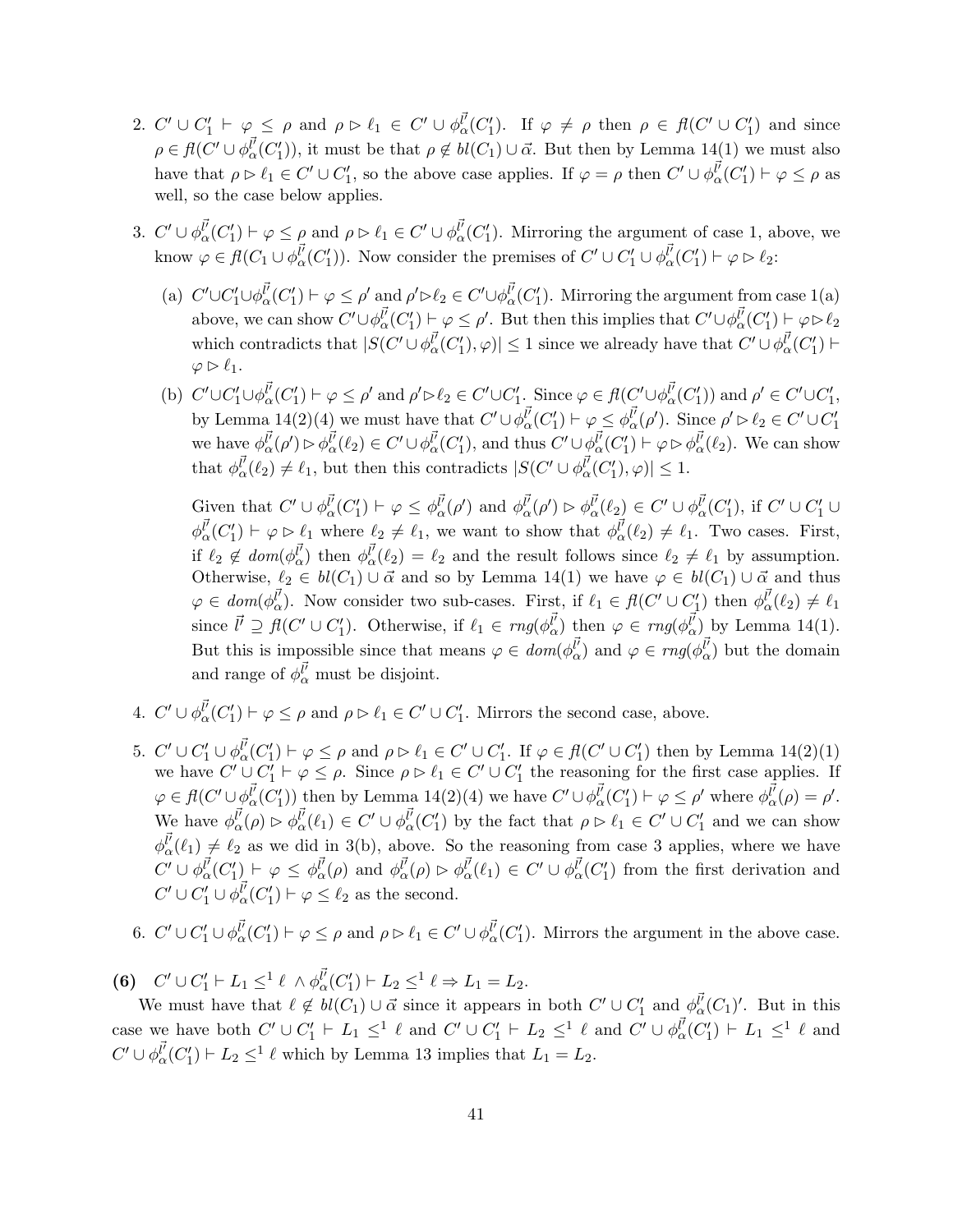2. $C' \cup C_1' \vdash \varphi \leq \rho$ and $\rho \rhd \ell_1 \in C' \cup \phi_\alpha^{\vec{l'}}(C_1')$. If $\varphi \neq \rho$ then $\rho \in \mathit{fl}(C' \cup C_1')$ and since $\rho \in \mathit{fl}(C' \cup \phi_\alpha^{\vec{l'}}(C_1'))$, it must be that $\rho \notin bl(C_1) \cup \vec{\alpha}$. But then by Lemma 14(1) we must also have that $\rho \rhd \ell_1 \in C' \cup C_1'$, so the above case applies. If $\varphi = \rho$ then $C' \cup \phi_\alpha^{\vec{l'}}(C_1') \vdash \varphi \leq \rho$ as well, so the case below applies.

3. $C' \cup \phi_\alpha^{\vec{l'}}(C_1') \vdash \varphi \leq \rho$ and $\rho \rhd \ell_1 \in C' \cup \phi_\alpha^{\vec{l'}}(C_1')$. Mirroring the argument of case 1, above, we know $\varphi \in \mathit{fl}(C_1 \cup \phi_\alpha^{\vec{l'}}(C_1'))$. Now consider the premises of $C' \cup C_1' \cup \phi_\alpha^{\vec{l'}}(C_1') \vdash \varphi \rhd \ell_2$:

   (a) $C' \cup C_1' \cup \phi_\alpha^{\vec{l'}}(C_1') \vdash \varphi \leq \rho'$ and $\rho' \rhd \ell_2 \in C' \cup \phi_\alpha^{\vec{l'}}(C_1')$. Mirroring the argument from case 1(a) above, we can show $C' \cup \phi_\alpha^{\vec{l'}}(C_1') \vdash \varphi \leq \rho'$. But then this implies that $C' \cup \phi_\alpha^{\vec{l'}}(C_1') \vdash \varphi \rhd \ell_2$ which contradicts that $|S(C' \cup \phi_\alpha^{\vec{l'}}(C_1'), \varphi)| \leq 1$ since we already have that $C' \cup \phi_\alpha^{\vec{l'}}(C_1') \vdash \varphi \rhd \ell_1$.

   (b) $C' \cup C_1' \cup \phi_\alpha^{\vec{l'}}(C_1') \vdash \varphi \leq \rho'$ and $\rho' \rhd \ell_2 \in C' \cup C_1'$. Since $\varphi \in \mathit{fl}(C' \cup \phi_\alpha^{\vec{l'}}(C_1'))$ and $\rho' \in C' \cup C_1'$, by Lemma 14(2)(4) we must have that $C' \cup \phi_\alpha^{\vec{l'}}(C_1') \vdash \varphi \leq \phi_\alpha^{\vec{l'}}(\rho')$. Since $\rho' \rhd \ell_2 \in C' \cup C_1'$ we have $\phi_\alpha^{\vec{l'}}(\rho') \rhd \phi_\alpha^{\vec{l'}}(\ell_2) \in C' \cup \phi_\alpha^{\vec{l'}}(C_1')$, and thus $C' \cup \phi_\alpha^{\vec{l'}}(C_1') \vdash \varphi \rhd \phi_\alpha^{\vec{l'}}(\ell_2)$. We can show that $\phi_\alpha^{\vec{l'}}(\ell_2) \neq \ell_1$, but then this contradicts $|S(C' \cup \phi_\alpha^{\vec{l'}}(C_1'), \varphi)| \leq 1$.

   Given that $C' \cup \phi_\alpha^{\vec{l'}}(C_1') \vdash \varphi \leq \phi_\alpha^{\vec{l'}}(\rho')$ and $\phi_\alpha^{\vec{l'}}(\rho') \rhd \phi_\alpha^{\vec{l'}}(\ell_2) \in C' \cup \phi_\alpha^{\vec{l'}}(C_1')$, if $C' \cup C_1' \cup \phi_\alpha^{\vec{l'}}(C_1') \vdash \varphi \rhd \ell_1$ where $\ell_2 \neq \ell_1$, we want to show that $\phi_\alpha^{\vec{l'}}(\ell_2) \neq \ell_1$. Two cases. First, if $\ell_2 \notin dom(\phi_\alpha^{\vec{l'}})$ then $\phi_\alpha^{\vec{l'}}(\ell_2) = \ell_2$ and the result follows since $\ell_2 \neq \ell_1$ by assumption. Otherwise, $\ell_2 \in bl(C_1) \cup \vec{\alpha}$ and so by Lemma 14(1) we have $\varphi \in bl(C_1) \cup \vec{\alpha}$ and thus $\varphi \in dom(\phi_\alpha^{\vec{l'}})$. Now consider two sub-cases. First, if $\ell_1 \in \mathit{fl}(C' \cup C_1')$ then $\phi_\alpha^{\vec{l'}}(\ell_2) \neq \ell_1$ since $\vec{l'} \supseteq \mathit{fl}(C' \cup C_1')$. Otherwise, if $\ell_1 \in rng(\phi_\alpha^{\vec{l'}})$ then $\varphi \in rng(\phi_\alpha^{\vec{l'}})$ by Lemma 14(1). But this is impossible since that means $\varphi \in dom(\phi_\alpha^{\vec{l'}})$ and $\varphi \in rng(\phi_\alpha^{\vec{l'}})$ but the domain and range of $\phi_\alpha^{\vec{l'}}$ must be disjoint.

4. $C' \cup \phi_\alpha^{\vec{l'}}(C_1') \vdash \varphi \leq \rho$ and $\rho \rhd \ell_1 \in C' \cup C_1'$. Mirrors the second case, above.

5. $C' \cup C_1' \cup \phi_\alpha^{\vec{l'}}(C_1') \vdash \varphi \leq \rho$ and $\rho \rhd \ell_1 \in C' \cup C_1'$. If $\varphi \in \mathit{fl}(C' \cup C_1')$ then by Lemma 14(2)(1) we have $C' \cup C_1' \vdash \varphi \leq \rho$. Since $\rho \rhd \ell_1 \in C' \cup C_1'$ the reasoning for the first case applies. If $\varphi \in \mathit{fl}(C' \cup \phi_\alpha^{\vec{l'}}(C_1'))$ then by Lemma 14(2)(4) we have $C' \cup \phi_\alpha^{\vec{l'}}(C_1') \vdash \varphi \leq \rho'$ where $\phi_\alpha^{\vec{l'}}(\rho) = \rho'$. We have $\phi_\alpha^{\vec{l'}}(\rho) \rhd \phi_\alpha^{\vec{l'}}(\ell_1) \in C' \cup \phi_\alpha^{\vec{l'}}(C_1')$ by the fact that $\rho \rhd \ell_1 \in C' \cup C_1'$ and we can show $\phi_\alpha^{\vec{l'}}(\ell_1) \neq \ell_2$ as we did in 3(b), above. So the reasoning from case 3 applies, where we have $C' \cup \phi_\alpha^{\vec{l'}}(C_1') \vdash \varphi \leq \phi_\alpha^{\vec{l'}}(\rho)$ and $\phi_\alpha^{\vec{l'}}(\rho) \rhd \phi_\alpha^{\vec{l'}}(\ell_1) \in C' \cup \phi_\alpha^{\vec{l'}}(C_1')$ from the first derivation and $C' \cup C_1' \cup \phi_\alpha^{\vec{l'}}(C_1') \vdash \varphi \leq \ell_2$ as the second.

6. $C' \cup C_1' \cup \phi_\alpha^{\vec{l'}}(C_1') \vdash \varphi \leq \rho$ and $\rho \rhd \ell_1 \in C' \cup \phi_\alpha^{\vec{l'}}(C_1')$. Mirrors the argument in the above case.

**(6)** $C' \cup C_1' \vdash L_1 \leq^1 \ell \wedge \phi_\alpha^{\vec{l'}}(C_1') \vdash L_2 \leq^1 \ell \Rightarrow L_1 = L_2$.

We must have that $\ell \notin bl(C_1) \cup \vec{\alpha}$ since it appears in both $C' \cup C_1'$ and $\phi_\alpha^{\vec{l'}}(C_1)'$. But in this case we have both $C' \cup C_1' \vdash L_1 \leq^1 \ell$ and $C' \cup C_1' \vdash L_2 \leq^1 \ell$ and $C' \cup \phi_\alpha^{\vec{l'}}(C_1') \vdash L_1 \leq^1 \ell$ and $C' \cup \phi_\alpha^{\vec{l'}}(C_1') \vdash L_2 \leq^1 \ell$ which by Lemma 13 implies that $L_1 = L_2$.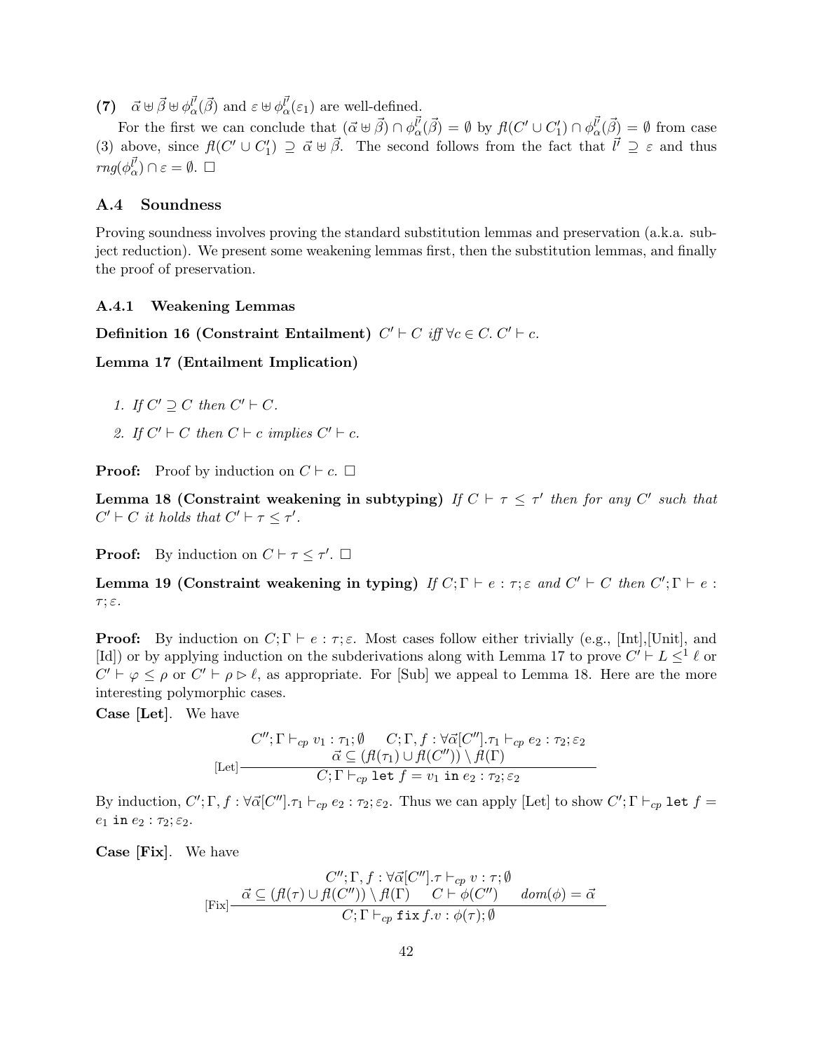**(7)** $\vec{\alpha} \uplus \vec{\beta} \uplus \phi_\alpha^{\vec{l'}}(\vec{\beta})$ and $\varepsilon \uplus \phi_\alpha^{\vec{l'}}(\varepsilon_1)$ are well-defined.

For the first we can conclude that $(\vec{\alpha} \uplus \vec{\beta}) \cap \phi_\alpha^{\vec{l'}}(\vec{\beta}) = \emptyset$ by $\mathit{fl}(C' \cup C'_1) \cap \phi_\alpha^{\vec{l'}}(\vec{\beta}) = \emptyset$ from case (3) above, since $\mathit{fl}(C' \cup C'_1) \supseteq \vec{\alpha} \uplus \vec{\beta}$. The second follows from the fact that $\vec{l'} \supseteq \varepsilon$ and thus $\mathit{rng}(\phi_\alpha^{\vec{l'}}) \cap \varepsilon = \emptyset$. $\square$

## A.4 Soundness

Proving soundness involves proving the standard substitution lemmas and preservation (a.k.a. subject reduction). We present some weakening lemmas first, then the substitution lemmas, and finally the proof of preservation.

### A.4.1 Weakening Lemmas

**Definition 16 (Constraint Entailment)** *$C' \vdash C$ iff $\forall c \in C.\ C' \vdash c$.*

**Lemma 17 (Entailment Implication)**

1. *If $C' \supseteq C$ then $C' \vdash C$.*
2. *If $C' \vdash C$ then $C \vdash c$ implies $C' \vdash c$.*

**Proof:** Proof by induction on $C \vdash c$. $\square$

**Lemma 18 (Constraint weakening in subtyping)** *If $C \vdash \tau \leq \tau'$ then for any $C'$ such that $C' \vdash C$ it holds that $C' \vdash \tau \leq \tau'$.*

**Proof:** By induction on $C \vdash \tau \leq \tau'$. $\square$

**Lemma 19 (Constraint weakening in typing)** *If $C; \Gamma \vdash e : \tau; \varepsilon$ and $C' \vdash C$ then $C'; \Gamma \vdash e : \tau; \varepsilon$.*

**Proof:** By induction on $C; \Gamma \vdash e : \tau; \varepsilon$. Most cases follow either trivially (e.g., [Int],[Unit], and [Id]) or by applying induction on the subderivations along with Lemma 17 to prove $C' \vdash L \leq^1 \ell$ or $C' \vdash \varphi \leq \rho$ or $C' \vdash \rho \rhd \ell$, as appropriate. For [Sub] we appeal to Lemma 18. Here are the more interesting polymorphic cases.

**Case [Let].** We have

$$\text{[Let]}\ \frac{C''; \Gamma \vdash_{cp} v_1 : \tau_1; \emptyset \qquad C; \Gamma, f : \forall \vec{\alpha}[C''].\tau_1 \vdash_{cp} e_2 : \tau_2; \varepsilon_2 \qquad \vec{\alpha} \subseteq (\mathit{fl}(\tau_1) \cup \mathit{fl}(C'')) \setminus \mathit{fl}(\Gamma)}{C; \Gamma \vdash_{cp} \texttt{let}\ f = v_1\ \texttt{in}\ e_2 : \tau_2; \varepsilon_2}$$

By induction, $C'; \Gamma, f : \forall \vec{\alpha}[C''].\tau_1 \vdash_{cp} e_2 : \tau_2; \varepsilon_2$. Thus we can apply [Let] to show $C'; \Gamma \vdash_{cp} \texttt{let}\ f = e_1\ \texttt{in}\ e_2 : \tau_2; \varepsilon_2$.

**Case [Fix].** We have

$$\text{[Fix]}\ \frac{C''; \Gamma, f : \forall \vec{\alpha}[C''].\tau \vdash_{cp} v : \tau; \emptyset \qquad \vec{\alpha} \subseteq (\mathit{fl}(\tau) \cup \mathit{fl}(C'')) \setminus \mathit{fl}(\Gamma) \qquad C \vdash \phi(C'') \qquad \mathit{dom}(\phi) = \vec{\alpha}}{C; \Gamma \vdash_{cp} \texttt{fix}\ f.v : \phi(\tau); \emptyset}$$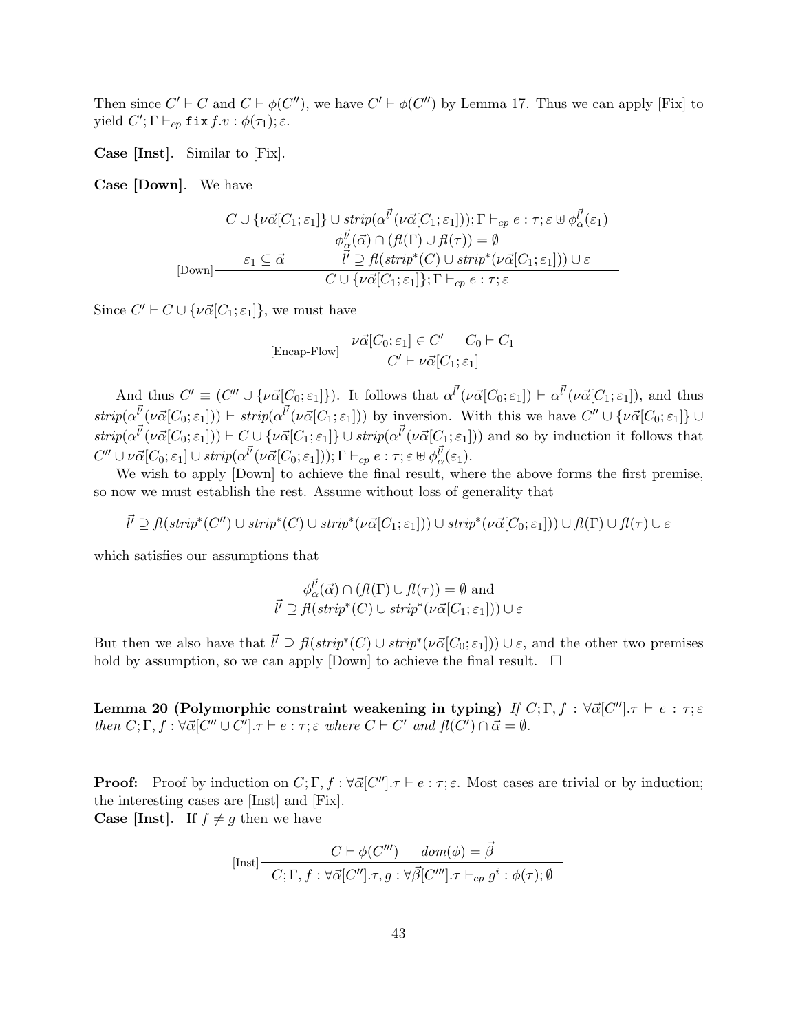Then since $C' \vdash C$ and $C \vdash \phi(C'')$, we have $C' \vdash \phi(C'')$ by Lemma 17. Thus we can apply [Fix] to yield $C'; \Gamma \vdash_{cp} \texttt{fix}\, f.v : \phi(\tau_1); \varepsilon$.

**Case [Inst]**. Similar to [Fix].

**Case [Down]**. We have

$$
[\text{Down}]\frac{\begin{array}{c} C \cup \{\nu\vec{\alpha}[C_1;\varepsilon_1]\} \cup \mathit{strip}(\alpha^{\vec{l'}}(\nu\vec{\alpha}[C_1;\varepsilon_1])); \Gamma \vdash_{cp} e : \tau; \varepsilon \uplus \phi_{\alpha}^{\vec{l'}}(\varepsilon_1) \\ \phi_{\alpha}^{\vec{l'}}(\vec{\alpha}) \cap (\mathit{fl}(\Gamma) \cup \mathit{fl}(\tau)) = \emptyset \\ \varepsilon_1 \subseteq \vec{\alpha} \qquad\qquad \vec{l'} \supseteq \mathit{fl}(\mathit{strip}^*(C) \cup \mathit{strip}^*(\nu\vec{\alpha}[C_1;\varepsilon_1])) \cup \varepsilon \end{array}}{C \cup \{\nu\vec{\alpha}[C_1;\varepsilon_1]\}; \Gamma \vdash_{cp} e : \tau; \varepsilon}
$$

Since $C' \vdash C \cup \{\nu\vec{\alpha}[C_1;\varepsilon_1]\}$, we must have

$$
[\text{Encap-Flow}]\frac{\nu\vec{\alpha}[C_0;\varepsilon_1] \in C' \qquad C_0 \vdash C_1}{C' \vdash \nu\vec{\alpha}[C_1;\varepsilon_1]}
$$

And thus $C' \equiv (C'' \cup \{\nu\vec{\alpha}[C_0;\varepsilon_1]\})$. It follows that $\alpha^{\vec{l'}}(\nu\vec{\alpha}[C_0;\varepsilon_1]) \vdash \alpha^{\vec{l'}}(\nu\vec{\alpha}[C_1;\varepsilon_1])$, and thus $\mathit{strip}(\alpha^{\vec{l'}}(\nu\vec{\alpha}[C_0;\varepsilon_1])) \vdash \mathit{strip}(\alpha^{\vec{l'}}(\nu\vec{\alpha}[C_1;\varepsilon_1]))$ by inversion. With this we have $C'' \cup \{\nu\vec{\alpha}[C_0;\varepsilon_1]\} \cup \mathit{strip}(\alpha^{\vec{l'}}(\nu\vec{\alpha}[C_0;\varepsilon_1])) \vdash C \cup \{\nu\vec{\alpha}[C_1;\varepsilon_1]\} \cup \mathit{strip}(\alpha^{\vec{l'}}(\nu\vec{\alpha}[C_1;\varepsilon_1]))$ and so by induction it follows that $C'' \cup \nu\vec{\alpha}[C_0;\varepsilon_1] \cup \mathit{strip}(\alpha^{\vec{l'}}(\nu\vec{\alpha}[C_0;\varepsilon_1])); \Gamma \vdash_{cp} e : \tau; \varepsilon \uplus \phi_{\alpha}^{\vec{l'}}(\varepsilon_1)$.

We wish to apply [Down] to achieve the final result, where the above forms the first premise, so now we must establish the rest. Assume without loss of generality that

$$
\vec{l'} \supseteq \mathit{fl}(\mathit{strip}^*(C'') \cup \mathit{strip}^*(C) \cup \mathit{strip}^*(\nu\vec{\alpha}[C_1;\varepsilon_1])) \cup \mathit{strip}^*(\nu\vec{\alpha}[C_0;\varepsilon_1])) \cup \mathit{fl}(\Gamma) \cup \mathit{fl}(\tau) \cup \varepsilon
$$

which satisfies our assumptions that

$$
\begin{array}{c} \phi_{\alpha}^{\vec{l'}}(\vec{\alpha}) \cap (\mathit{fl}(\Gamma) \cup \mathit{fl}(\tau)) = \emptyset \text{ and} \\ \vec{l'} \supseteq \mathit{fl}(\mathit{strip}^*(C) \cup \mathit{strip}^*(\nu\vec{\alpha}[C_1;\varepsilon_1])) \cup \varepsilon \end{array}
$$

But then we also have that $\vec{l'} \supseteq \mathit{fl}(\mathit{strip}^*(C) \cup \mathit{strip}^*(\nu\vec{\alpha}[C_0;\varepsilon_1])) \cup \varepsilon$, and the other two premises hold by assumption, so we can apply [Down] to achieve the final result. $\square$

**Lemma 20 (Polymorphic constraint weakening in typing)** *If $C; \Gamma, f : \forall\vec{\alpha}[C''].\tau \vdash e : \tau; \varepsilon$ then $C; \Gamma, f : \forall\vec{\alpha}[C'' \cup C'].\tau \vdash e : \tau; \varepsilon$ where $C \vdash C'$ and $\mathit{fl}(C') \cap \vec{\alpha} = \emptyset$.*

**Proof:** Proof by induction on $C; \Gamma, f : \forall\vec{\alpha}[C''].\tau \vdash e : \tau; \varepsilon$. Most cases are trivial or by induction; the interesting cases are [Inst] and [Fix].

**Case [Inst]**. If $f \neq g$ then we have

$$
[\text{Inst}]\frac{C \vdash \phi(C''') \qquad \mathit{dom}(\phi) = \vec{\beta}}{C; \Gamma, f : \forall\vec{\alpha}[C''].\tau, g : \forall\vec{\beta}[C'''].\tau \vdash_{cp} g^i : \phi(\tau); \emptyset}
$$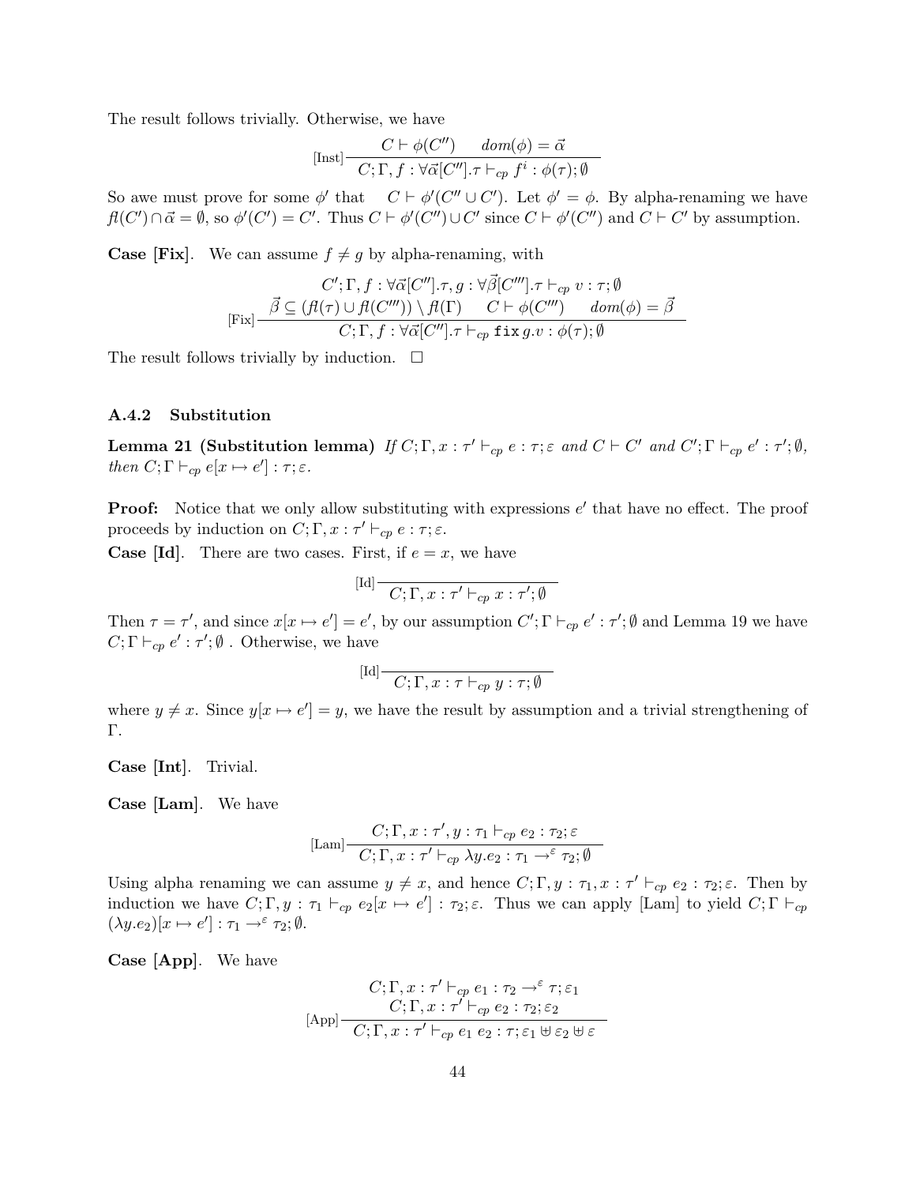The result follows trivially. Otherwise, we have

$$[\text{Inst}]\frac{C \vdash \phi(C'') \qquad dom(\phi) = \vec{\alpha}}{C; \Gamma, f : \forall\vec{\alpha}[C''].\tau \vdash_{cp} f^i : \phi(\tau); \emptyset}$$

So awe must prove for some $\phi'$ that $\quad C \vdash \phi'(C'' \cup C')$. Let $\phi' = \phi$. By alpha-renaming we have $\mathit{fl}(C') \cap \vec{\alpha} = \emptyset$, so $\phi'(C') = C'$. Thus $C \vdash \phi'(C'') \cup C'$ since $C \vdash \phi'(C'')$ and $C \vdash C'$ by assumption.

**Case [Fix].** We can assume $f \neq g$ by alpha-renaming, with

$$[\text{Fix}]\frac{\begin{array}{c}C';\Gamma, f : \forall\vec{\alpha}[C''].\tau, g : \forall\vec{\beta}[C'''].\tau \vdash_{cp} v : \tau; \emptyset \\ \vec{\beta} \subseteq (\mathit{fl}(\tau) \cup \mathit{fl}(C''')) \setminus \mathit{fl}(\Gamma) \qquad C \vdash \phi(C''') \qquad dom(\phi) = \vec{\beta}\end{array}}{C; \Gamma, f : \forall\vec{\alpha}[C''].\tau \vdash_{cp} \mathtt{fix}\, g.v : \phi(\tau); \emptyset}$$

The result follows trivially by induction. $\square$

### A.4.2 Substitution

**Lemma 21 (Substitution lemma)** *If $C; \Gamma, x : \tau' \vdash_{cp} e : \tau; \varepsilon$ and $C \vdash C'$ and $C'; \Gamma \vdash_{cp} e' : \tau'; \emptyset$, then $C; \Gamma \vdash_{cp} e[x \mapsto e'] : \tau; \varepsilon$.*

**Proof:** Notice that we only allow substituting with expressions $e'$ that have no effect. The proof proceeds by induction on $C; \Gamma, x : \tau' \vdash_{cp} e : \tau; \varepsilon$.

**Case [Id].** There are two cases. First, if $e = x$, we have

$$[\text{Id}]\frac{}{C; \Gamma, x : \tau' \vdash_{cp} x : \tau'; \emptyset}$$

Then $\tau = \tau'$, and since $x[x \mapsto e'] = e'$, by our assumption $C'; \Gamma \vdash_{cp} e' : \tau'; \emptyset$ and Lemma 19 we have $C; \Gamma \vdash_{cp} e' : \tau'; \emptyset$ . Otherwise, we have

$$[\text{Id}]\frac{}{C; \Gamma, x : \tau \vdash_{cp} y : \tau; \emptyset}$$

where $y \neq x$. Since $y[x \mapsto e'] = y$, we have the result by assumption and a trivial strengthening of $\Gamma$.

**Case [Int].** Trivial.

**Case [Lam].** We have

$$[\text{Lam}]\frac{C; \Gamma, x : \tau', y : \tau_1 \vdash_{cp} e_2 : \tau_2; \varepsilon}{C; \Gamma, x : \tau' \vdash_{cp} \lambda y.e_2 : \tau_1 \to^{\varepsilon} \tau_2; \emptyset}$$

Using alpha renaming we can assume $y \neq x$, and hence $C; \Gamma, y : \tau_1, x : \tau' \vdash_{cp} e_2 : \tau_2; \varepsilon$. Then by induction we have $C; \Gamma, y : \tau_1 \vdash_{cp} e_2[x \mapsto e'] : \tau_2; \varepsilon$. Thus we can apply [Lam] to yield $C; \Gamma \vdash_{cp} (\lambda y.e_2)[x \mapsto e'] : \tau_1 \to^{\varepsilon} \tau_2; \emptyset$.

**Case [App].** We have

$$[\text{App}]\frac{\begin{array}{c}C; \Gamma, x : \tau' \vdash_{cp} e_1 : \tau_2 \to^{\varepsilon} \tau; \varepsilon_1 \\ C; \Gamma, x : \tau' \vdash_{cp} e_2 : \tau_2; \varepsilon_2\end{array}}{C; \Gamma, x : \tau' \vdash_{cp} e_1\ e_2 : \tau; \varepsilon_1 \uplus \varepsilon_2 \uplus \varepsilon}$$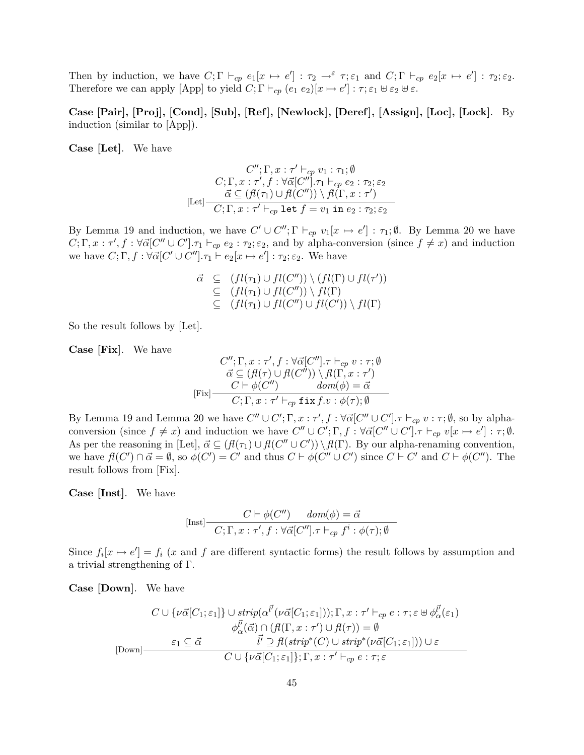Then by induction, we have $C; \Gamma \vdash_{cp} e_1[x \mapsto e'] : \tau_2 \rightarrow^{\varepsilon} \tau; \varepsilon_1$ and $C; \Gamma \vdash_{cp} e_2[x \mapsto e'] : \tau_2; \varepsilon_2$. Therefore we can apply [App] to yield $C; \Gamma \vdash_{cp} (e_1\ e_2)[x \mapsto e'] : \tau; \varepsilon_1 \uplus \varepsilon_2 \uplus \varepsilon$.

**Case [Pair], [Proj], [Cond], [Sub], [Ref], [Newlock], [Deref], [Assign], [Loc], [Lock]**. By induction (similar to [App]).

**Case [Let]**. We have

$$\text{[Let]}\frac{\begin{array}{c} C''; \Gamma, x : \tau' \vdash_{cp} v_1 : \tau_1; \emptyset \\ C; \Gamma, x : \tau', f : \forall \vec{\alpha}[C''].\tau_1 \vdash_{cp} e_2 : \tau_2; \varepsilon_2 \\ \vec{\alpha} \subseteq (fl(\tau_1) \cup fl(C'')) \setminus fl(\Gamma, x : \tau') \end{array}}{C; \Gamma, x : \tau' \vdash_{cp} \texttt{let}\ f = v_1\ \texttt{in}\ e_2 : \tau_2; \varepsilon_2}$$

By Lemma 19 and induction, we have $C' \cup C''; \Gamma \vdash_{cp} v_1[x \mapsto e'] : \tau_1; \emptyset$. By Lemma 20 we have $C; \Gamma, x : \tau', f : \forall \vec{\alpha}[C'' \cup C'].\tau_1 \vdash_{cp} e_2 : \tau_2; \varepsilon_2$, and by alpha-conversion (since $f \neq x$) and induction we have $C; \Gamma, f : \forall \vec{\alpha}[C' \cup C''].\tau_1 \vdash e_2[x \mapsto e'] : \tau_2; \varepsilon_2$. We have

$$\begin{array}{rcl} \vec{\alpha} & \subseteq & (fl(\tau_1) \cup fl(C'')) \setminus (fl(\Gamma) \cup fl(\tau')) \\ & \subseteq & (fl(\tau_1) \cup fl(C'')) \setminus fl(\Gamma) \\ & \subseteq & (fl(\tau_1) \cup fl(C'') \cup fl(C')) \setminus fl(\Gamma) \end{array}$$

So the result follows by [Let].

**Case [Fix]**. We have

$$\text{[Fix]}\frac{\begin{array}{c} C''; \Gamma, x : \tau', f : \forall \vec{\alpha}[C''].\tau \vdash_{cp} v : \tau; \emptyset \\ \vec{\alpha} \subseteq (fl(\tau) \cup fl(C'')) \setminus fl(\Gamma, x : \tau') \\ C \vdash \phi(C'') \qquad dom(\phi) = \vec{\alpha} \end{array}}{C; \Gamma, x : \tau' \vdash_{cp} \texttt{fix}\, f.v : \phi(\tau); \emptyset}$$

By Lemma 19 and Lemma 20 we have $C'' \cup C'; \Gamma, x : \tau', f : \forall \vec{\alpha}[C'' \cup C'].\tau \vdash_{cp} v : \tau; \emptyset$, so by alpha-conversion (since $f \neq x$) and induction we have $C'' \cup C'; \Gamma, f : \forall \vec{\alpha}[C'' \cup C'].\tau \vdash_{cp} v[x \mapsto e'] : \tau; \emptyset$. As per the reasoning in [Let], $\vec{\alpha} \subseteq (fl(\tau_1) \cup fl(C'' \cup C')) \setminus fl(\Gamma)$. By our alpha-renaming convention, we have $fl(C') \cap \vec{\alpha} = \emptyset$, so $\phi(C') = C'$ and thus $C \vdash \phi(C'' \cup C')$ since $C \vdash C'$ and $C \vdash \phi(C'')$. The result follows from [Fix].

**Case [Inst]**. We have

$$\text{[Inst]}\frac{C \vdash \phi(C'') \qquad dom(\phi) = \vec{\alpha}}{C; \Gamma, x : \tau', f : \forall \vec{\alpha}[C''].\tau \vdash_{cp} f^i : \phi(\tau); \emptyset}$$

Since $f_i[x \mapsto e'] = f_i$ ($x$ and $f$ are different syntactic forms) the result follows by assumption and a trivial strengthening of $\Gamma$.

**Case [Down]**. We have

$$\text{[Down]}\frac{\begin{array}{c} C \cup \{\nu\vec{\alpha}[C_1; \varepsilon_1]\} \cup strip(\alpha^{\vec{l'}}(\nu\vec{\alpha}[C_1; \varepsilon_1])); \Gamma, x : \tau' \vdash_{cp} e : \tau; \varepsilon \uplus \phi^{\vec{l'}}_{\alpha}(\varepsilon_1) \\ \phi^{\vec{l'}}_{\alpha}(\vec{\alpha}) \cap (fl(\Gamma, x : \tau') \cup fl(\tau)) = \emptyset \\ \varepsilon_1 \subseteq \vec{\alpha} \qquad \vec{l'} \supseteq fl(strip^*(C) \cup strip^*(\nu\vec{\alpha}[C_1; \varepsilon_1])) \cup \varepsilon \end{array}}{C \cup \{\nu\vec{\alpha}[C_1; \varepsilon_1]\}; \Gamma, x : \tau' \vdash_{cp} e : \tau; \varepsilon}$$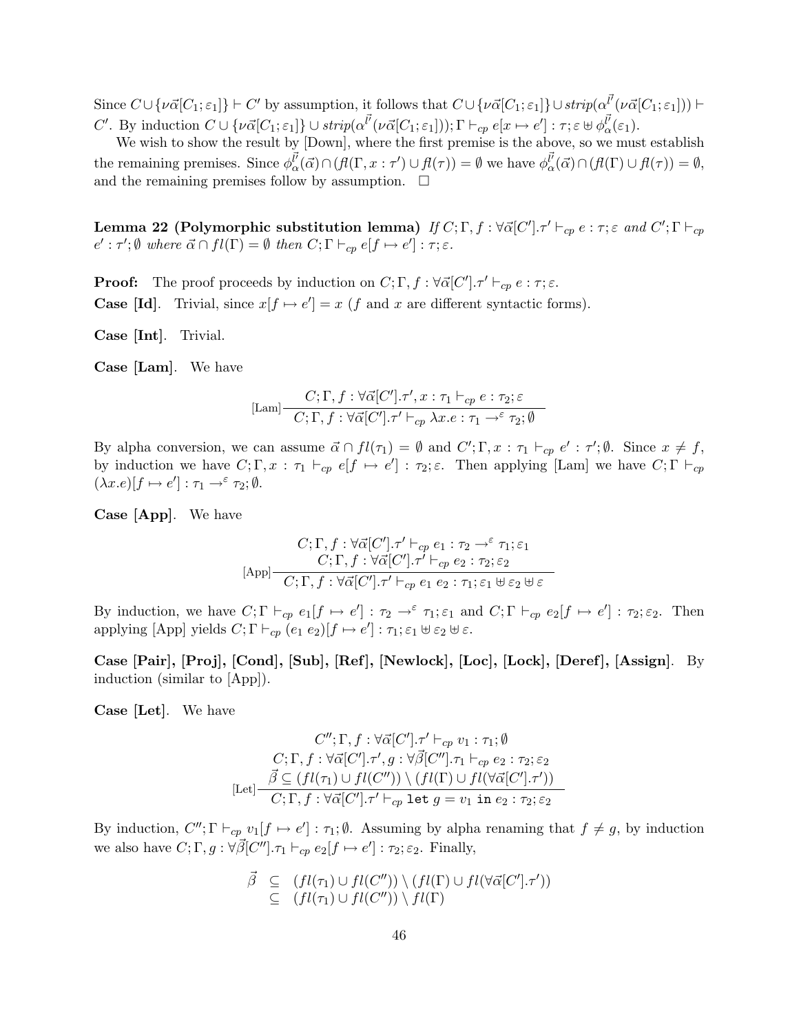Since $C \cup \{\nu\vec{\alpha}[C_1;\varepsilon_1]\} \vdash C'$ by assumption, it follows that $C \cup \{\nu\vec{\alpha}[C_1;\varepsilon_1]\} \cup strip(\alpha^{\vec{l'}}(\nu\vec{\alpha}[C_1;\varepsilon_1])) \vdash C'$. By induction $C \cup \{\nu\vec{\alpha}[C_1;\varepsilon_1]\} \cup strip(\alpha^{\vec{l'}}(\nu\vec{\alpha}[C_1;\varepsilon_1])); \Gamma \vdash_{cp} e[x \mapsto e'] : \tau; \varepsilon \uplus \phi^{\vec{l'}}_{\alpha}(\varepsilon_1)$.

We wish to show the result by [Down], where the first premise is the above, so we must establish the remaining premises. Since $\phi^{\vec{l'}}_{\alpha}(\vec{\alpha}) \cap (fl(\Gamma, x:\tau') \cup fl(\tau)) = \emptyset$ we have $\phi^{\vec{l'}}_{\alpha}(\vec{\alpha}) \cap (fl(\Gamma) \cup fl(\tau)) = \emptyset$, and the remaining premises follow by assumption. $\square$

**Lemma 22 (Polymorphic substitution lemma)** *If $C; \Gamma, f : \forall\vec{\alpha}[C'].\tau' \vdash_{cp} e : \tau; \varepsilon$ and $C'; \Gamma \vdash_{cp} e' : \tau'; \emptyset$ where $\vec{\alpha} \cap fl(\Gamma) = \emptyset$ then $C; \Gamma \vdash_{cp} e[f \mapsto e'] : \tau; \varepsilon$.*

**Proof:** The proof proceeds by induction on $C; \Gamma, f : \forall\vec{\alpha}[C'].\tau' \vdash_{cp} e : \tau; \varepsilon$.

**Case [Id]**. Trivial, since $x[f \mapsto e'] = x$ ($f$ and $x$ are different syntactic forms).

**Case [Int]**. Trivial.

**Case [Lam]**. We have

$$\text{[Lam]}\frac{C; \Gamma, f : \forall\vec{\alpha}[C'].\tau', x : \tau_1 \vdash_{cp} e : \tau_2; \varepsilon}{C; \Gamma, f : \forall\vec{\alpha}[C'].\tau' \vdash_{cp} \lambda x.e : \tau_1 \rightarrow^{\varepsilon} \tau_2; \emptyset}$$

By alpha conversion, we can assume $\vec{\alpha} \cap fl(\tau_1) = \emptyset$ and $C'; \Gamma, x : \tau_1 \vdash_{cp} e' : \tau'; \emptyset$. Since $x \neq f$, by induction we have $C; \Gamma, x : \tau_1 \vdash_{cp} e[f \mapsto e'] : \tau_2; \varepsilon$. Then applying [Lam] we have $C; \Gamma \vdash_{cp} (\lambda x.e)[f \mapsto e'] : \tau_1 \rightarrow^{\varepsilon} \tau_2; \emptyset$.

**Case [App]**. We have

$$\text{[App]}\frac{\begin{array}{c}C; \Gamma, f : \forall\vec{\alpha}[C'].\tau' \vdash_{cp} e_1 : \tau_2 \rightarrow^{\varepsilon} \tau_1; \varepsilon_1 \\ C; \Gamma, f : \forall\vec{\alpha}[C'].\tau' \vdash_{cp} e_2 : \tau_2; \varepsilon_2\end{array}}{C; \Gamma, f : \forall\vec{\alpha}[C'].\tau' \vdash_{cp} e_1\ e_2 : \tau_1; \varepsilon_1 \uplus \varepsilon_2 \uplus \varepsilon}$$

By induction, we have $C; \Gamma \vdash_{cp} e_1[f \mapsto e'] : \tau_2 \rightarrow^{\varepsilon} \tau_1; \varepsilon_1$ and $C; \Gamma \vdash_{cp} e_2[f \mapsto e'] : \tau_2; \varepsilon_2$. Then applying [App] yields $C; \Gamma \vdash_{cp} (e_1\ e_2)[f \mapsto e'] : \tau_1; \varepsilon_1 \uplus \varepsilon_2 \uplus \varepsilon$.

**Case [Pair], [Proj], [Cond], [Sub], [Ref], [Newlock], [Loc], [Lock], [Deref], [Assign]**. By induction (similar to [App]).

**Case [Let]**. We have

$$\text{[Let]}\frac{\begin{array}{c}C''; \Gamma, f : \forall\vec{\alpha}[C'].\tau' \vdash_{cp} v_1 : \tau_1; \emptyset \\ C; \Gamma, f : \forall\vec{\alpha}[C'].\tau', g : \forall\vec{\beta}[C''].\tau_1 \vdash_{cp} e_2 : \tau_2; \varepsilon_2 \\ \vec{\beta} \subseteq (fl(\tau_1) \cup fl(C'')) \setminus (fl(\Gamma) \cup fl(\forall\vec{\alpha}[C'].\tau'))\end{array}}{C; \Gamma, f : \forall\vec{\alpha}[C'].\tau' \vdash_{cp} \texttt{let}\ g = v_1\ \texttt{in}\ e_2 : \tau_2; \varepsilon_2}$$

By induction, $C''; \Gamma \vdash_{cp} v_1[f \mapsto e'] : \tau_1; \emptyset$. Assuming by alpha renaming that $f \neq g$, by induction we also have $C; \Gamma, g : \forall\vec{\beta}[C''].\tau_1 \vdash_{cp} e_2[f \mapsto e'] : \tau_2; \varepsilon_2$. Finally,

$$\begin{array}{rcl}\vec{\beta} & \subseteq & (fl(\tau_1) \cup fl(C'')) \setminus (fl(\Gamma) \cup fl(\forall\vec{\alpha}[C'].\tau')) \\ & \subseteq & (fl(\tau_1) \cup fl(C'')) \setminus fl(\Gamma)\end{array}$$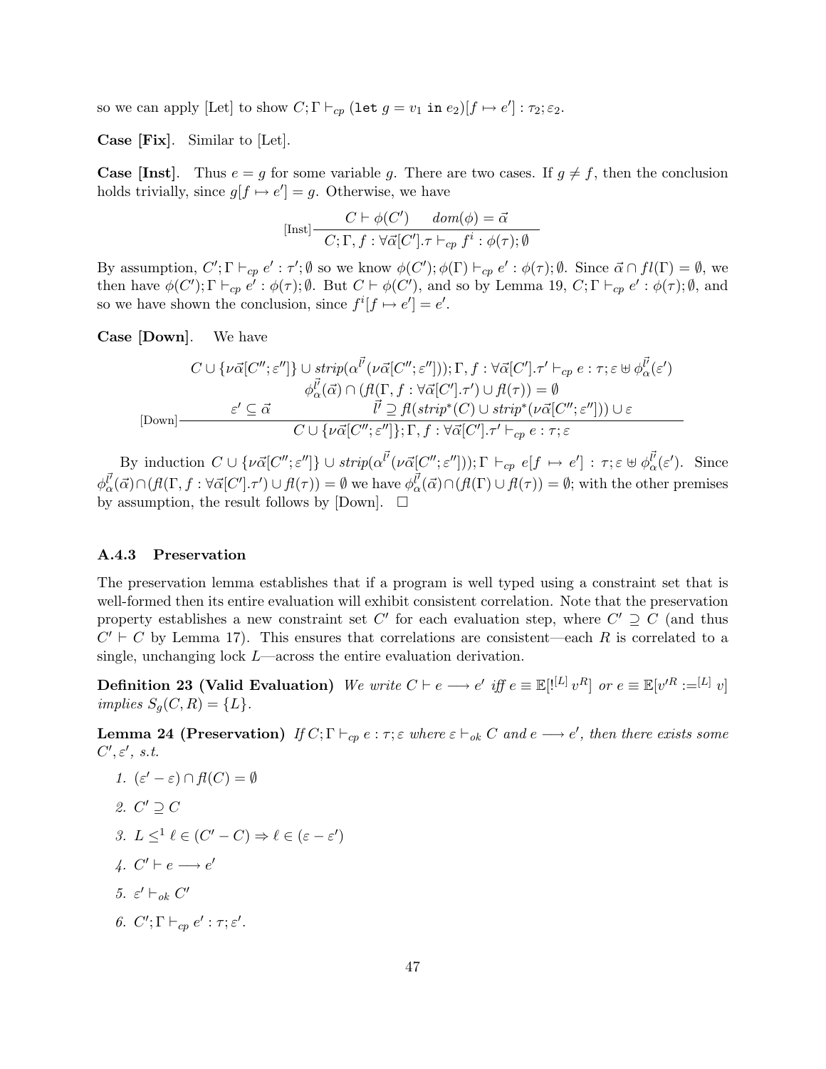so we can apply [Let] to show $C; \Gamma \vdash_{cp} (\texttt{let}\ g = v_1\ \texttt{in}\ e_2)[f \mapsto e'] : \tau_2; \varepsilon_2$.

**Case [Fix].** Similar to [Let].

**Case [Inst].** Thus $e = g$ for some variable $g$. There are two cases. If $g \neq f$, then the conclusion holds trivially, since $g[f \mapsto e'] = g$. Otherwise, we have

$$\text{[Inst]}\frac{C \vdash \phi(C') \qquad dom(\phi) = \vec{\alpha}}{C; \Gamma, f : \forall\vec{\alpha}[C'].\tau \vdash_{cp} f^i : \phi(\tau); \emptyset}$$

By assumption, $C'; \Gamma \vdash_{cp} e' : \tau'; \emptyset$ so we know $\phi(C'); \phi(\Gamma) \vdash_{cp} e' : \phi(\tau); \emptyset$. Since $\vec{\alpha} \cap fl(\Gamma) = \emptyset$, we then have $\phi(C'); \Gamma \vdash_{cp} e' : \phi(\tau); \emptyset$. But $C \vdash \phi(C')$, and so by Lemma 19, $C; \Gamma \vdash_{cp} e' : \phi(\tau); \emptyset$, and so we have shown the conclusion, since $f^i[f \mapsto e'] = e'$.

**Case [Down].** We have

$$\text{[Down]}\frac{\begin{array}{c} C \cup \{\nu\vec{\alpha}[C''; \varepsilon'']\} \cup strip(\alpha^{\vec{l'}}(\nu\vec{\alpha}[C''; \varepsilon''])); \Gamma, f : \forall\vec{\alpha}[C'].\tau' \vdash_{cp} e : \tau; \varepsilon \uplus \phi_{\alpha}^{\vec{l'}}(\varepsilon') \\ \phi_{\alpha}^{\vec{l'}}(\vec{\alpha}) \cap (fl(\Gamma, f : \forall\vec{\alpha}[C'].\tau') \cup fl(\tau)) = \emptyset \\ \varepsilon' \subseteq \vec{\alpha} \qquad\qquad \vec{l'} \supseteq fl(strip^*(C) \cup strip^*(\nu\vec{\alpha}[C''; \varepsilon''])) \cup \varepsilon \end{array}}{C \cup \{\nu\vec{\alpha}[C''; \varepsilon'']\}; \Gamma, f : \forall\vec{\alpha}[C'].\tau' \vdash_{cp} e : \tau; \varepsilon}$$

By induction $C \cup \{\nu\vec{\alpha}[C''; \varepsilon'']\} \cup strip(\alpha^{\vec{l'}}(\nu\vec{\alpha}[C''; \varepsilon''])); \Gamma \vdash_{cp} e[f \mapsto e'] : \tau; \varepsilon \uplus \phi_{\alpha}^{\vec{l'}}(\varepsilon')$. Since $\phi_{\alpha}^{\vec{l'}}(\vec{\alpha}) \cap (fl(\Gamma, f : \forall\vec{\alpha}[C'].\tau') \cup fl(\tau)) = \emptyset$ we have $\phi_{\alpha}^{\vec{l'}}(\vec{\alpha}) \cap (fl(\Gamma) \cup fl(\tau)) = \emptyset$; with the other premises by assumption, the result follows by [Down]. $\square$

### A.4.3 Preservation

The preservation lemma establishes that if a program is well typed using a constraint set that is well-formed then its entire evaluation will exhibit consistent correlation. Note that the preservation property establishes a new constraint set $C'$ for each evaluation step, where $C' \supseteq C$ (and thus $C' \vdash C$ by Lemma 17). This ensures that correlations are consistent—each $R$ is correlated to a single, unchanging lock $L$—across the entire evaluation derivation.

**Definition 23 (Valid Evaluation)** *We write $C \vdash e \longrightarrow e'$ iff $e \equiv \mathbb{E}[!^{[L]}\, v^R]$ or $e \equiv \mathbb{E}[v'^R :=^{[L]} v]$ implies $S_g(C, R) = \{L\}$.*

**Lemma 24 (Preservation)** *If $C; \Gamma \vdash_{cp} e : \tau; \varepsilon$ where $\varepsilon \vdash_{ok} C$ and $e \longrightarrow e'$, then there exists some $C', \varepsilon'$, s.t.*

1. $(\varepsilon' - \varepsilon) \cap fl(C) = \emptyset$
2. $C' \supseteq C$
3. $L \leq^1 \ell \in (C' - C) \Rightarrow \ell \in (\varepsilon - \varepsilon')$
4. $C' \vdash e \longrightarrow e'$
5. $\varepsilon' \vdash_{ok} C'$
6. $C'; \Gamma \vdash_{cp} e' : \tau; \varepsilon'$.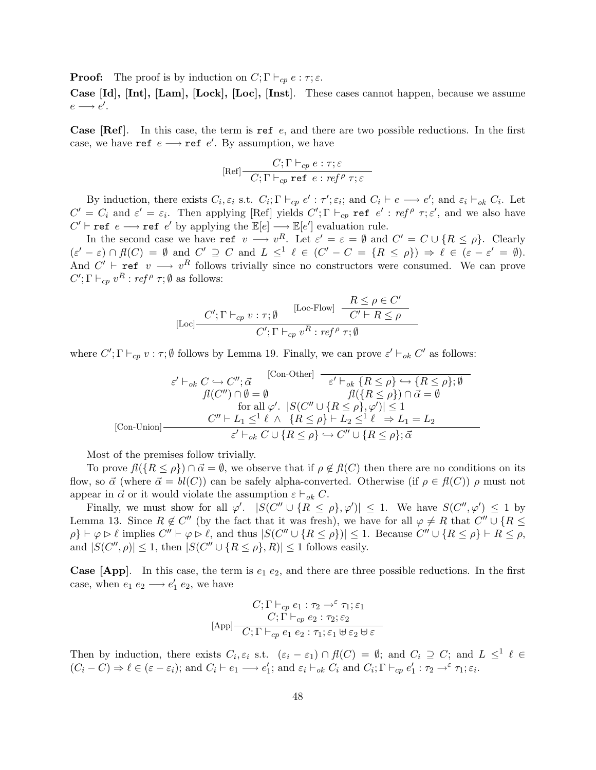**Proof:** The proof is by induction on $C; \Gamma \vdash_{cp} e : \tau; \varepsilon$.

**Case [Id], [Int], [Lam], [Lock], [Loc], [Inst]**. These cases cannot happen, because we assume $e \longrightarrow e'$.

**Case [Ref]**. In this case, the term is $\texttt{ref}\ e$, and there are two possible reductions. In the first case, we have $\texttt{ref}\ e \longrightarrow \texttt{ref}\ e'$. By assumption, we have

$$\text{[Ref]}\frac{C; \Gamma \vdash_{cp} e : \tau; \varepsilon}{C; \Gamma \vdash_{cp} \texttt{ref}\ e : \mathit{ref}^{\rho}\ \tau; \varepsilon}$$

By induction, there exists $C_i, \varepsilon_i$ s.t. $C_i; \Gamma \vdash_{cp} e' : \tau'; \varepsilon_i$; and $C_i \vdash e \longrightarrow e'$; and $\varepsilon_i \vdash_{ok} C_i$. Let $C' = C_i$ and $\varepsilon' = \varepsilon_i$. Then applying [Ref] yields $C'; \Gamma \vdash_{cp} \texttt{ref}\ e' : \mathit{ref}^{\rho}\ \tau; \varepsilon'$, and we also have $C' \vdash \texttt{ref}\ e \longrightarrow \texttt{ref}\ e'$ by applying the $\mathbb{E}[e] \longrightarrow \mathbb{E}[e']$ evaluation rule.

In the second case we have $\texttt{ref}\ v \longrightarrow v^R$. Let $\varepsilon' = \varepsilon = \emptyset$ and $C' = C \cup \{R \leq \rho\}$. Clearly $(\varepsilon' - \varepsilon) \cap \mathit{fl}(C) = \emptyset$ and $C' \supseteq C$ and $L \leq^1 \ell \in (C' - C = \{R \leq \rho\}) \Rightarrow \ell \in (\varepsilon - \varepsilon' = \emptyset)$. And $C' \vdash \texttt{ref}\ v \longrightarrow v^R$ follows trivially since no constructors were consumed. We can prove $C'; \Gamma \vdash_{cp} v^R : \mathit{ref}^{\rho}\ \tau; \emptyset$ as follows:

$$\text{[Loc]}\frac{C'; \Gamma \vdash_{cp} v : \tau; \emptyset \qquad \text{[Loc-Flow]}\dfrac{R \leq \rho \in C'}{C' \vdash R \leq \rho}}{C'; \Gamma \vdash_{cp} v^R : \mathit{ref}^{\rho}\ \tau; \emptyset}$$

where $C'; \Gamma \vdash_{cp} v : \tau; \emptyset$ follows by Lemma 19. Finally, we can prove $\varepsilon' \vdash_{ok} C'$ as follows:

$$\text{[Con-Union]}\frac{\begin{array}{cc} \varepsilon' \vdash_{ok} C \hookrightarrow C''; \vec{\alpha} & \text{[Con-Other]}\ \dfrac{}{\varepsilon' \vdash_{ok} \{R \leq \rho\} \hookrightarrow \{R \leq \rho\}; \emptyset} \\ \mathit{fl}(C'') \cap \emptyset = \emptyset & \mathit{fl}(\{R \leq \rho\}) \cap \vec{\alpha} = \emptyset \\ \multicolumn{2}{c}{\text{for all } \varphi'.\ |S(C'' \cup \{R \leq \rho\}, \varphi')| \leq 1} \\ \multicolumn{2}{c}{C'' \vdash L_1 \leq^1 \ell\ \wedge\ \{R \leq \rho\} \vdash L_2 \leq^1 \ell\ \ \Rightarrow L_1 = L_2} \end{array}}{\varepsilon' \vdash_{ok} C \cup \{R \leq \rho\} \hookrightarrow C'' \cup \{R \leq \rho\}; \vec{\alpha}}$$

Most of the premises follow trivially.

To prove $\mathit{fl}(\{R \leq \rho\}) \cap \vec{\alpha} = \emptyset$, we observe that if $\rho \notin \mathit{fl}(C)$ then there are no conditions on its flow, so $\vec{\alpha}$ (where $\vec{\alpha} = \mathit{bl}(C)$) can be safely alpha-converted. Otherwise (if $\rho \in \mathit{fl}(C)$) $\rho$ must not appear in $\vec{\alpha}$ or it would violate the assumption $\varepsilon \vdash_{ok} C$.

Finally, we must show for all $\varphi'$. $|S(C'' \cup \{R \leq \rho\}, \varphi')| \leq 1$. We have $S(C'', \varphi') \leq 1$ by Lemma 13. Since $R \notin C''$ (by the fact that it was fresh), we have for all $\varphi \neq R$ that $C'' \cup \{R \leq \rho\} \vdash \varphi \rhd \ell$ implies $C'' \vdash \varphi \rhd \ell$, and thus $|S(C'' \cup \{R \leq \rho\})| \leq 1$. Because $C'' \cup \{R \leq \rho\} \vdash R \leq \rho$, and $|S(C'', \rho)| \leq 1$, then $|S(C'' \cup \{R \leq \rho\}, R)| \leq 1$ follows easily.

**Case [App]**. In this case, the term is $e_1\ e_2$, and there are three possible reductions. In the first case, when $e_1\ e_2 \longrightarrow e_1'\ e_2$, we have

$$\text{[App]}\frac{\begin{array}{c} C; \Gamma \vdash_{cp} e_1 : \tau_2 \rightarrow^{\varepsilon} \tau_1; \varepsilon_1 \\ C; \Gamma \vdash_{cp} e_2 : \tau_2; \varepsilon_2 \end{array}}{C; \Gamma \vdash_{cp} e_1\ e_2 : \tau_1; \varepsilon_1 \uplus \varepsilon_2 \uplus \varepsilon}$$

Then by induction, there exists $C_i, \varepsilon_i$ s.t. $(\varepsilon_i - \varepsilon_1) \cap \mathit{fl}(C) = \emptyset$; and $C_i \supseteq C$; and $L \leq^1 \ell \in (C_i - C) \Rightarrow \ell \in (\varepsilon - \varepsilon_i)$; and $C_i \vdash e_1 \longrightarrow e_1'$; and $\varepsilon_i \vdash_{ok} C_i$ and $C_i; \Gamma \vdash_{cp} e_1' : \tau_2 \rightarrow^{\varepsilon} \tau_1; \varepsilon_i$.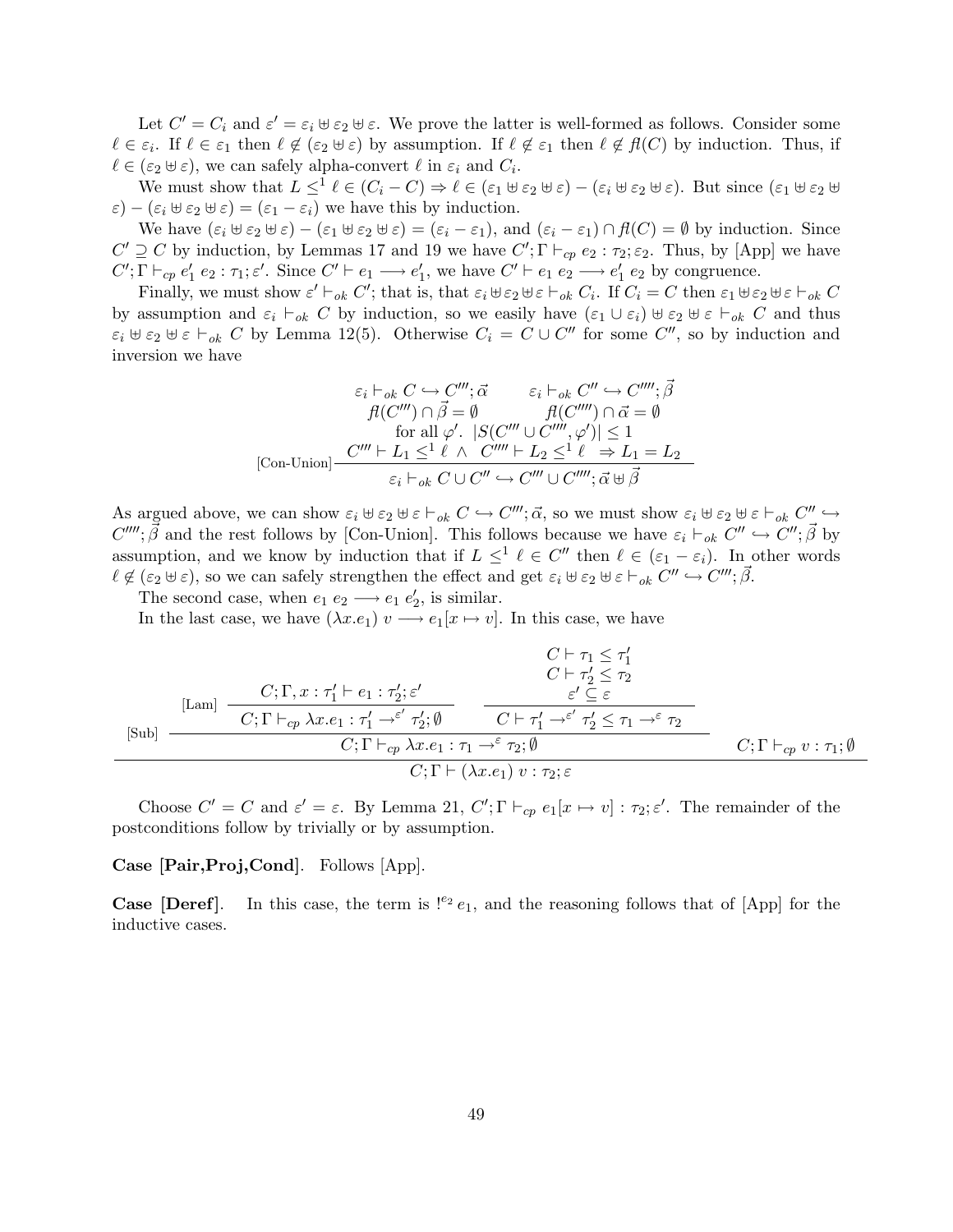Let $C' = C_i$ and $\varepsilon' = \varepsilon_i \uplus \varepsilon_2 \uplus \varepsilon$. We prove the latter is well-formed as follows. Consider some $\ell \in \varepsilon_i$. If $\ell \in \varepsilon_1$ then $\ell \notin (\varepsilon_2 \uplus \varepsilon)$ by assumption. If $\ell \notin \varepsilon_1$ then $\ell \notin fl(C)$ by induction. Thus, if $\ell \in (\varepsilon_2 \uplus \varepsilon)$, we can safely alpha-convert $\ell$ in $\varepsilon_i$ and $C_i$.

We must show that $L \leq^1 \ell \in (C_i - C) \Rightarrow \ell \in (\varepsilon_1 \uplus \varepsilon_2 \uplus \varepsilon) - (\varepsilon_i \uplus \varepsilon_2 \uplus \varepsilon)$. But since $(\varepsilon_1 \uplus \varepsilon_2 \uplus \varepsilon) - (\varepsilon_i \uplus \varepsilon_2 \uplus \varepsilon) = (\varepsilon_1 - \varepsilon_i)$ we have this by induction.

We have $(\varepsilon_i \uplus \varepsilon_2 \uplus \varepsilon) - (\varepsilon_1 \uplus \varepsilon_2 \uplus \varepsilon) = (\varepsilon_i - \varepsilon_1)$, and $(\varepsilon_i - \varepsilon_1) \cap fl(C) = \emptyset$ by induction. Since $C' \supseteq C$ by induction, by Lemmas 17 and 19 we have $C'; \Gamma \vdash_{cp} e_2 : \tau_2; \varepsilon_2$. Thus, by [App] we have $C'; \Gamma \vdash_{cp} e_1'\ e_2 : \tau_1; \varepsilon'$. Since $C' \vdash e_1 \longrightarrow e_1'$, we have $C' \vdash e_1\ e_2 \longrightarrow e_1'\ e_2$ by congruence.

Finally, we must show $\varepsilon' \vdash_{ok} C'$; that is, that $\varepsilon_i \uplus \varepsilon_2 \uplus \varepsilon \vdash_{ok} C_i$. If $C_i = C$ then $\varepsilon_1 \uplus \varepsilon_2 \uplus \varepsilon \vdash_{ok} C$ by assumption and $\varepsilon_i \vdash_{ok} C$ by induction, so we easily have $(\varepsilon_1 \cup \varepsilon_i) \uplus \varepsilon_2 \uplus \varepsilon \vdash_{ok} C$ and thus $\varepsilon_i \uplus \varepsilon_2 \uplus \varepsilon \vdash_{ok} C$ by Lemma 12(5). Otherwise $C_i = C \cup C''$ for some $C''$, so by induction and inversion we have

$$
[\text{Con-Union}]\ \frac{\begin{array}{cc} \varepsilon_i \vdash_{ok} C \hookrightarrow C'''; \vec{\alpha} & \varepsilon_i \vdash_{ok} C'' \hookrightarrow C''''; \vec{\beta} \\ fl(C''') \cap \vec{\beta} = \emptyset & fl(C'''') \cap \vec{\alpha} = \emptyset \\ \multicolumn{2}{c}{\text{for all } \varphi'.\ \ |S(C''' \cup C'''', \varphi')| \leq 1} \\ \multicolumn{2}{c}{C''' \vdash L_1 \leq^1 \ell\ \wedge\ C'''' \vdash L_2 \leq^1 \ell\ \ \Rightarrow L_1 = L_2} \end{array}}{\varepsilon_i \vdash_{ok} C \cup C'' \hookrightarrow C''' \cup C''''; \vec{\alpha} \uplus \vec{\beta}}
$$

As argued above, we can show $\varepsilon_i \uplus \varepsilon_2 \uplus \varepsilon \vdash_{ok} C \hookrightarrow C'''; \vec{\alpha}$, so we must show $\varepsilon_i \uplus \varepsilon_2 \uplus \varepsilon \vdash_{ok} C'' \hookrightarrow C''''; \vec{\beta}$ and the rest follows by [Con-Union]. This follows because we have $\varepsilon_i \vdash_{ok} C'' \hookrightarrow C''; \vec{\beta}$ by assumption, and we know by induction that if $L \leq^1 \ell \in C''$ then $\ell \in (\varepsilon_1 - \varepsilon_i)$. In other words $\ell \notin (\varepsilon_2 \uplus \varepsilon)$, so we can safely strengthen the effect and get $\varepsilon_i \uplus \varepsilon_2 \uplus \varepsilon \vdash_{ok} C'' \hookrightarrow C'''; \vec{\beta}$.

The second case, when $e_1\ e_2 \longrightarrow e_1\ e_2'$, is similar.

In the last case, we have $(\lambda x.e_1)\ v \longrightarrow e_1[x \mapsto v]$. In this case, we have

$$
[\text{Sub}]\ \frac{\dfrac{[\text{Lam}]\ \dfrac{C; \Gamma, x : \tau_1' \vdash e_1 : \tau_2'; \varepsilon'}{C; \Gamma \vdash_{cp} \lambda x.e_1 : \tau_1' \rightarrow^{\varepsilon'} \tau_2'; \emptyset} \qquad \dfrac{\begin{array}{c} C \vdash \tau_1 \leq \tau_1' \\ C \vdash \tau_2' \leq \tau_2 \\ \varepsilon' \subseteq \varepsilon \end{array}}{C \vdash \tau_1' \rightarrow^{\varepsilon'} \tau_2' \leq \tau_1 \rightarrow^{\varepsilon} \tau_2}}{C; \Gamma \vdash_{cp} \lambda x.e_1 : \tau_1 \rightarrow^{\varepsilon} \tau_2; \emptyset} \qquad C; \Gamma \vdash_{cp} v : \tau_1; \emptyset}{C; \Gamma \vdash (\lambda x.e_1)\ v : \tau_2; \varepsilon}
$$

Choose $C' = C$ and $\varepsilon' = \varepsilon$. By Lemma 21, $C'; \Gamma \vdash_{cp} e_1[x \mapsto v] : \tau_2; \varepsilon'$. The remainder of the postconditions follow by trivially or by assumption.

**Case [Pair,Proj,Cond]**. Follows [App].

**Case [Deref]**. In this case, the term is $!^{e_2}\ e_1$, and the reasoning follows that of [App] for the inductive cases.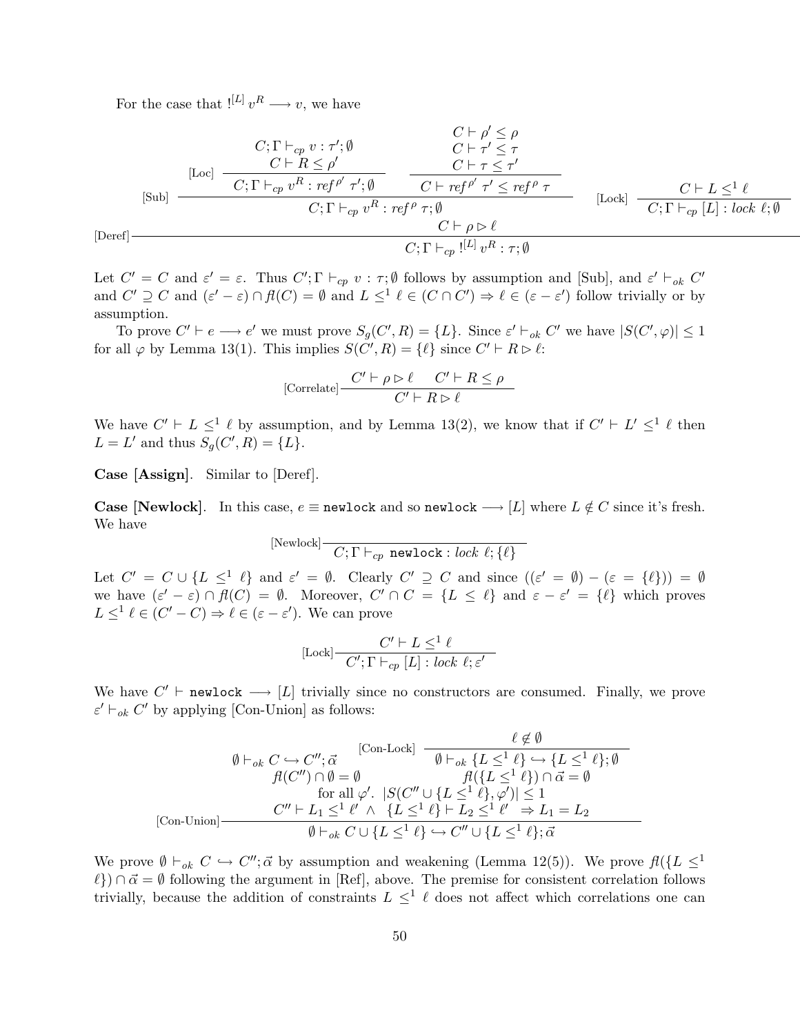For the case that $!^{[L]}\, v^R \longrightarrow v$, we have

$$
\text{[Deref]}\dfrac{\text{[Sub]}\dfrac{\text{[Loc]}\dfrac{C;\Gamma \vdash_{cp} v : \tau';\emptyset \quad C \vdash R \leq \rho'}{C;\Gamma \vdash_{cp} v^R : ref^{\rho'}\ \tau';\emptyset} \quad \dfrac{C \vdash \rho' \leq \rho \quad C \vdash \tau' \leq \tau \quad C \vdash \tau \leq \tau'}{C \vdash ref^{\rho'}\ \tau' \leq ref^{\rho}\ \tau}}{C;\Gamma \vdash_{cp} v^R : ref^{\rho}\ \tau;\emptyset} \quad C \vdash \rho \rhd \ell \quad \text{[Lock]}\dfrac{C \vdash L \leq^1 \ell}{C;\Gamma \vdash_{cp} [L] : lock\ \ell;\emptyset}}{C;\Gamma \vdash_{cp} !^{[L]}\, v^R : \tau;\emptyset}
$$

Let $C' = C$ and $\varepsilon' = \varepsilon$. Thus $C';\Gamma \vdash_{cp} v : \tau;\emptyset$ follows by assumption and [Sub], and $\varepsilon' \vdash_{ok} C'$ and $C' \supseteq C$ and $(\varepsilon' - \varepsilon) \cap fl(C) = \emptyset$ and $L \leq^1 \ell \in (C \cap C') \Rightarrow \ell \in (\varepsilon - \varepsilon')$ follow trivially or by assumption.

To prove $C' \vdash e \longrightarrow e'$ we must prove $S_g(C', R) = \{L\}$. Since $\varepsilon' \vdash_{ok} C'$ we have $|S(C', \varphi)| \leq 1$ for all $\varphi$ by Lemma 13(1). This implies $S(C', R) = \{\ell\}$ since $C' \vdash R \rhd \ell$:

$$
\text{[Correlate]}\dfrac{C' \vdash \rho \rhd \ell \quad C' \vdash R \leq \rho}{C' \vdash R \rhd \ell}
$$

We have $C' \vdash L \leq^1 \ell$ by assumption, and by Lemma 13(2), we know that if $C' \vdash L' \leq^1 \ell$ then $L = L'$ and thus $S_g(C', R) = \{L\}$.

**Case [Assign].** Similar to [Deref].

**Case [Newlock].** In this case, $e \equiv$ `newlock` and so `newlock` $\longrightarrow [L]$ where $L \notin C$ since it's fresh. We have

$$
\text{[Newlock]}\dfrac{}{C;\Gamma \vdash_{cp} \texttt{newlock} : lock\ \ell;\{\ell\}}
$$

Let $C' = C \cup \{L \leq^1 \ell\}$ and $\varepsilon' = \emptyset$. Clearly $C' \supseteq C$ and since $((\varepsilon' = \emptyset) - (\varepsilon = \{\ell\})) = \emptyset$ we have $(\varepsilon' - \varepsilon) \cap fl(C) = \emptyset$. Moreover, $C' \cap C = \{L \leq \ell\}$ and $\varepsilon - \varepsilon' = \{\ell\}$ which proves $L \leq^1 \ell \in (C' - C) \Rightarrow \ell \in (\varepsilon - \varepsilon')$. We can prove

$$
\text{[Lock]}\dfrac{C' \vdash L \leq^1 \ell}{C';\Gamma \vdash_{cp} [L] : lock\ \ell;\varepsilon'}
$$

We have $C' \vdash \texttt{newlock} \longrightarrow [L]$ trivially since no constructors are consumed. Finally, we prove $\varepsilon' \vdash_{ok} C'$ by applying [Con-Union] as follows:

$$
\text{[Con-Union]}\dfrac{\begin{array}{cc} \emptyset \vdash_{ok} C \hookrightarrow C'';\vec{\alpha} & \text{[Con-Lock]}\dfrac{\ell \not\in \emptyset}{\emptyset \vdash_{ok} \{L \leq^1 \ell\} \hookrightarrow \{L \leq^1 \ell\};\emptyset} \\ fl(C'') \cap \emptyset = \emptyset & fl(\{L \leq^1 \ell\}) \cap \vec{\alpha} = \emptyset \\ \multicolumn{2}{c}{\text{for all } \varphi'.\ \ |S(C'' \cup \{L \leq^1 \ell\}, \varphi')| \leq 1} \\ \multicolumn{2}{c}{C'' \vdash L_1 \leq^1 \ell' \ \wedge\ \{L \leq^1 \ell\} \vdash L_2 \leq^1 \ell' \ \Rightarrow L_1 = L_2} \end{array}}{\emptyset \vdash_{ok} C \cup \{L \leq^1 \ell\} \hookrightarrow C'' \cup \{L \leq^1 \ell\};\vec{\alpha}}
$$

We prove $\emptyset \vdash_{ok} C \hookrightarrow C'';\vec{\alpha}$ by assumption and weakening (Lemma 12(5)). We prove $fl(\{L \leq^1 \ell\}) \cap \vec{\alpha} = \emptyset$ following the argument in [Ref], above. The premise for consistent correlation follows trivially, because the addition of constraints $L \leq^1 \ell$ does not affect which correlations one can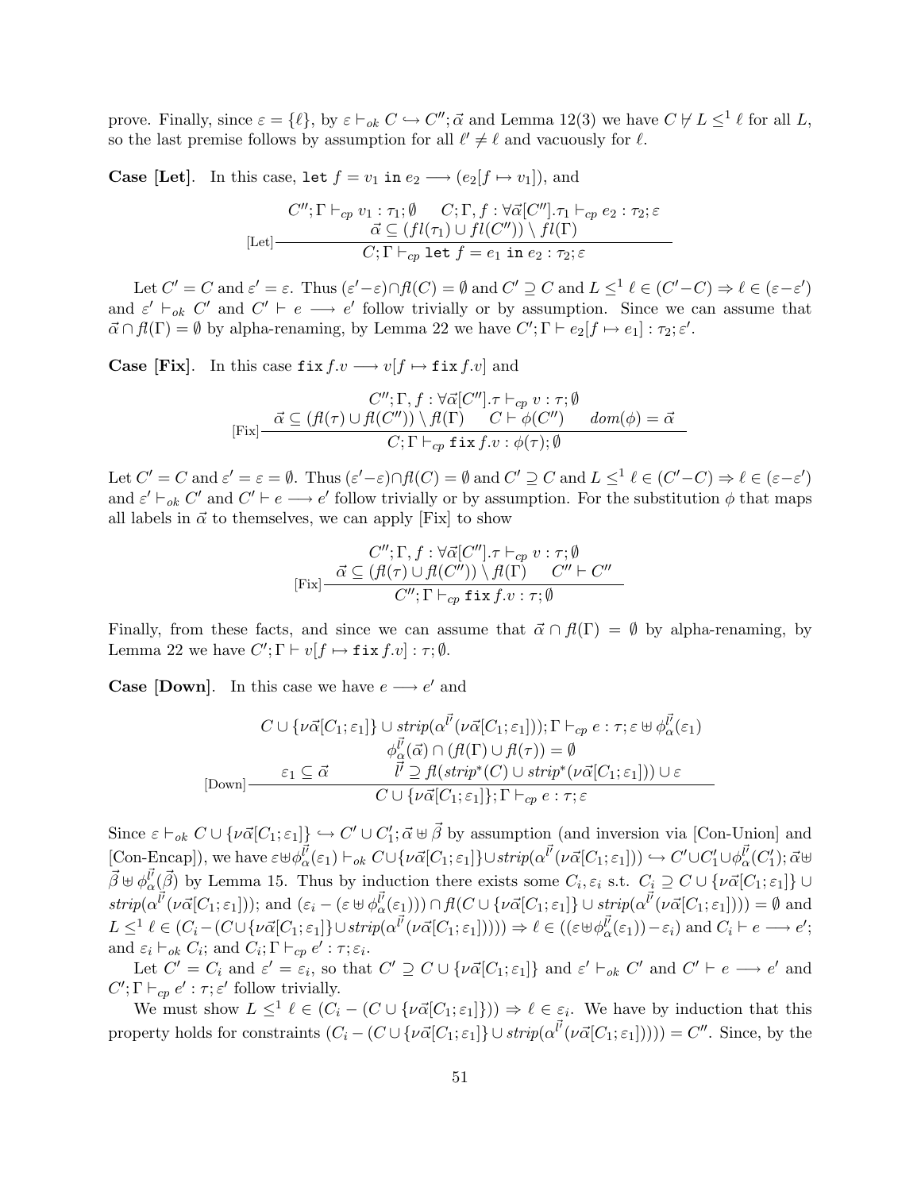prove. Finally, since $\varepsilon = \{\ell\}$, by $\varepsilon \vdash_{ok} C \hookrightarrow C''; \vec{\alpha}$ and Lemma 12(3) we have $C \not\vdash L \leq^1 \ell$ for all $L$, so the last premise follows by assumption for all $\ell' \neq \ell$ and vacuously for $\ell$.

**Case [Let].** In this case, $\texttt{let}\ f = v_1\ \texttt{in}\ e_2 \longrightarrow (e_2[f \mapsto v_1])$, and

$$
\text{[Let]}\frac{\begin{array}{c} C''; \Gamma \vdash_{cp} v_1 : \tau_1; \emptyset \qquad C; \Gamma, f : \forall\vec{\alpha}[C''].\tau_1 \vdash_{cp} e_2 : \tau_2; \varepsilon \\ \vec{\alpha} \subseteq (fl(\tau_1) \cup fl(C'')) \setminus fl(\Gamma) \end{array}}{C; \Gamma \vdash_{cp} \texttt{let}\ f = e_1\ \texttt{in}\ e_2 : \tau_2; \varepsilon}
$$

Let $C' = C$ and $\varepsilon' = \varepsilon$. Thus $(\varepsilon' - \varepsilon) \cap fl(C) = \emptyset$ and $C' \supseteq C$ and $L \leq^1 \ell \in (C' - C) \Rightarrow \ell \in (\varepsilon - \varepsilon')$ and $\varepsilon' \vdash_{ok} C'$ and $C' \vdash e \longrightarrow e'$ follow trivially or by assumption. Since we can assume that $\vec{\alpha} \cap fl(\Gamma) = \emptyset$ by alpha-renaming, by Lemma 22 we have $C'; \Gamma \vdash e_2[f \mapsto e_1] : \tau_2; \varepsilon'$.

**Case [Fix].** In this case $\texttt{fix}\ f.v \longrightarrow v[f \mapsto \texttt{fix}\ f.v]$ and

$$
\text{[Fix]}\frac{\begin{array}{c} C''; \Gamma, f : \forall\vec{\alpha}[C''].\tau \vdash_{cp} v : \tau; \emptyset \\ \vec{\alpha} \subseteq (fl(\tau) \cup fl(C'')) \setminus fl(\Gamma) \qquad C \vdash \phi(C'') \qquad dom(\phi) = \vec{\alpha} \end{array}}{C; \Gamma \vdash_{cp} \texttt{fix}\ f.v : \phi(\tau); \emptyset}
$$

Let $C' = C$ and $\varepsilon' = \varepsilon = \emptyset$. Thus $(\varepsilon' - \varepsilon) \cap fl(C) = \emptyset$ and $C' \supseteq C$ and $L \leq^1 \ell \in (C' - C) \Rightarrow \ell \in (\varepsilon - \varepsilon')$ and $\varepsilon' \vdash_{ok} C'$ and $C' \vdash e \longrightarrow e'$ follow trivially or by assumption. For the substitution $\phi$ that maps all labels in $\vec{\alpha}$ to themselves, we can apply [Fix] to show

$$
\text{[Fix]}\frac{\begin{array}{c} C''; \Gamma, f : \forall\vec{\alpha}[C''].\tau \vdash_{cp} v : \tau; \emptyset \\ \vec{\alpha} \subseteq (fl(\tau) \cup fl(C'')) \setminus fl(\Gamma) \qquad C'' \vdash C'' \end{array}}{C''; \Gamma \vdash_{cp} \texttt{fix}\ f.v : \tau; \emptyset}
$$

Finally, from these facts, and since we can assume that $\vec{\alpha} \cap fl(\Gamma) = \emptyset$ by alpha-renaming, by Lemma 22 we have $C'; \Gamma \vdash v[f \mapsto \texttt{fix}\ f.v] : \tau; \emptyset$.

**Case [Down].** In this case we have $e \longrightarrow e'$ and

$$
\text{[Down]}\frac{\begin{array}{c} C \cup \{\nu\vec{\alpha}[C_1; \varepsilon_1]\} \cup strip(\alpha^{\vec{l'}}(\nu\vec{\alpha}[C_1; \varepsilon_1])); \Gamma \vdash_{cp} e : \tau; \varepsilon \uplus \phi_{\alpha}^{\vec{l'}}(\varepsilon_1) \\ \phi_{\alpha}^{\vec{l'}}(\vec{\alpha}) \cap (fl(\Gamma) \cup fl(\tau)) = \emptyset \\ \varepsilon_1 \subseteq \vec{\alpha} \qquad\qquad \vec{l'} \supseteq fl(strip^*(C) \cup strip^*(\nu\vec{\alpha}[C_1; \varepsilon_1])) \cup \varepsilon \end{array}}{C \cup \{\nu\vec{\alpha}[C_1; \varepsilon_1]\}; \Gamma \vdash_{cp} e : \tau; \varepsilon}
$$

Since $\varepsilon \vdash_{ok} C \cup \{\nu\vec{\alpha}[C_1; \varepsilon_1]\} \hookrightarrow C' \cup C_1'; \vec{\alpha} \uplus \vec{\beta}$ by assumption (and inversion via [Con-Union] and [Con-Encap]), we have $\varepsilon \uplus \phi_{\alpha}^{\vec{l'}}(\varepsilon_1) \vdash_{ok} C \cup \{\nu\vec{\alpha}[C_1; \varepsilon_1]\} \cup strip(\alpha^{\vec{l'}}(\nu\vec{\alpha}[C_1; \varepsilon_1])) \hookrightarrow C' \cup C_1' \cup \phi_{\alpha}^{\vec{l'}}(C_1'); \vec{\alpha} \uplus \vec{\beta} \uplus \phi_{\alpha}^{\vec{l'}}(\vec{\beta})$ by Lemma 15. Thus by induction there exists some $C_i, \varepsilon_i$ s.t. $C_i \supseteq C \cup \{\nu\vec{\alpha}[C_1; \varepsilon_1]\} \cup strip(\alpha^{\vec{l'}}(\nu\vec{\alpha}[C_1; \varepsilon_1]))$; and $(\varepsilon_i - (\varepsilon \uplus \phi_{\alpha}^{\vec{l'}}(\varepsilon_1))) \cap fl(C \cup \{\nu\vec{\alpha}[C_1; \varepsilon_1]\} \cup strip(\alpha^{\vec{l'}}(\nu\vec{\alpha}[C_1; \varepsilon_1]))) = \emptyset$ and $L \leq^1 \ell \in (C_i - (C \cup \{\nu\vec{\alpha}[C_1; \varepsilon_1]\} \cup strip(\alpha^{\vec{l'}}(\nu\vec{\alpha}[C_1; \varepsilon_1])))) \Rightarrow \ell \in ((\varepsilon \uplus \phi_{\alpha}^{\vec{l'}}(\varepsilon_1)) - \varepsilon_i)$ and $C_i \vdash e \longrightarrow e'$; and $\varepsilon_i \vdash_{ok} C_i$; and $C_i; \Gamma \vdash_{cp} e' : \tau; \varepsilon_i$.

Let $C' = C_i$ and $\varepsilon' = \varepsilon_i$, so that $C' \supseteq C \cup \{\nu\vec{\alpha}[C_1; \varepsilon_1]\}$ and $\varepsilon' \vdash_{ok} C'$ and $C' \vdash e \longrightarrow e'$ and $C'; \Gamma \vdash_{cp} e' : \tau; \varepsilon'$ follow trivially.

We must show $L \leq^1 \ell \in (C_i - (C \cup \{\nu\vec{\alpha}[C_1; \varepsilon_1]\})) \Rightarrow \ell \in \varepsilon_i$. We have by induction that this property holds for constraints $(C_i - (C \cup \{\nu\vec{\alpha}[C_1; \varepsilon_1]\} \cup strip(\alpha^{\vec{l'}}(\nu\vec{\alpha}[C_1; \varepsilon_1])))) = C''$. Since, by the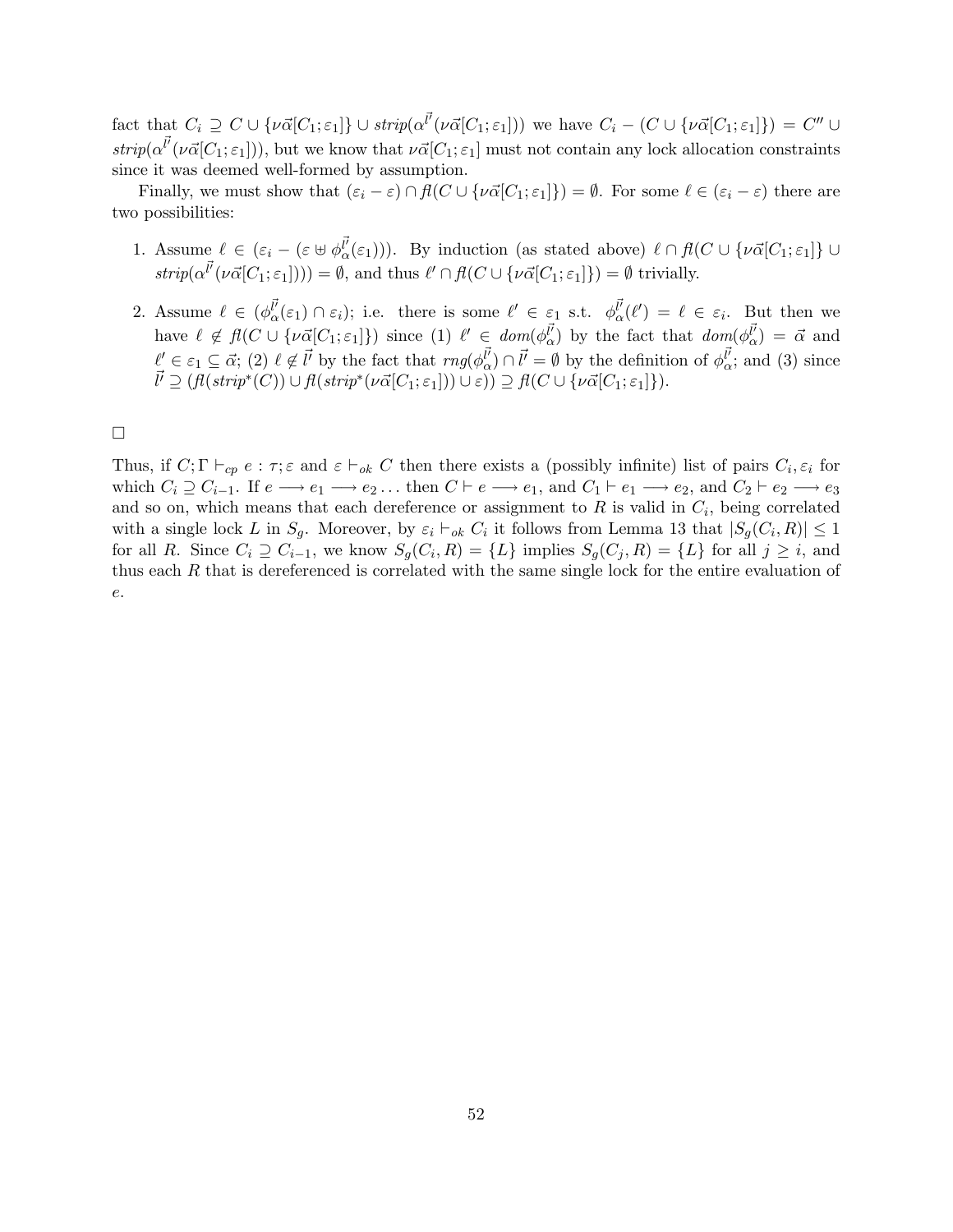fact that $C_i \supseteq C \cup \{\nu\vec{\alpha}[C_1;\varepsilon_1]\} \cup strip(\alpha^{\vec{l'}}(\nu\vec{\alpha}[C_1;\varepsilon_1]))$ we have $C_i - (C \cup \{\nu\vec{\alpha}[C_1;\varepsilon_1]\}) = C'' \cup strip(\alpha^{\vec{l'}}(\nu\vec{\alpha}[C_1;\varepsilon_1]))$, but we know that $\nu\vec{\alpha}[C_1;\varepsilon_1]$ must not contain any lock allocation constraints since it was deemed well-formed by assumption.

Finally, we must show that $(\varepsilon_i - \varepsilon) \cap fl(C \cup \{\nu\vec{\alpha}[C_1;\varepsilon_1]\}) = \emptyset$. For some $\ell \in (\varepsilon_i - \varepsilon)$ there are two possibilities:

1. Assume $\ell \in (\varepsilon_i - (\varepsilon \uplus \phi_\alpha^{\vec{l'}}(\varepsilon_1)))$. By induction (as stated above) $\ell \cap fl(C \cup \{\nu\vec{\alpha}[C_1;\varepsilon_1]\} \cup strip(\alpha^{\vec{l'}}(\nu\vec{\alpha}[C_1;\varepsilon_1]))) = \emptyset$, and thus $\ell' \cap fl(C \cup \{\nu\vec{\alpha}[C_1;\varepsilon_1]\}) = \emptyset$ trivially.

2. Assume $\ell \in (\phi_\alpha^{\vec{l'}}(\varepsilon_1) \cap \varepsilon_i)$; i.e. there is some $\ell' \in \varepsilon_1$ s.t. $\phi_\alpha^{\vec{l'}}(\ell') = \ell \in \varepsilon_i$. But then we have $\ell \notin fl(C \cup \{\nu\vec{\alpha}[C_1;\varepsilon_1]\})$ since (1) $\ell' \in dom(\phi_\alpha^{\vec{l'}})$ by the fact that $dom(\phi_\alpha^{\vec{l'}}) = \vec{\alpha}$ and $\ell' \in \varepsilon_1 \subseteq \vec{\alpha}$; (2) $\ell \notin \vec{l'}$ by the fact that $rng(\phi_\alpha^{\vec{l'}}) \cap \vec{l'} = \emptyset$ by the definition of $\phi_\alpha^{\vec{l'}}$; and (3) since $\vec{l'} \supseteq (fl(strip^*(C)) \cup fl(strip^*(\nu\vec{\alpha}[C_1;\varepsilon_1])) \cup \varepsilon)) \supseteq fl(C \cup \{\nu\vec{\alpha}[C_1;\varepsilon_1]\})$.

□

Thus, if $C;\Gamma \vdash_{cp} e : \tau;\varepsilon$ and $\varepsilon \vdash_{ok} C$ then there exists a (possibly infinite) list of pairs $C_i, \varepsilon_i$ for which $C_i \supseteq C_{i-1}$. If $e \longrightarrow e_1 \longrightarrow e_2 \ldots$ then $C \vdash e \longrightarrow e_1$, and $C_1 \vdash e_1 \longrightarrow e_2$, and $C_2 \vdash e_2 \longrightarrow e_3$ and so on, which means that each dereference or assignment to $R$ is valid in $C_i$, being correlated with a single lock $L$ in $S_g$. Moreover, by $\varepsilon_i \vdash_{ok} C_i$ it follows from Lemma 13 that $|S_g(C_i, R)| \leq 1$ for all $R$. Since $C_i \supseteq C_{i-1}$, we know $S_g(C_i, R) = \{L\}$ implies $S_g(C_j, R) = \{L\}$ for all $j \geq i$, and thus each $R$ that is dereferenced is correlated with the same single lock for the entire evaluation of $e$.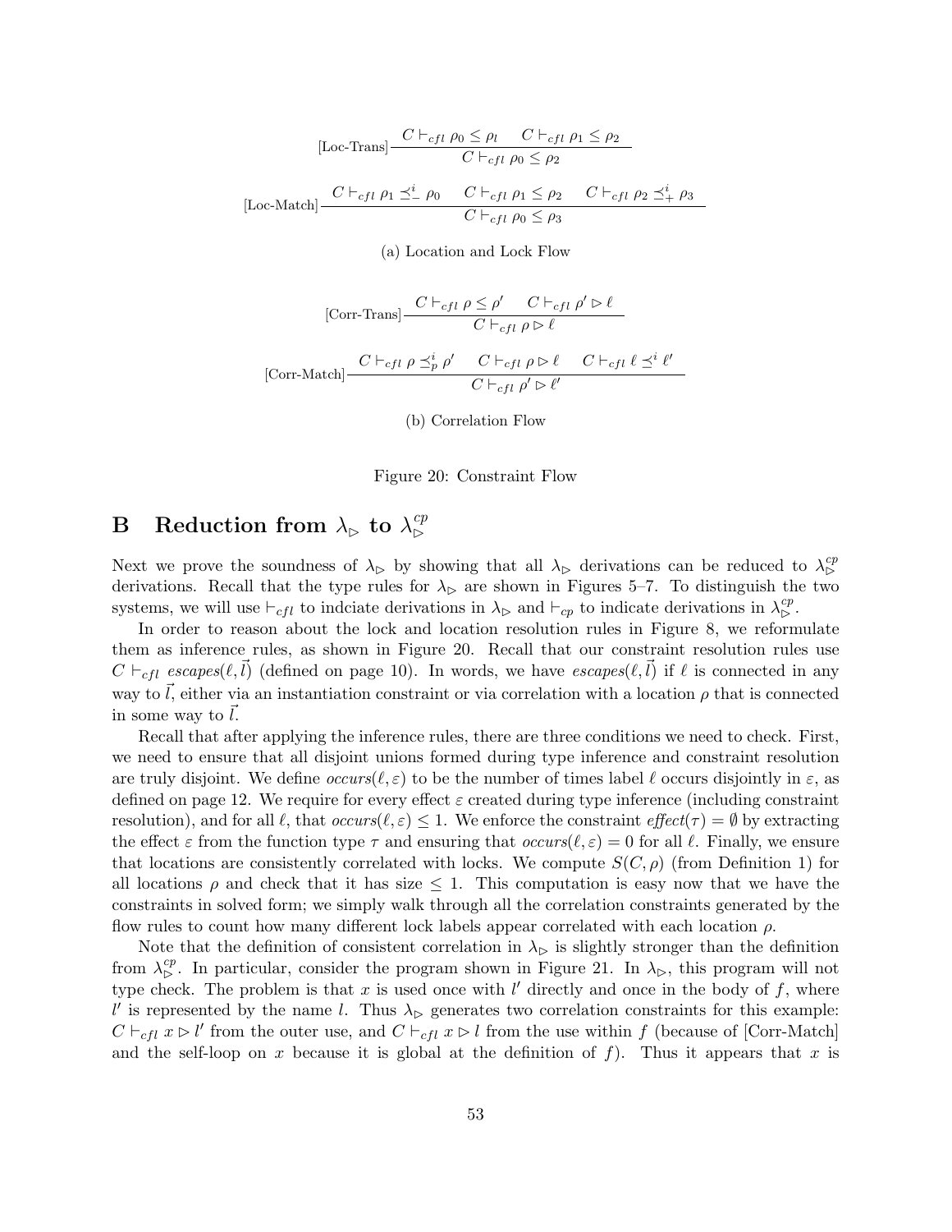$$\text{[Loc-Trans]}\ \frac{C \vdash_{cfl} \rho_0 \leq \rho_l \quad C \vdash_{cfl} \rho_1 \leq \rho_2}{C \vdash_{cfl} \rho_0 \leq \rho_2}$$

$$\text{[Loc-Match]}\ \frac{C \vdash_{cfl} \rho_1 \preceq^i_- \rho_0 \quad C \vdash_{cfl} \rho_1 \leq \rho_2 \quad C \vdash_{cfl} \rho_2 \preceq^i_+ \rho_3}{C \vdash_{cfl} \rho_0 \leq \rho_3}$$

(a) Location and Lock Flow

$$\text{[Corr-Trans]}\ \frac{C \vdash_{cfl} \rho \leq \rho' \quad C \vdash_{cfl} \rho' \rhd \ell}{C \vdash_{cfl} \rho \rhd \ell}$$

$$\text{[Corr-Match]}\ \frac{C \vdash_{cfl} \rho \preceq^i_p \rho' \quad C \vdash_{cfl} \rho \rhd \ell \quad C \vdash_{cfl} \ell \preceq^i \ell'}{C \vdash_{cfl} \rho' \rhd \ell'}$$

(b) Correlation Flow

Figure 20: Constraint Flow

# B Reduction from $\lambda_\rhd$ to $\lambda_\rhd^{cp}$

Next we prove the soundness of $\lambda_\rhd$ by showing that all $\lambda_\rhd$ derivations can be reduced to $\lambda_\rhd^{cp}$ derivations. Recall that the type rules for $\lambda_\rhd$ are shown in Figures 5–7. To distinguish the two systems, we will use $\vdash_{cfl}$ to indciate derivations in $\lambda_\rhd$ and $\vdash_{cp}$ to indicate derivations in $\lambda_\rhd^{cp}$.

In order to reason about the lock and location resolution rules in Figure 8, we reformulate them as inference rules, as shown in Figure 20. Recall that our constraint resolution rules use $C \vdash_{cfl} \mathit{escapes}(\ell, \vec{l})$ (defined on page 10). In words, we have $\mathit{escapes}(\ell, \vec{l})$ if $\ell$ is connected in any way to $\vec{l}$, either via an instantiation constraint or via correlation with a location $\rho$ that is connected in some way to $\vec{l}$.

Recall that after applying the inference rules, there are three conditions we need to check. First, we need to ensure that all disjoint unions formed during type inference and constraint resolution are truly disjoint. We define $\mathit{occurs}(\ell, \varepsilon)$ to be the number of times label $\ell$ occurs disjointly in $\varepsilon$, as defined on page 12. We require for every effect $\varepsilon$ created during type inference (including constraint resolution), and for all $\ell$, that $\mathit{occurs}(\ell, \varepsilon) \leq 1$. We enforce the constraint $\mathit{effect}(\tau) = \emptyset$ by extracting the effect $\varepsilon$ from the function type $\tau$ and ensuring that $\mathit{occurs}(\ell, \varepsilon) = 0$ for all $\ell$. Finally, we ensure that locations are consistently correlated with locks. We compute $S(C, \rho)$ (from Definition 1) for all locations $\rho$ and check that it has size $\leq 1$. This computation is easy now that we have the constraints in solved form; we simply walk through all the correlation constraints generated by the flow rules to count how many different lock labels appear correlated with each location $\rho$.

Note that the definition of consistent correlation in $\lambda_\rhd$ is slightly stronger than the definition from $\lambda_\rhd^{cp}$. In particular, consider the program shown in Figure 21. In $\lambda_\rhd$, this program will not type check. The problem is that $x$ is used once with $l'$ directly and once in the body of $f$, where $l'$ is represented by the name $l$. Thus $\lambda_\rhd$ generates two correlation constraints for this example: $C \vdash_{cfl} x \rhd l'$ from the outer use, and $C \vdash_{cfl} x \rhd l$ from the use within $f$ (because of [Corr-Match] and the self-loop on $x$ because it is global at the definition of $f$). Thus it appears that $x$ is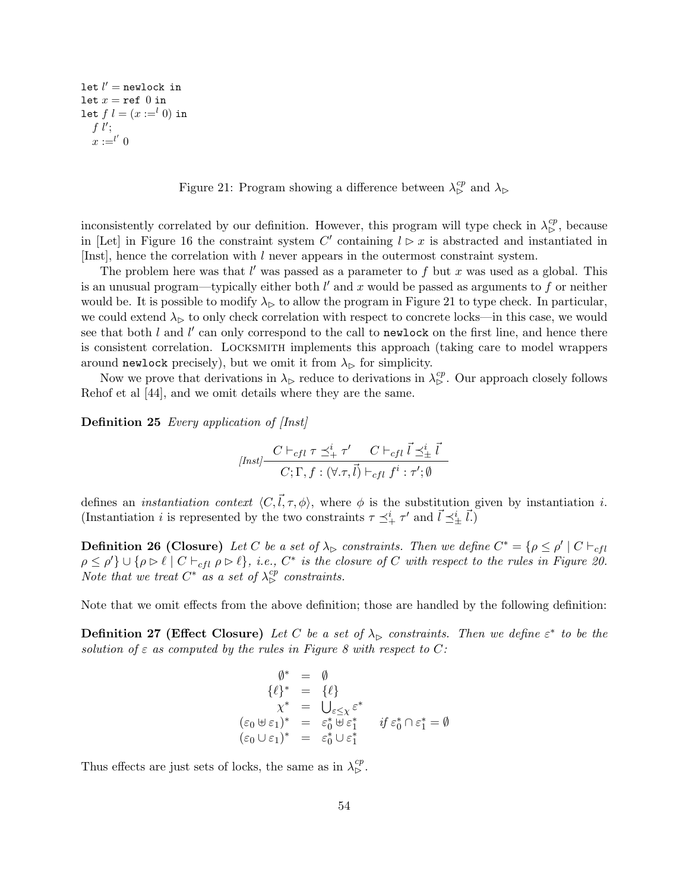```
let l' = newlock in
let x = ref 0 in
let f l = (x :=^l 0) in
  f l';
  x :=^{l'} 0
```

Figure 21: Program showing a difference between $\lambda^{cp}_{\triangleright}$ and $\lambda_{\triangleright}$

inconsistently correlated by our definition. However, this program will type check in $\lambda^{cp}_{\triangleright}$, because in [Let] in Figure 16 the constraint system $C'$ containing $l \triangleright x$ is abstracted and instantiated in [Inst], hence the correlation with $l$ never appears in the outermost constraint system.

The problem here was that $l'$ was passed as a parameter to $f$ but $x$ was used as a global. This is an unusual program—typically either both $l'$ and $x$ would be passed as arguments to $f$ or neither would be. It is possible to modify $\lambda_{\triangleright}$ to allow the program in Figure 21 to type check. In particular, we could extend $\lambda_{\triangleright}$ to only check correlation with respect to concrete locks—in this case, we would see that both $l$ and $l'$ can only correspond to the call to `newlock` on the first line, and hence there is consistent correlation. Locksmith implements this approach (taking care to model wrappers around `newlock` precisely), but we omit it from $\lambda_{\triangleright}$ for simplicity.

Now we prove that derivations in $\lambda_{\triangleright}$ reduce to derivations in $\lambda^{cp}_{\triangleright}$. Our approach closely follows Rehof et al [44], and we omit details where they are the same.

**Definition 25** *Every application of [Inst]*

$$\text{[Inst]}\frac{C \vdash_{cfl} \tau \preceq^i_+ \tau' \qquad C \vdash_{cfl} \vec{l} \preceq^i_{\pm} \vec{l}}{C; \Gamma, f : (\forall.\tau, \vec{l}) \vdash_{cfl} f^i : \tau'; \emptyset}$$

*defines an instantiation context* $\langle C, \vec{l}, \tau, \phi \rangle$, *where* $\phi$ *is the substitution given by instantiation* $i$. *(Instantiation* $i$ *is represented by the two constraints* $\tau \preceq^i_+ \tau'$ *and* $\vec{l} \preceq^i_{\pm} \vec{l}$.*)*

**Definition 26 (Closure)** *Let* $C$ *be a set of* $\lambda_{\triangleright}$ *constraints. Then we define* $C^* = \{\rho \leq \rho' \mid C \vdash_{cfl} \rho \leq \rho'\} \cup \{\rho \triangleright \ell \mid C \vdash_{cfl} \rho \triangleright \ell\}$, *i.e.,* $C^*$ *is the closure of* $C$ *with respect to the rules in Figure 20. Note that we treat* $C^*$ *as a set of* $\lambda^{cp}_{\triangleright}$ *constraints.*

Note that we omit effects from the above definition; those are handled by the following definition:

**Definition 27 (Effect Closure)** *Let* $C$ *be a set of* $\lambda_{\triangleright}$ *constraints. Then we define* $\varepsilon^*$ *to be the solution of* $\varepsilon$ *as computed by the rules in Figure 8 with respect to* $C$:

$$\begin{array}{rcll} \emptyset^* & = & \emptyset & \\ \{\ell\}^* & = & \{\ell\} & \\ \chi^* & = & \bigcup_{\varepsilon \leq \chi} \varepsilon^* & \\ (\varepsilon_0 \uplus \varepsilon_1)^* & = & \varepsilon_0^* \uplus \varepsilon_1^* & \quad \text{if } \varepsilon_0^* \cap \varepsilon_1^* = \emptyset \\ (\varepsilon_0 \cup \varepsilon_1)^* & = & \varepsilon_0^* \cup \varepsilon_1^* & \end{array}$$

Thus effects are just sets of locks, the same as in $\lambda^{cp}_{\triangleright}$.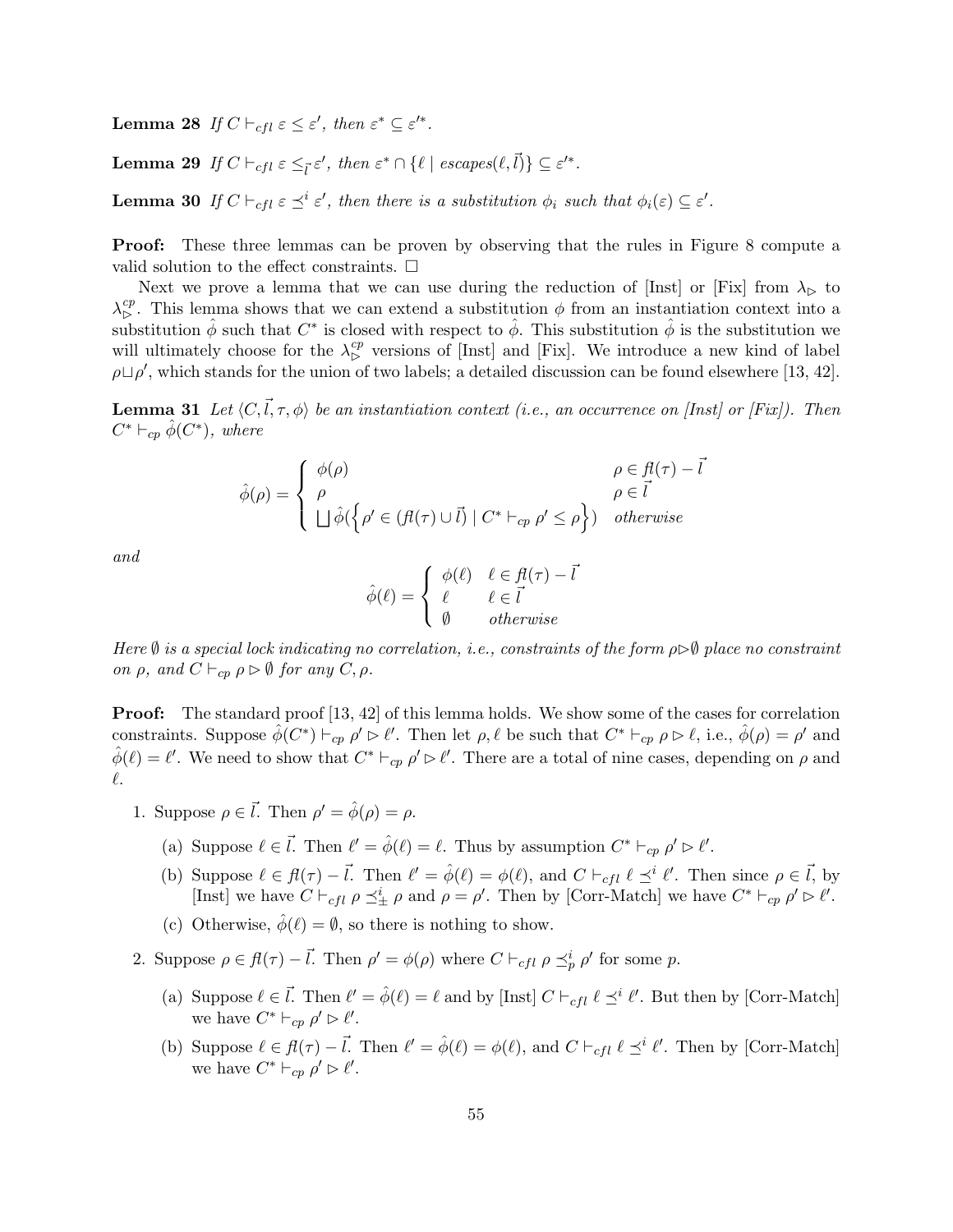**Lemma 28** *If $C \vdash_{cfl} \varepsilon \leq \varepsilon'$, then $\varepsilon^* \subseteq \varepsilon'^*$.*

**Lemma 29** *If $C \vdash_{cfl} \varepsilon \leq_{\vec{l}} \varepsilon'$, then $\varepsilon^* \cap \{\ell \mid escapes(\ell, \vec{l})\} \subseteq \varepsilon'^*$.*

**Lemma 30** *If $C \vdash_{cfl} \varepsilon \preceq^i \varepsilon'$, then there is a substitution $\phi_i$ such that $\phi_i(\varepsilon) \subseteq \varepsilon'$.*

**Proof:** These three lemmas can be proven by observing that the rules in Figure 8 compute a valid solution to the effect constraints. □

Next we prove a lemma that we can use during the reduction of [Inst] or [Fix] from $\lambda_\triangleright$ to $\lambda_\triangleright^{cp}$. This lemma shows that we can extend a substitution $\phi$ from an instantiation context into a substitution $\hat{\phi}$ such that $C^*$ is closed with respect to $\hat{\phi}$. This substitution $\hat{\phi}$ is the substitution we will ultimately choose for the $\lambda_\triangleright^{cp}$ versions of [Inst] and [Fix]. We introduce a new kind of label $\rho \sqcup \rho'$, which stands for the union of two labels; a detailed discussion can be found elsewhere [13, 42].

**Lemma 31** *Let $\langle C, \vec{l}, \tau, \phi \rangle$ be an instantiation context (i.e., an occurrence on [Inst] or [Fix]). Then $C^* \vdash_{cp} \hat{\phi}(C^*)$, where*

$$\hat{\phi}(\rho) = \begin{cases} \phi(\rho) & \rho \in fl(\tau) - \vec{l} \\ \rho & \rho \in \vec{l} \\ \bigsqcup \hat{\phi}(\left\{\rho' \in (fl(\tau) \cup \vec{l}) \mid C^* \vdash_{cp} \rho' \leq \rho\right\}) & otherwise \end{cases}$$

*and*

$$\hat{\phi}(\ell) = \begin{cases} \phi(\ell) & \ell \in fl(\tau) - \vec{l} \\ \ell & \ell \in \vec{l} \\ \emptyset & otherwise \end{cases}$$

*Here $\emptyset$ is a special lock indicating no correlation, i.e., constraints of the form $\rho \triangleright \emptyset$ place no constraint on $\rho$, and $C \vdash_{cp} \rho \triangleright \emptyset$ for any $C, \rho$.*

**Proof:** The standard proof [13, 42] of this lemma holds. We show some of the cases for correlation constraints. Suppose $\hat{\phi}(C^*) \vdash_{cp} \rho' \triangleright \ell'$. Then let $\rho, \ell$ be such that $C^* \vdash_{cp} \rho \triangleright \ell$, i.e., $\hat{\phi}(\rho) = \rho'$ and $\hat{\phi}(\ell) = \ell'$. We need to show that $C^* \vdash_{cp} \rho' \triangleright \ell'$. There are a total of nine cases, depending on $\rho$ and $\ell$.

1. Suppose $\rho \in \vec{l}$. Then $\rho' = \hat{\phi}(\rho) = \rho$.
   (a) Suppose $\ell \in \vec{l}$. Then $\ell' = \hat{\phi}(\ell) = \ell$. Thus by assumption $C^* \vdash_{cp} \rho' \triangleright \ell'$.
   (b) Suppose $\ell \in fl(\tau) - \vec{l}$. Then $\ell' = \hat{\phi}(\ell) = \phi(\ell)$, and $C \vdash_{cfl} \ell \preceq^i \ell'$. Then since $\rho \in \vec{l}$, by [Inst] we have $C \vdash_{cfl} \rho \preceq^i_\pm \rho$ and $\rho = \rho'$. Then by [Corr-Match] we have $C^* \vdash_{cp} \rho' \triangleright \ell'$.
   (c) Otherwise, $\hat{\phi}(\ell) = \emptyset$, so there is nothing to show.
2. Suppose $\rho \in fl(\tau) - \vec{l}$. Then $\rho' = \phi(\rho)$ where $C \vdash_{cfl} \rho \preceq^i_p \rho'$ for some $p$.
   (a) Suppose $\ell \in \vec{l}$. Then $\ell' = \hat{\phi}(\ell) = \ell$ and by [Inst] $C \vdash_{cfl} \ell \preceq^i \ell'$. But then by [Corr-Match] we have $C^* \vdash_{cp} \rho' \triangleright \ell'$.
   (b) Suppose $\ell \in fl(\tau) - \vec{l}$. Then $\ell' = \hat{\phi}(\ell) = \phi(\ell)$, and $C \vdash_{cfl} \ell \preceq^i \ell'$. Then by [Corr-Match] we have $C^* \vdash_{cp} \rho' \triangleright \ell'$.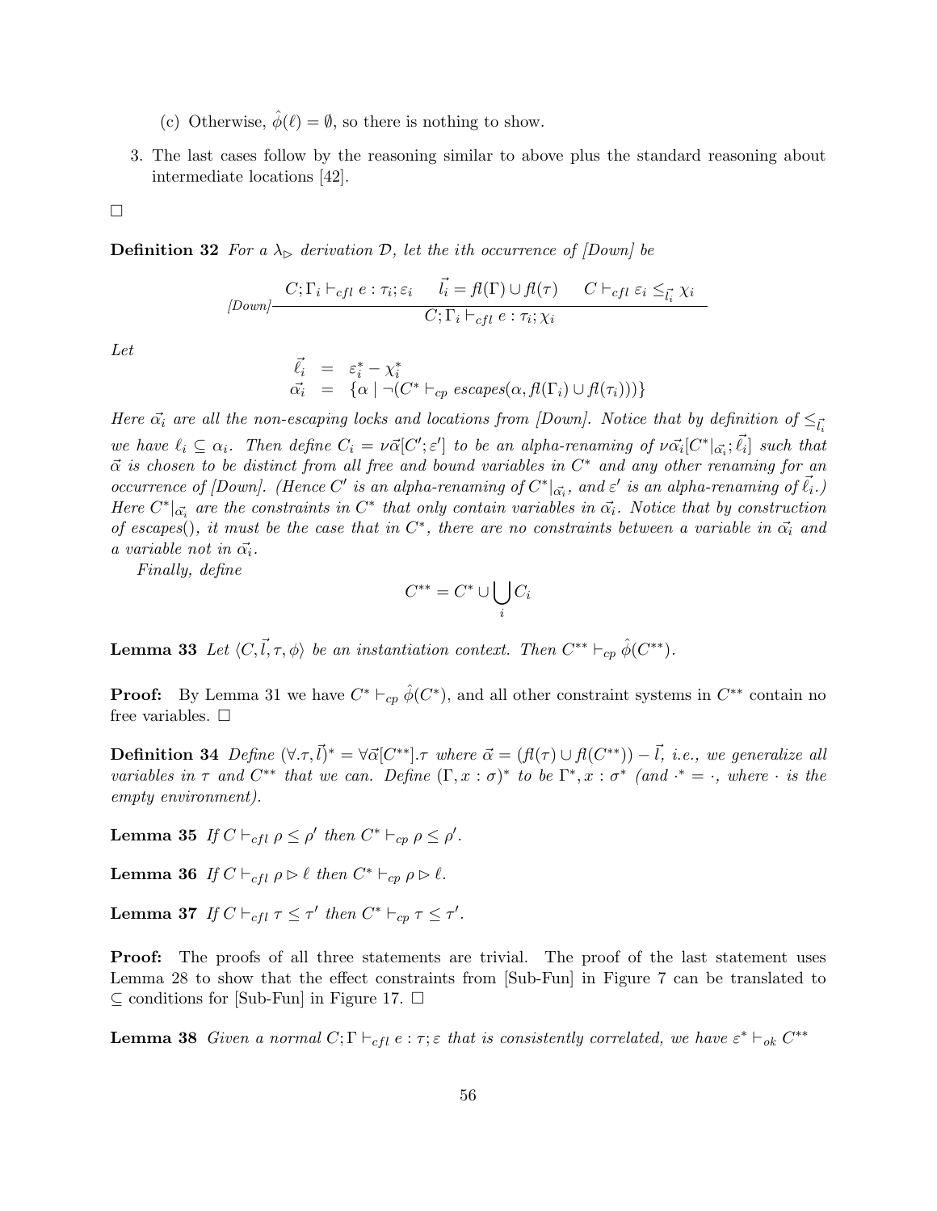(c) Otherwise, $\hat{\phi}(\ell) = \emptyset$, so there is nothing to show.

3. The last cases follow by the reasoning similar to above plus the standard reasoning about intermediate locations [42].

□

**Definition 32** *For a $\lambda_\triangleright$ derivation $\mathcal{D}$, let the ith occurrence of [Down] be*

$$\text{[Down]}\frac{C; \Gamma_i \vdash_{cfl} e : \tau_i; \varepsilon_i \qquad \vec{l_i} = fl(\Gamma) \cup fl(\tau) \qquad C \vdash_{cfl} \varepsilon_i \leq_{\vec{l_i}} \chi_i}{C; \Gamma_i \vdash_{cfl} e : \tau_i; \chi_i}$$

*Let*

$$\begin{array}{rcl} \vec{\ell_i} & = & \varepsilon_i^* - \chi_i^* \\ \vec{\alpha_i} & = & \{\alpha \mid \neg(C^* \vdash_{cp} escapes(\alpha, fl(\Gamma_i) \cup fl(\tau_i)))\} \end{array}$$

*Here $\vec{\alpha_i}$ are all the non-escaping locks and locations from [Down]. Notice that by definition of $\leq_{\vec{l_i}}$ we have $\ell_i \subseteq \alpha_i$. Then define $C_i = \nu\vec{\alpha}[C'; \varepsilon']$ to be an alpha-renaming of $\nu\vec{\alpha_i}[C^*|_{\vec{\alpha_i}}; \vec{\ell_i}]$ such that $\vec{\alpha}$ is chosen to be distinct from all free and bound variables in $C^*$ and any other renaming for an occurrence of [Down]. (Hence $C'$ is an alpha-renaming of $C^*|_{\vec{\alpha_i}}$, and $\varepsilon'$ is an alpha-renaming of $\vec{\ell_i}$.) Here $C^*|_{\vec{\alpha_i}}$ are the constraints in $C^*$ that only contain variables in $\vec{\alpha_i}$. Notice that by construction of escapes(), it must be the case that in $C^*$, there are no constraints between a variable in $\vec{\alpha_i}$ and a variable not in $\vec{\alpha_i}$.*

*Finally, define*

$$C^{**} = C^* \cup \bigcup_i C_i$$

**Lemma 33** *Let $\langle C, \vec{l}, \tau, \phi\rangle$ be an instantiation context. Then $C^{**} \vdash_{cp} \hat{\phi}(C^{**})$.*

**Proof:** By Lemma 31 we have $C^* \vdash_{cp} \hat{\phi}(C^*)$, and all other constraint systems in $C^{**}$ contain no free variables. □

**Definition 34** *Define $(\forall.\tau, \vec{l})^* = \forall\vec{\alpha}[C^{**}].\tau$ where $\vec{\alpha} = (fl(\tau) \cup fl(C^{**})) - \vec{l}$, i.e., we generalize all variables in $\tau$ and $C^{**}$ that we can. Define $(\Gamma, x : \sigma)^*$ to be $\Gamma^*, x : \sigma^*$ (and $\cdot^* = \cdot$, where $\cdot$ is the empty environment).*

**Lemma 35** *If $C \vdash_{cfl} \rho \leq \rho'$ then $C^* \vdash_{cp} \rho \leq \rho'$.*

**Lemma 36** *If $C \vdash_{cfl} \rho \triangleright \ell$ then $C^* \vdash_{cp} \rho \triangleright \ell$.*

**Lemma 37** *If $C \vdash_{cfl} \tau \leq \tau'$ then $C^* \vdash_{cp} \tau \leq \tau'$.*

**Proof:** The proofs of all three statements are trivial. The proof of the last statement uses Lemma 28 to show that the effect constraints from [Sub-Fun] in Figure 7 can be translated to $\subseteq$ conditions for [Sub-Fun] in Figure 17. □

**Lemma 38** *Given a normal $C; \Gamma \vdash_{cfl} e : \tau; \varepsilon$ that is consistently correlated, we have $\varepsilon^* \vdash_{ok} C^{**}$*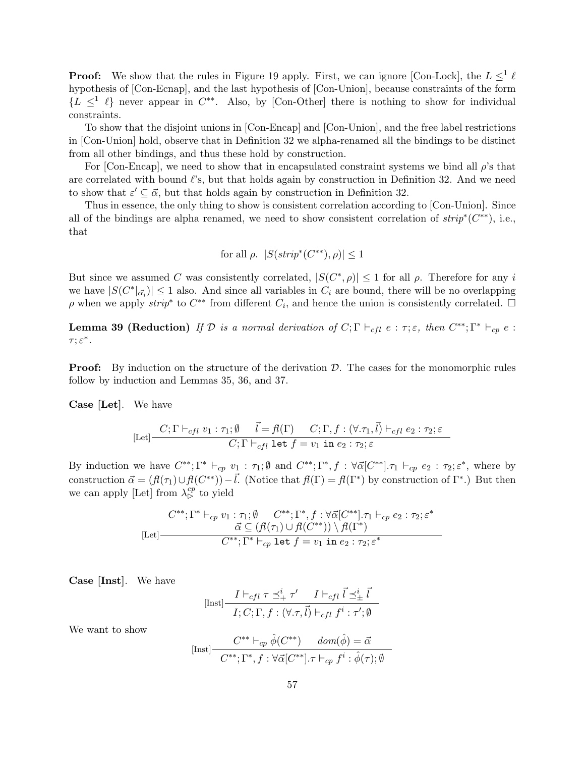**Proof:** We show that the rules in Figure 19 apply. First, we can ignore [Con-Lock], the $L \leq^1 \ell$ hypothesis of [Con-Ecnap], and the last hypothesis of [Con-Union], because constraints of the form $\{L \leq^1 \ell\}$ never appear in $C^{**}$. Also, by [Con-Other] there is nothing to show for individual constraints.

To show that the disjoint unions in [Con-Encap] and [Con-Union], and the free label restrictions in [Con-Union] hold, observe that in Definition 32 we alpha-renamed all the bindings to be distinct from all other bindings, and thus these hold by construction.

For [Con-Encap], we need to show that in encapsulated constraint systems we bind all $\rho$'s that are correlated with bound $\ell$'s, but that holds again by construction in Definition 32. And we need to show that $\varepsilon' \subseteq \vec{\alpha}$, but that holds again by construction in Definition 32.

Thus in essence, the only thing to show is consistent correlation according to [Con-Union]. Since all of the bindings are alpha renamed, we need to show consistent correlation of $strip^*(C^{**})$, i.e., that

$$\text{for all } \rho.\ |S(strip^*(C^{**}), \rho)| \leq 1$$

But since we assumed $C$ was consistently correlated, $|S(C^*, \rho)| \leq 1$ for all $\rho$. Therefore for any $i$ we have $|S(C^*|_{\vec{\alpha_i}})| \leq 1$ also. And since all variables in $C_i$ are bound, there will be no overlapping $\rho$ when we apply $strip^*$ to $C^{**}$ from different $C_i$, and hence the union is consistently correlated. □

**Lemma 39 (Reduction)** *If $\mathcal{D}$ is a normal derivation of $C; \Gamma \vdash_{cfl} e : \tau; \varepsilon$, then $C^{**}; \Gamma^* \vdash_{cp} e : \tau; \varepsilon^*$.*

**Proof:** By induction on the structure of the derivation $\mathcal{D}$. The cases for the monomorphic rules follow by induction and Lemmas 35, 36, and 37.

**Case [Let].** We have

$$[\text{Let}]\frac{C; \Gamma \vdash_{cfl} v_1 : \tau_1; \emptyset \qquad \vec{l} = fl(\Gamma) \qquad C; \Gamma, f : (\forall.\tau_1, \vec{l}) \vdash_{cfl} e_2 : \tau_2; \varepsilon}{C; \Gamma \vdash_{cfl} \texttt{let } f = v_1 \texttt{ in } e_2 : \tau_2; \varepsilon}$$

By induction we have $C^{**}; \Gamma^* \vdash_{cp} v_1 : \tau_1; \emptyset$ and $C^{**}; \Gamma^*, f : \forall \vec{\alpha}[C^{**}].\tau_1 \vdash_{cp} e_2 : \tau_2; \varepsilon^*$, where by construction $\vec{\alpha} = (fl(\tau_1) \cup fl(C^{**})) - \vec{l}$. (Notice that $fl(\Gamma) = fl(\Gamma^*)$ by construction of $\Gamma^*$.) But then we can apply [Let] from $\lambda^{cp}_{\triangleright}$ to yield

$$[\text{Let}]\frac{\begin{array}{c} C^{**}; \Gamma^* \vdash_{cp} v_1 : \tau_1; \emptyset \qquad C^{**}; \Gamma^*, f : \forall \vec{\alpha}[C^{**}].\tau_1 \vdash_{cp} e_2 : \tau_2; \varepsilon^* \\ \vec{\alpha} \subseteq (fl(\tau_1) \cup fl(C^{**})) \setminus fl(\Gamma^*) \end{array}}{C^{**}; \Gamma^* \vdash_{cp} \texttt{let } f = v_1 \texttt{ in } e_2 : \tau_2; \varepsilon^*}$$

**Case [Inst].** We have

$$[\text{Inst}]\frac{I \vdash_{cfl} \tau \preceq^i_+ \tau' \qquad I \vdash_{cfl} \vec{l} \preceq^i_\pm \vec{l}}{I; C; \Gamma, f : (\forall.\tau, \vec{l}) \vdash_{cfl} f^i : \tau'; \emptyset}$$

We want to show

$$[\text{Inst}]\frac{C^{**} \vdash_{cp} \hat{\phi}(C^{**}) \qquad dom(\hat{\phi}) = \vec{\alpha}}{C^{**}; \Gamma^*, f : \forall \vec{\alpha}[C^{**}].\tau \vdash_{cp} f^i : \hat{\phi}(\tau); \emptyset}$$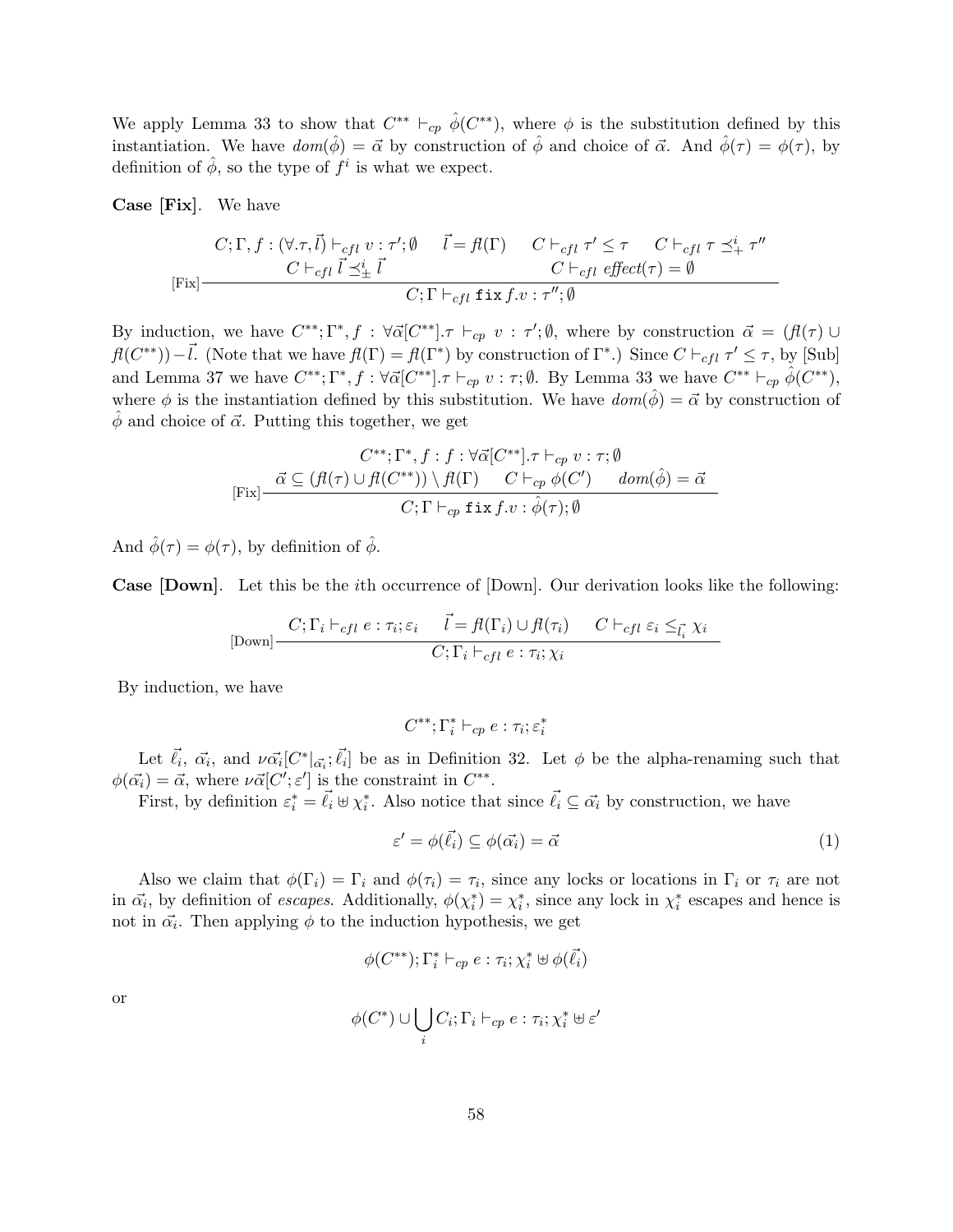We apply Lemma 33 to show that $C^{**} \vdash_{cp} \hat{\phi}(C^{**})$, where $\phi$ is the substitution defined by this instantiation. We have $dom(\hat{\phi}) = \vec{\alpha}$ by construction of $\hat{\phi}$ and choice of $\vec{\alpha}$. And $\hat{\phi}(\tau) = \phi(\tau)$, by definition of $\hat{\phi}$, so the type of $f^i$ is what we expect.

**Case [Fix].** We have

$$
\text{[Fix]}\frac{\begin{array}{c} C; \Gamma, f : (\forall.\tau, \vec{l}) \vdash_{cfl} v : \tau'; \emptyset \quad \vec{l} = fl(\Gamma) \quad C \vdash_{cfl} \tau' \leq \tau \quad C \vdash_{cfl} \tau \preceq^i_+ \tau'' \\ C \vdash_{cfl} \vec{l} \preceq^i_\pm \vec{l} \qquad\qquad\qquad C \vdash_{cfl} effect(\tau) = \emptyset \end{array}}{C; \Gamma \vdash_{cfl} \texttt{fix}\, f.v : \tau''; \emptyset}
$$

By induction, we have $C^{**}; \Gamma^*, f : \forall \vec{\alpha}[C^{**}].\tau \vdash_{cp} v : \tau'; \emptyset$, where by construction $\vec{\alpha} = (fl(\tau) \cup fl(C^{**})) - \vec{l}$. (Note that we have $fl(\Gamma) = fl(\Gamma^*)$ by construction of $\Gamma^*$.) Since $C \vdash_{cfl} \tau' \leq \tau$, by [Sub] and Lemma 37 we have $C^{**}; \Gamma^*, f : \forall \vec{\alpha}[C^{**}].\tau \vdash_{cp} v : \tau; \emptyset$. By Lemma 33 we have $C^{**} \vdash_{cp} \hat{\phi}(C^{**})$, where $\phi$ is the instantiation defined by this substitution. We have $dom(\hat{\phi}) = \vec{\alpha}$ by construction of $\hat{\phi}$ and choice of $\vec{\alpha}$. Putting this together, we get

$$
\text{[Fix]}\frac{\begin{array}{c} C^{**}; \Gamma^*, f : f : \forall \vec{\alpha}[C^{**}].\tau \vdash_{cp} v : \tau; \emptyset \\ \vec{\alpha} \subseteq (fl(\tau) \cup fl(C^{**})) \setminus fl(\Gamma) \quad C \vdash_{cp} \phi(C') \quad dom(\hat{\phi}) = \vec{\alpha} \end{array}}{C; \Gamma \vdash_{cp} \texttt{fix}\, f.v : \hat{\phi}(\tau); \emptyset}
$$

And $\hat{\phi}(\tau) = \phi(\tau)$, by definition of $\hat{\phi}$.

**Case [Down].** Let this be the $i$th occurrence of [Down]. Our derivation looks like the following:

$$
\text{[Down]}\frac{C; \Gamma_i \vdash_{cfl} e : \tau_i; \varepsilon_i \quad \vec{l} = fl(\Gamma_i) \cup fl(\tau_i) \quad C \vdash_{cfl} \varepsilon_i \leq_{\vec{l_i}} \chi_i}{C; \Gamma_i \vdash_{cfl} e : \tau_i; \chi_i}
$$

By induction, we have

$$
C^{**}; \Gamma_i^* \vdash_{cp} e : \tau_i; \varepsilon_i^*
$$

Let $\vec{\ell_i}$, $\vec{\alpha_i}$, and $\nu\vec{\alpha_i}[C^*|_{\vec{\alpha_i}}; \vec{\ell_i}]$ be as in Definition 32. Let $\phi$ be the alpha-renaming such that $\phi(\vec{\alpha_i}) = \vec{\alpha}$, where $\nu\vec{\alpha}[C'; \varepsilon']$ is the constraint in $C^{**}$.

First, by definition $\varepsilon_i^* = \vec{\ell_i} \uplus \chi_i^*$. Also notice that since $\vec{\ell_i} \subseteq \vec{\alpha_i}$ by construction, we have

$$
\varepsilon' = \phi(\vec{\ell_i}) \subseteq \phi(\vec{\alpha_i}) = \vec{\alpha} \tag{1}
$$

Also we claim that $\phi(\Gamma_i) = \Gamma_i$ and $\phi(\tau_i) = \tau_i$, since any locks or locations in $\Gamma_i$ or $\tau_i$ are not in $\vec{\alpha_i}$, by definition of *escapes*. Additionally, $\phi(\chi_i^*) = \chi_i^*$, since any lock in $\chi_i^*$ escapes and hence is not in $\vec{\alpha_i}$. Then applying $\phi$ to the induction hypothesis, we get

$$
\phi(C^{**}); \Gamma_i^* \vdash_{cp} e : \tau_i; \chi_i^* \uplus \phi(\vec{\ell_i})
$$

or

$$
\phi(C^*) \cup \bigcup_i C_i; \Gamma_i \vdash_{cp} e : \tau_i; \chi_i^* \uplus \varepsilon'
$$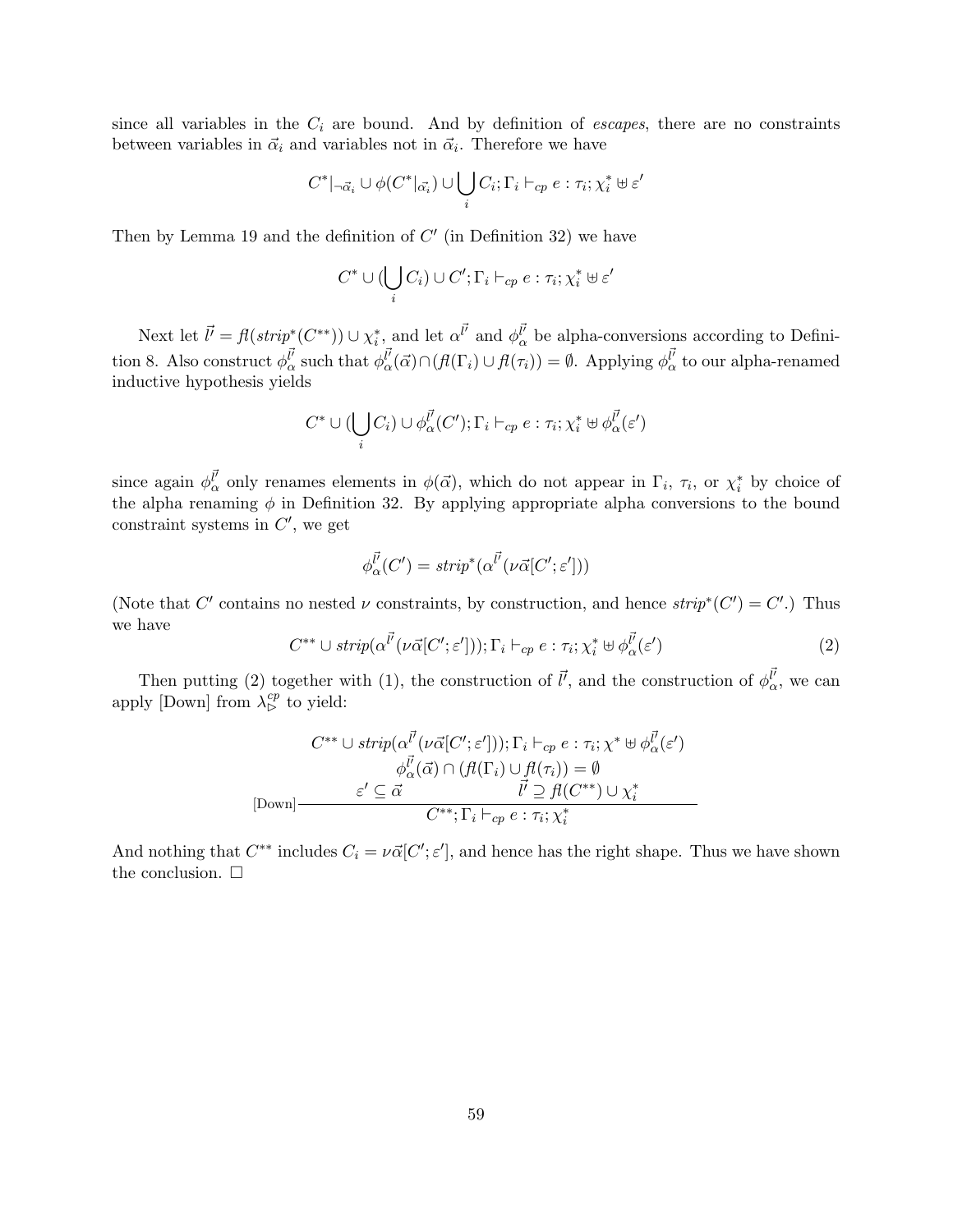since all variables in the $C_i$ are bound. And by definition of *escapes*, there are no constraints between variables in $\vec{\alpha}_i$ and variables not in $\vec{\alpha}_i$. Therefore we have

$$C^*|_{\neg\vec{\alpha}_i} \cup \phi(C^*|_{\vec{\alpha}_i}) \cup \bigcup_i C_i; \Gamma_i \vdash_{cp} e : \tau_i; \chi_i^* \uplus \varepsilon'$$

Then by Lemma 19 and the definition of $C'$ (in Definition 32) we have

$$C^* \cup (\bigcup_i C_i) \cup C'; \Gamma_i \vdash_{cp} e : \tau_i; \chi_i^* \uplus \varepsilon'$$

Next let $\vec{l'} = \mathit{fl}(\mathit{strip}^*(C^{**})) \cup \chi_i^*$, and let $\alpha^{\vec{l'}}$ and $\phi_\alpha^{\vec{l'}}$ be alpha-conversions according to Definition 8. Also construct $\phi_\alpha^{\vec{l'}}$ such that $\phi_\alpha^{\vec{l'}}(\vec{\alpha}) \cap (\mathit{fl}(\Gamma_i) \cup \mathit{fl}(\tau_i)) = \emptyset$. Applying $\phi_\alpha^{\vec{l'}}$ to our alpha-renamed inductive hypothesis yields

$$C^* \cup (\bigcup_i C_i) \cup \phi_\alpha^{\vec{l'}}(C'); \Gamma_i \vdash_{cp} e : \tau_i; \chi_i^* \uplus \phi_\alpha^{\vec{l'}}(\varepsilon')$$

since again $\phi_\alpha^{\vec{l'}}$ only renames elements in $\phi(\vec{\alpha})$, which do not appear in $\Gamma_i$, $\tau_i$, or $\chi_i^*$ by choice of the alpha renaming $\phi$ in Definition 32. By applying appropriate alpha conversions to the bound constraint systems in $C'$, we get

$$\phi_\alpha^{\vec{l'}}(C') = \mathit{strip}^*(\alpha^{\vec{l'}}(\nu\vec{\alpha}[C'; \varepsilon']))$$

(Note that $C'$ contains no nested $\nu$ constraints, by construction, and hence $\mathit{strip}^*(C') = C'$.) Thus we have

$$C^{**} \cup \mathit{strip}(\alpha^{\vec{l'}}(\nu\vec{\alpha}[C'; \varepsilon'])); \Gamma_i \vdash_{cp} e : \tau_i; \chi_i^* \uplus \phi_\alpha^{\vec{l'}}(\varepsilon') \tag{2}$$

Then putting (2) together with (1), the construction of $\vec{l'}$, and the construction of $\phi_\alpha^{\vec{l'}}$, we can apply [Down] from $\lambda_\triangleright^{cp}$ to yield:

$$[\text{Down}]\frac{\begin{array}{c} C^{**} \cup \mathit{strip}(\alpha^{\vec{l'}}(\nu\vec{\alpha}[C'; \varepsilon'])); \Gamma_i \vdash_{cp} e : \tau_i; \chi^* \uplus \phi_\alpha^{\vec{l'}}(\varepsilon') \\ \phi_\alpha^{\vec{l'}}(\vec{\alpha}) \cap (\mathit{fl}(\Gamma_i) \cup \mathit{fl}(\tau_i)) = \emptyset \\ \varepsilon' \subseteq \vec{\alpha} \qquad\qquad \vec{l'} \supseteq \mathit{fl}(C^{**}) \cup \chi_i^* \end{array}}{C^{**}; \Gamma_i \vdash_{cp} e : \tau_i; \chi_i^*}$$

And nothing that $C^{**}$ includes $C_i = \nu\vec{\alpha}[C'; \varepsilon']$, and hence has the right shape. Thus we have shown the conclusion. $\square$